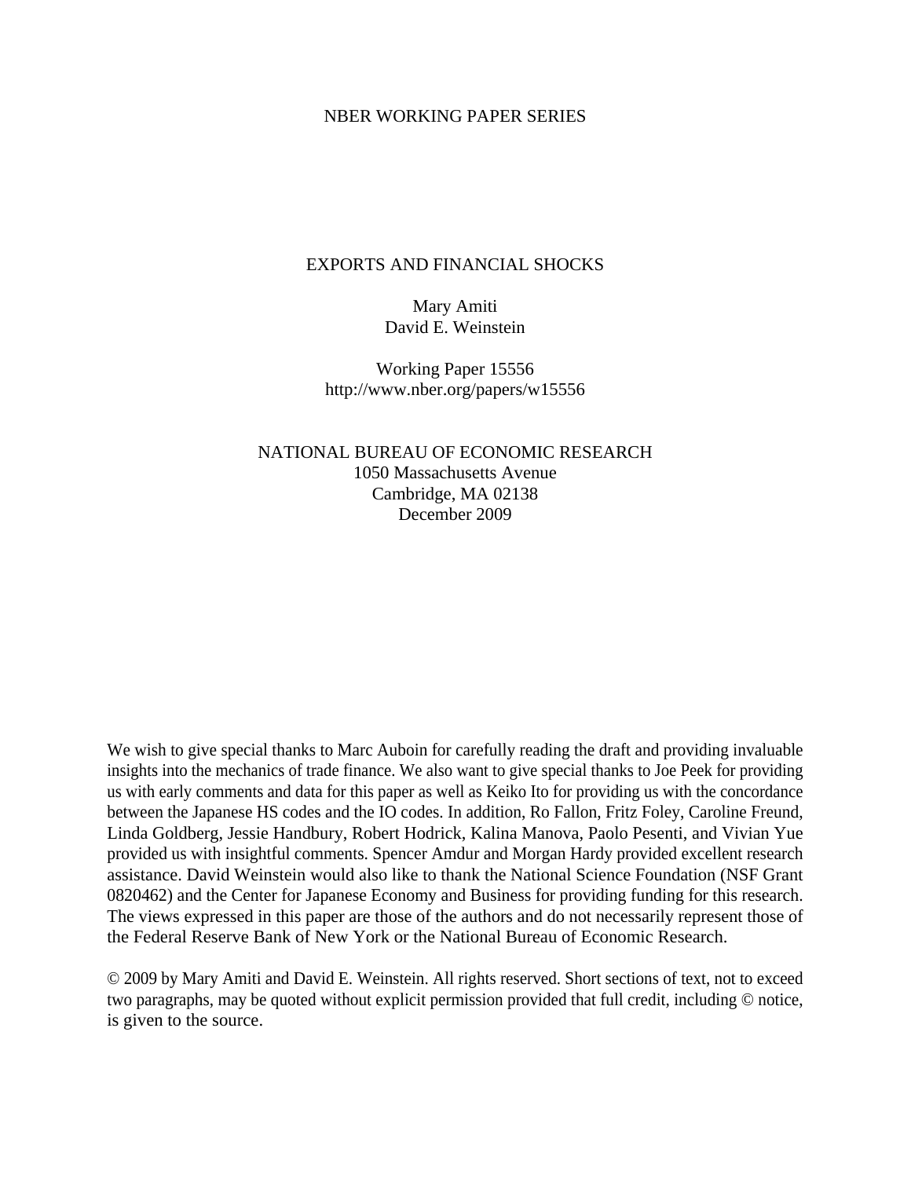NBER WORKING PAPER SERIES

# EXPORTS AND FINANCIAL SHOCKS

Mary Amiti
David E. Weinstein

Working Paper 15556
http://www.nber.org/papers/w15556

NATIONAL BUREAU OF ECONOMIC RESEARCH
1050 Massachusetts Avenue
Cambridge, MA 02138
December 2009

We wish to give special thanks to Marc Auboin for carefully reading the draft and providing invaluable insights into the mechanics of trade finance. We also want to give special thanks to Joe Peek for providing us with early comments and data for this paper as well as Keiko Ito for providing us with the concordance between the Japanese HS codes and the IO codes. In addition, Ro Fallon, Fritz Foley, Caroline Freund, Linda Goldberg, Jessie Handbury, Robert Hodrick, Kalina Manova, Paolo Pesenti, and Vivian Yue provided us with insightful comments. Spencer Amdur and Morgan Hardy provided excellent research assistance. David Weinstein would also like to thank the National Science Foundation (NSF Grant 0820462) and the Center for Japanese Economy and Business for providing funding for this research. The views expressed in this paper are those of the authors and do not necessarily represent those of the Federal Reserve Bank of New York or the National Bureau of Economic Research.

© 2009 by Mary Amiti and David E. Weinstein. All rights reserved. Short sections of text, not to exceed two paragraphs, may be quoted without explicit permission provided that full credit, including © notice, is given to the source.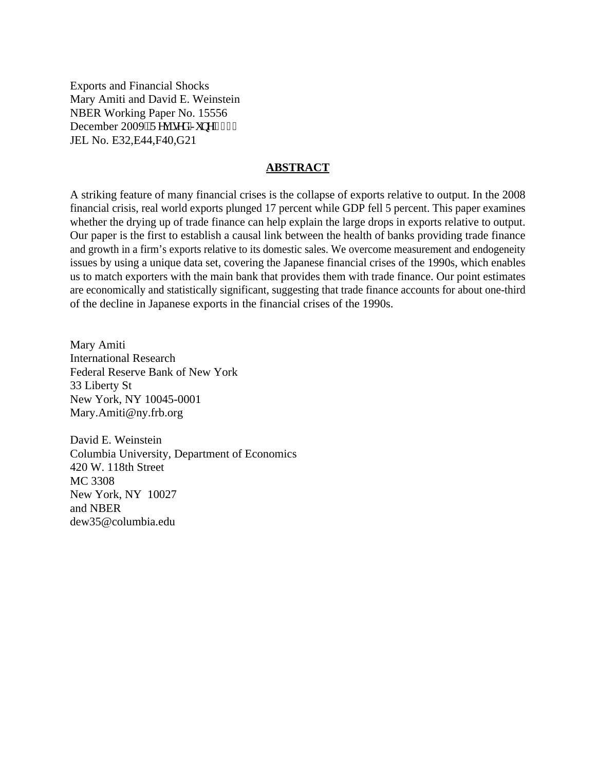Exports and Financial Shocks
Mary Amiti and David E. Weinstein
NBER Working Paper No. 15556
December 2009, Revised June 2011
JEL No. E32,E44,F40,G21

## ABSTRACT

A striking feature of many financial crises is the collapse of exports relative to output. In the 2008 financial crisis, real world exports plunged 17 percent while GDP fell 5 percent. This paper examines whether the drying up of trade finance can help explain the large drops in exports relative to output. Our paper is the first to establish a causal link between the health of banks providing trade finance and growth in a firm's exports relative to its domestic sales. We overcome measurement and endogeneity issues by using a unique data set, covering the Japanese financial crises of the 1990s, which enables us to match exporters with the main bank that provides them with trade finance. Our point estimates are economically and statistically significant, suggesting that trade finance accounts for about one-third of the decline in Japanese exports in the financial crises of the 1990s.

Mary Amiti
International Research
Federal Reserve Bank of New York
33 Liberty St
New York, NY 10045-0001
Mary.Amiti@ny.frb.org

David E. Weinstein
Columbia University, Department of Economics
420 W. 118th Street
MC 3308
New York, NY 10027
and NBER
dew35@columbia.edu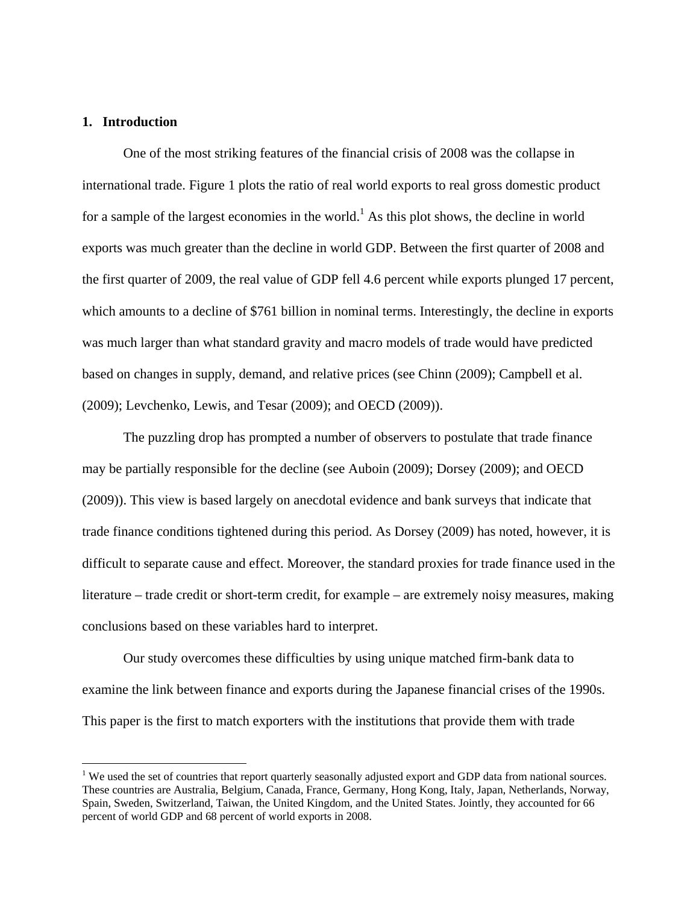## 1. Introduction

One of the most striking features of the financial crisis of 2008 was the collapse in international trade. Figure 1 plots the ratio of real world exports to real gross domestic product for a sample of the largest economies in the world.[1] As this plot shows, the decline in world exports was much greater than the decline in world GDP. Between the first quarter of 2008 and the first quarter of 2009, the real value of GDP fell 4.6 percent while exports plunged 17 percent, which amounts to a decline of $761 billion in nominal terms. Interestingly, the decline in exports was much larger than what standard gravity and macro models of trade would have predicted based on changes in supply, demand, and relative prices (see Chinn (2009); Campbell et al. (2009); Levchenko, Lewis, and Tesar (2009); and OECD (2009)).

The puzzling drop has prompted a number of observers to postulate that trade finance may be partially responsible for the decline (see Auboin (2009); Dorsey (2009); and OECD (2009)). This view is based largely on anecdotal evidence and bank surveys that indicate that trade finance conditions tightened during this period. As Dorsey (2009) has noted, however, it is difficult to separate cause and effect. Moreover, the standard proxies for trade finance used in the literature – trade credit or short-term credit, for example – are extremely noisy measures, making conclusions based on these variables hard to interpret.

Our study overcomes these difficulties by using unique matched firm-bank data to examine the link between finance and exports during the Japanese financial crises of the 1990s. This paper is the first to match exporters with the institutions that provide them with trade

[1] We used the set of countries that report quarterly seasonally adjusted export and GDP data from national sources. These countries are Australia, Belgium, Canada, France, Germany, Hong Kong, Italy, Japan, Netherlands, Norway, Spain, Sweden, Switzerland, Taiwan, the United Kingdom, and the United States. Jointly, they accounted for 66 percent of world GDP and 68 percent of world exports in 2008.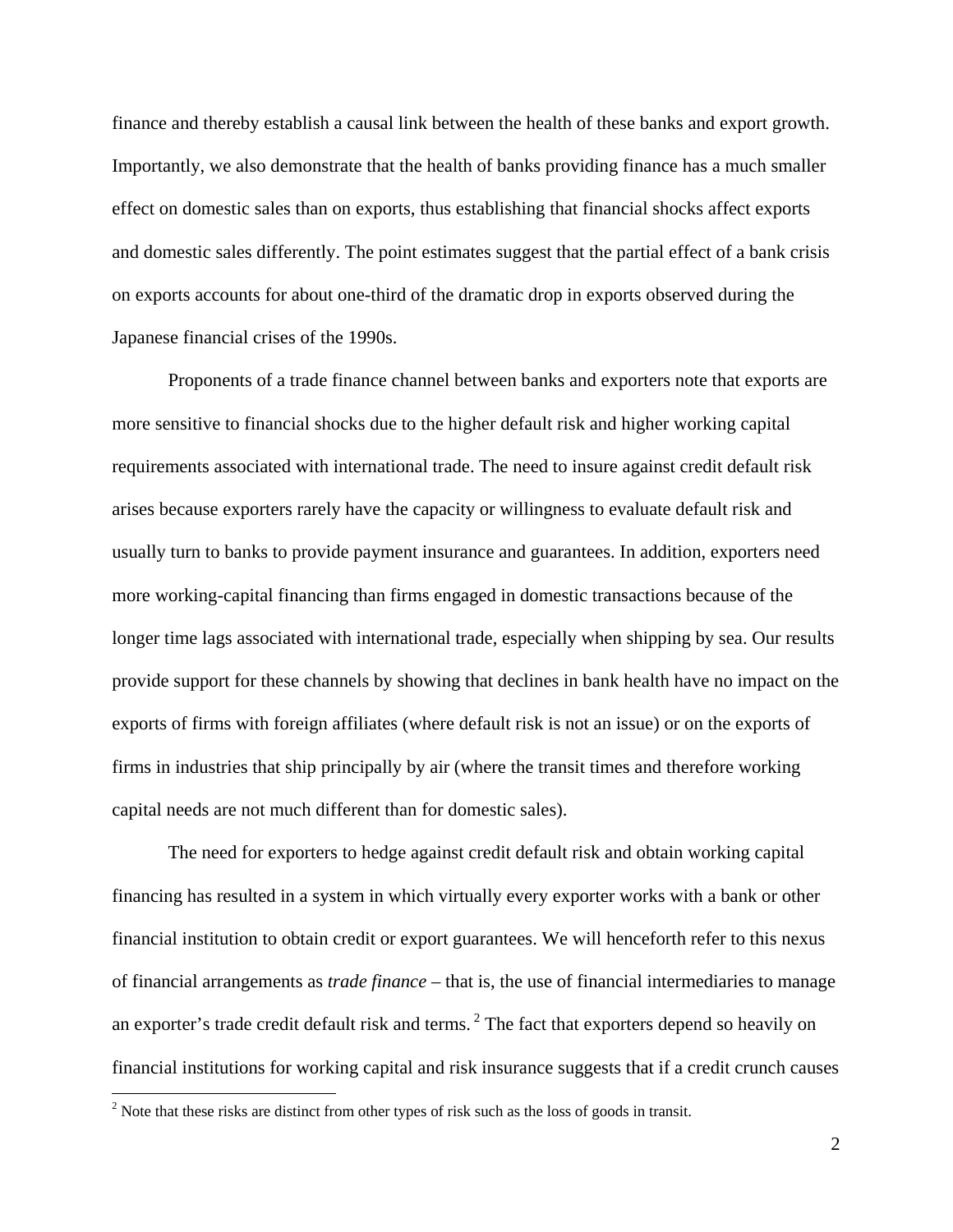finance and thereby establish a causal link between the health of these banks and export growth. Importantly, we also demonstrate that the health of banks providing finance has a much smaller effect on domestic sales than on exports, thus establishing that financial shocks affect exports and domestic sales differently. The point estimates suggest that the partial effect of a bank crisis on exports accounts for about one-third of the dramatic drop in exports observed during the Japanese financial crises of the 1990s.

Proponents of a trade finance channel between banks and exporters note that exports are more sensitive to financial shocks due to the higher default risk and higher working capital requirements associated with international trade. The need to insure against credit default risk arises because exporters rarely have the capacity or willingness to evaluate default risk and usually turn to banks to provide payment insurance and guarantees. In addition, exporters need more working-capital financing than firms engaged in domestic transactions because of the longer time lags associated with international trade, especially when shipping by sea. Our results provide support for these channels by showing that declines in bank health have no impact on the exports of firms with foreign affiliates (where default risk is not an issue) or on the exports of firms in industries that ship principally by air (where the transit times and therefore working capital needs are not much different than for domestic sales).

The need for exporters to hedge against credit default risk and obtain working capital financing has resulted in a system in which virtually every exporter works with a bank or other financial institution to obtain credit or export guarantees. We will henceforth refer to this nexus of financial arrangements as *trade finance* – that is, the use of financial intermediaries to manage an exporter's trade credit default risk and terms.[2] The fact that exporters depend so heavily on financial institutions for working capital and risk insurance suggests that if a credit crunch causes

[2] Note that these risks are distinct from other types of risk such as the loss of goods in transit.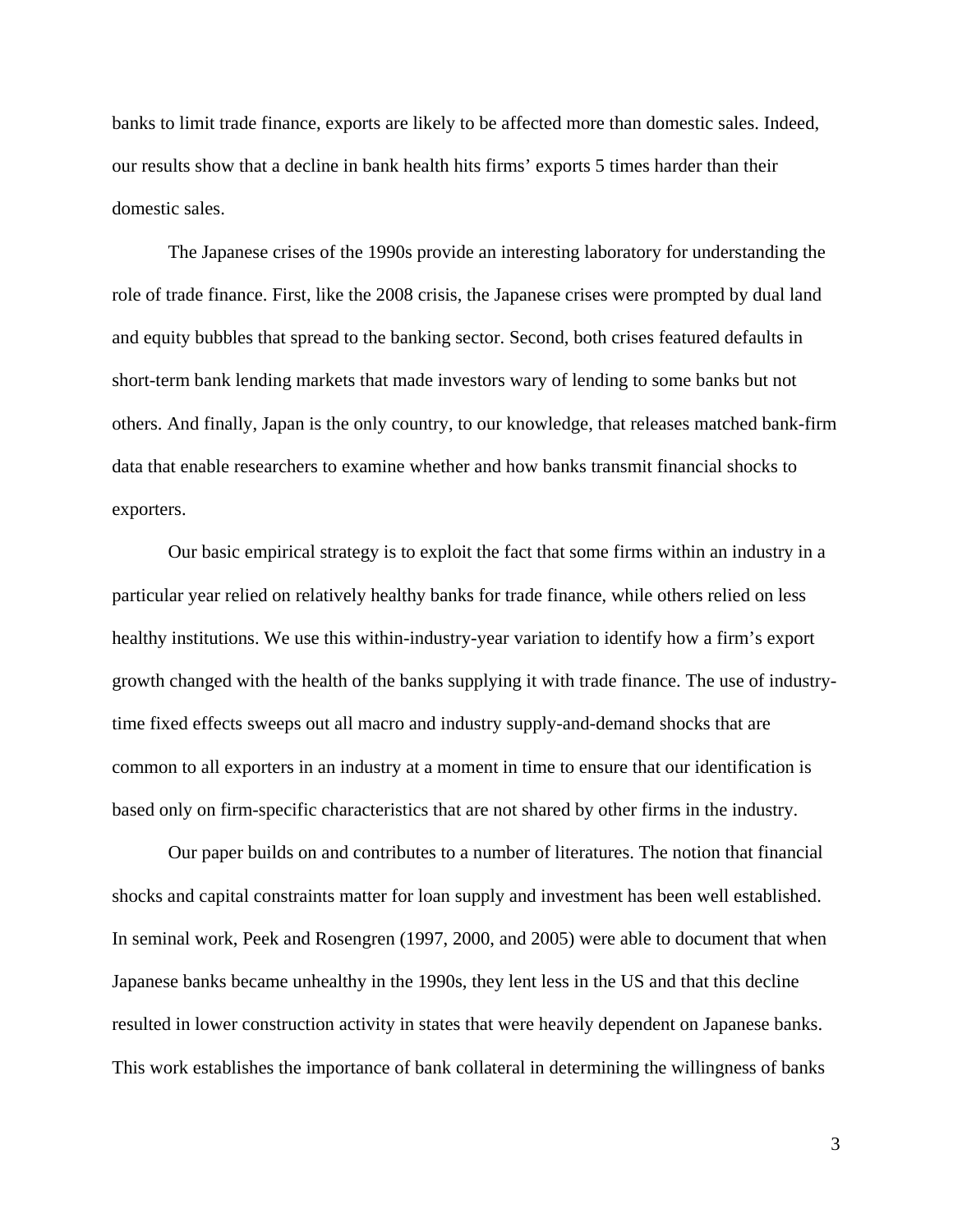banks to limit trade finance, exports are likely to be affected more than domestic sales. Indeed, our results show that a decline in bank health hits firms' exports 5 times harder than their domestic sales.

The Japanese crises of the 1990s provide an interesting laboratory for understanding the role of trade finance. First, like the 2008 crisis, the Japanese crises were prompted by dual land and equity bubbles that spread to the banking sector. Second, both crises featured defaults in short-term bank lending markets that made investors wary of lending to some banks but not others. And finally, Japan is the only country, to our knowledge, that releases matched bank-firm data that enable researchers to examine whether and how banks transmit financial shocks to exporters.

Our basic empirical strategy is to exploit the fact that some firms within an industry in a particular year relied on relatively healthy banks for trade finance, while others relied on less healthy institutions. We use this within-industry-year variation to identify how a firm's export growth changed with the health of the banks supplying it with trade finance. The use of industry-time fixed effects sweeps out all macro and industry supply-and-demand shocks that are common to all exporters in an industry at a moment in time to ensure that our identification is based only on firm-specific characteristics that are not shared by other firms in the industry.

Our paper builds on and contributes to a number of literatures. The notion that financial shocks and capital constraints matter for loan supply and investment has been well established. In seminal work, Peek and Rosengren (1997, 2000, and 2005) were able to document that when Japanese banks became unhealthy in the 1990s, they lent less in the US and that this decline resulted in lower construction activity in states that were heavily dependent on Japanese banks. This work establishes the importance of bank collateral in determining the willingness of banks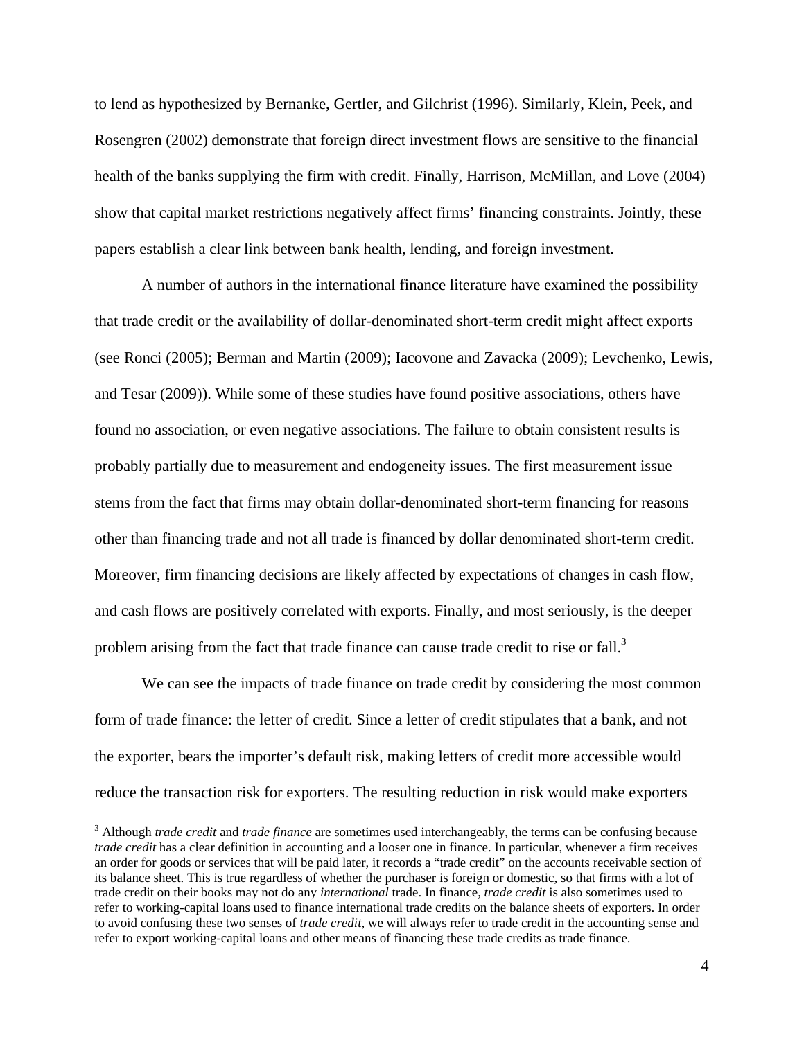to lend as hypothesized by Bernanke, Gertler, and Gilchrist (1996). Similarly, Klein, Peek, and Rosengren (2002) demonstrate that foreign direct investment flows are sensitive to the financial health of the banks supplying the firm with credit. Finally, Harrison, McMillan, and Love (2004) show that capital market restrictions negatively affect firms' financing constraints. Jointly, these papers establish a clear link between bank health, lending, and foreign investment.

A number of authors in the international finance literature have examined the possibility that trade credit or the availability of dollar-denominated short-term credit might affect exports (see Ronci (2005); Berman and Martin (2009); Iacovone and Zavacka (2009); Levchenko, Lewis, and Tesar (2009)). While some of these studies have found positive associations, others have found no association, or even negative associations. The failure to obtain consistent results is probably partially due to measurement and endogeneity issues. The first measurement issue stems from the fact that firms may obtain dollar-denominated short-term financing for reasons other than financing trade and not all trade is financed by dollar denominated short-term credit. Moreover, firm financing decisions are likely affected by expectations of changes in cash flow, and cash flows are positively correlated with exports. Finally, and most seriously, is the deeper problem arising from the fact that trade finance can cause trade credit to rise or fall.[3]

We can see the impacts of trade finance on trade credit by considering the most common form of trade finance: the letter of credit. Since a letter of credit stipulates that a bank, and not the exporter, bears the importer's default risk, making letters of credit more accessible would reduce the transaction risk for exporters. The resulting reduction in risk would make exporters

[3] Although *trade credit* and *trade finance* are sometimes used interchangeably, the terms can be confusing because *trade credit* has a clear definition in accounting and a looser one in finance. In particular, whenever a firm receives an order for goods or services that will be paid later, it records a "trade credit" on the accounts receivable section of its balance sheet. This is true regardless of whether the purchaser is foreign or domestic, so that firms with a lot of trade credit on their books may not do any *international* trade. In finance, *trade credit* is also sometimes used to refer to working-capital loans used to finance international trade credits on the balance sheets of exporters. In order to avoid confusing these two senses of *trade credit*, we will always refer to trade credit in the accounting sense and refer to export working-capital loans and other means of financing these trade credits as trade finance.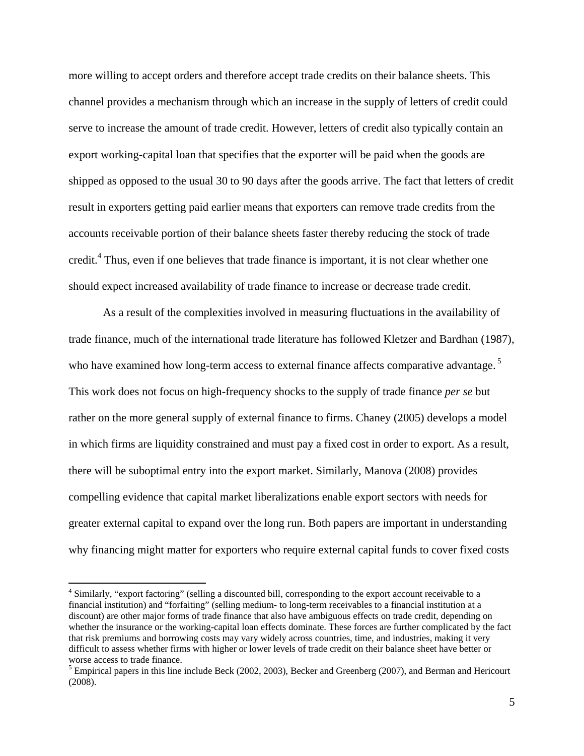more willing to accept orders and therefore accept trade credits on their balance sheets. This channel provides a mechanism through which an increase in the supply of letters of credit could serve to increase the amount of trade credit. However, letters of credit also typically contain an export working-capital loan that specifies that the exporter will be paid when the goods are shipped as opposed to the usual 30 to 90 days after the goods arrive. The fact that letters of credit result in exporters getting paid earlier means that exporters can remove trade credits from the accounts receivable portion of their balance sheets faster thereby reducing the stock of trade credit.[4] Thus, even if one believes that trade finance is important, it is not clear whether one should expect increased availability of trade finance to increase or decrease trade credit.

As a result of the complexities involved in measuring fluctuations in the availability of trade finance, much of the international trade literature has followed Kletzer and Bardhan (1987), who have examined how long-term access to external finance affects comparative advantage.[5] This work does not focus on high-frequency shocks to the supply of trade finance *per se* but rather on the more general supply of external finance to firms. Chaney (2005) develops a model in which firms are liquidity constrained and must pay a fixed cost in order to export. As a result, there will be suboptimal entry into the export market. Similarly, Manova (2008) provides compelling evidence that capital market liberalizations enable export sectors with needs for greater external capital to expand over the long run. Both papers are important in understanding why financing might matter for exporters who require external capital funds to cover fixed costs

[4] Similarly, "export factoring" (selling a discounted bill, corresponding to the export account receivable to a financial institution) and "forfaiting" (selling medium- to long-term receivables to a financial institution at a discount) are other major forms of trade finance that also have ambiguous effects on trade credit, depending on whether the insurance or the working-capital loan effects dominate. These forces are further complicated by the fact that risk premiums and borrowing costs may vary widely across countries, time, and industries, making it very difficult to assess whether firms with higher or lower levels of trade credit on their balance sheet have better or worse access to trade finance.

[5] Empirical papers in this line include Beck (2002, 2003), Becker and Greenberg (2007), and Berman and Hericourt (2008).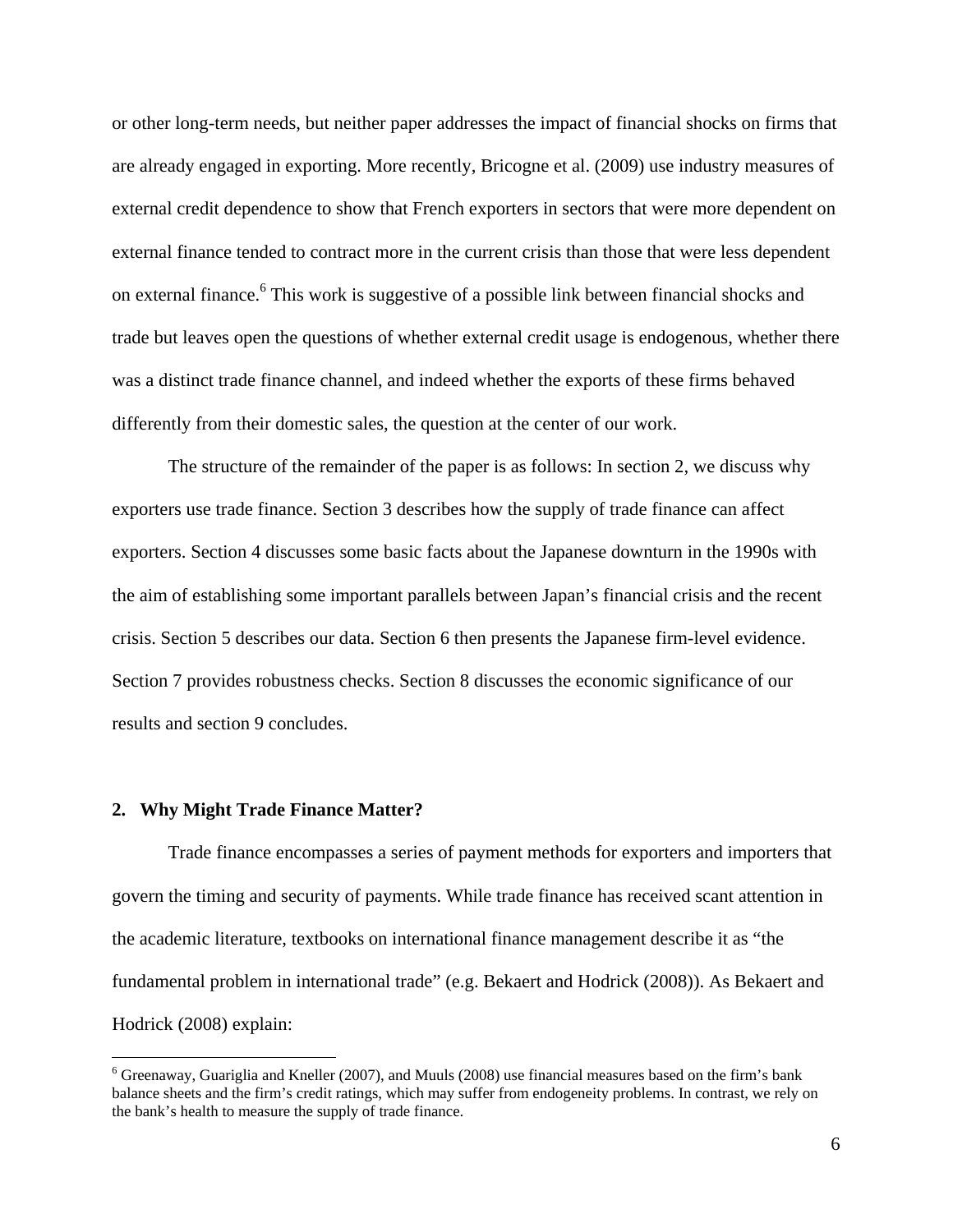or other long-term needs, but neither paper addresses the impact of financial shocks on firms that are already engaged in exporting. More recently, Bricogne et al. (2009) use industry measures of external credit dependence to show that French exporters in sectors that were more dependent on external finance tended to contract more in the current crisis than those that were less dependent on external finance.[6] This work is suggestive of a possible link between financial shocks and trade but leaves open the questions of whether external credit usage is endogenous, whether there was a distinct trade finance channel, and indeed whether the exports of these firms behaved differently from their domestic sales, the question at the center of our work.

The structure of the remainder of the paper is as follows: In section 2, we discuss why exporters use trade finance. Section 3 describes how the supply of trade finance can affect exporters. Section 4 discusses some basic facts about the Japanese downturn in the 1990s with the aim of establishing some important parallels between Japan's financial crisis and the recent crisis. Section 5 describes our data. Section 6 then presents the Japanese firm-level evidence. Section 7 provides robustness checks. Section 8 discusses the economic significance of our results and section 9 concludes.

## 2. Why Might Trade Finance Matter?

Trade finance encompasses a series of payment methods for exporters and importers that govern the timing and security of payments. While trade finance has received scant attention in the academic literature, textbooks on international finance management describe it as "the fundamental problem in international trade" (e.g. Bekaert and Hodrick (2008)). As Bekaert and Hodrick (2008) explain:

[6] Greenaway, Guariglia and Kneller (2007), and Muuls (2008) use financial measures based on the firm's bank balance sheets and the firm's credit ratings, which may suffer from endogeneity problems. In contrast, we rely on the bank's health to measure the supply of trade finance.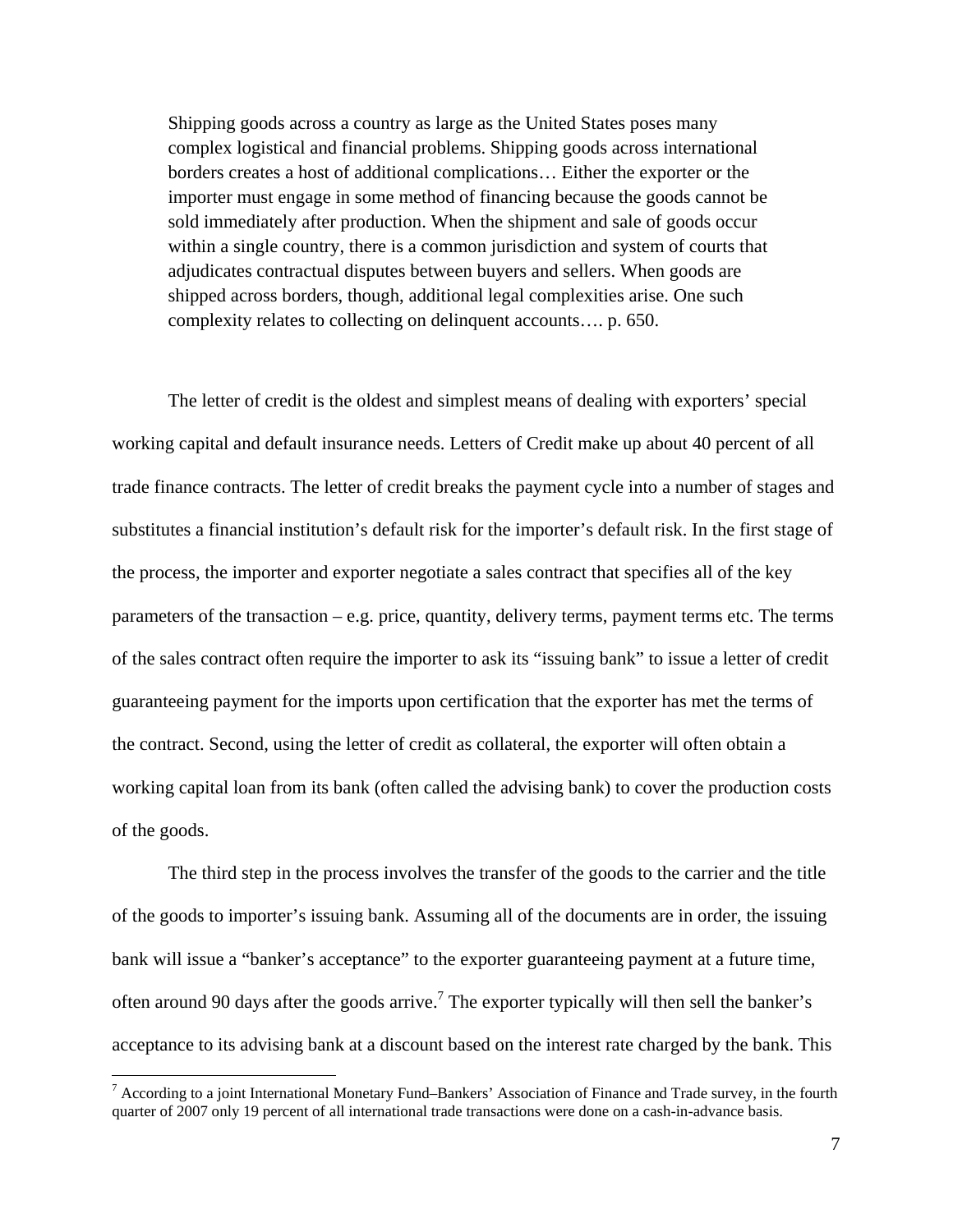> Shipping goods across a country as large as the United States poses many complex logistical and financial problems. Shipping goods across international borders creates a host of additional complications… Either the exporter or the importer must engage in some method of financing because the goods cannot be sold immediately after production. When the shipment and sale of goods occur within a single country, there is a common jurisdiction and system of courts that adjudicates contractual disputes between buyers and sellers. When goods are shipped across borders, though, additional legal complexities arise. One such complexity relates to collecting on delinquent accounts…. p. 650.

The letter of credit is the oldest and simplest means of dealing with exporters' special working capital and default insurance needs. Letters of Credit make up about 40 percent of all trade finance contracts. The letter of credit breaks the payment cycle into a number of stages and substitutes a financial institution's default risk for the importer's default risk. In the first stage of the process, the importer and exporter negotiate a sales contract that specifies all of the key parameters of the transaction – e.g. price, quantity, delivery terms, payment terms etc. The terms of the sales contract often require the importer to ask its "issuing bank" to issue a letter of credit guaranteeing payment for the imports upon certification that the exporter has met the terms of the contract. Second, using the letter of credit as collateral, the exporter will often obtain a working capital loan from its bank (often called the advising bank) to cover the production costs of the goods.

The third step in the process involves the transfer of the goods to the carrier and the title of the goods to importer's issuing bank. Assuming all of the documents are in order, the issuing bank will issue a "banker's acceptance" to the exporter guaranteeing payment at a future time, often around 90 days after the goods arrive.[7] The exporter typically will then sell the banker's acceptance to its advising bank at a discount based on the interest rate charged by the bank. This

[7] According to a joint International Monetary Fund–Bankers' Association of Finance and Trade survey, in the fourth quarter of 2007 only 19 percent of all international trade transactions were done on a cash-in-advance basis.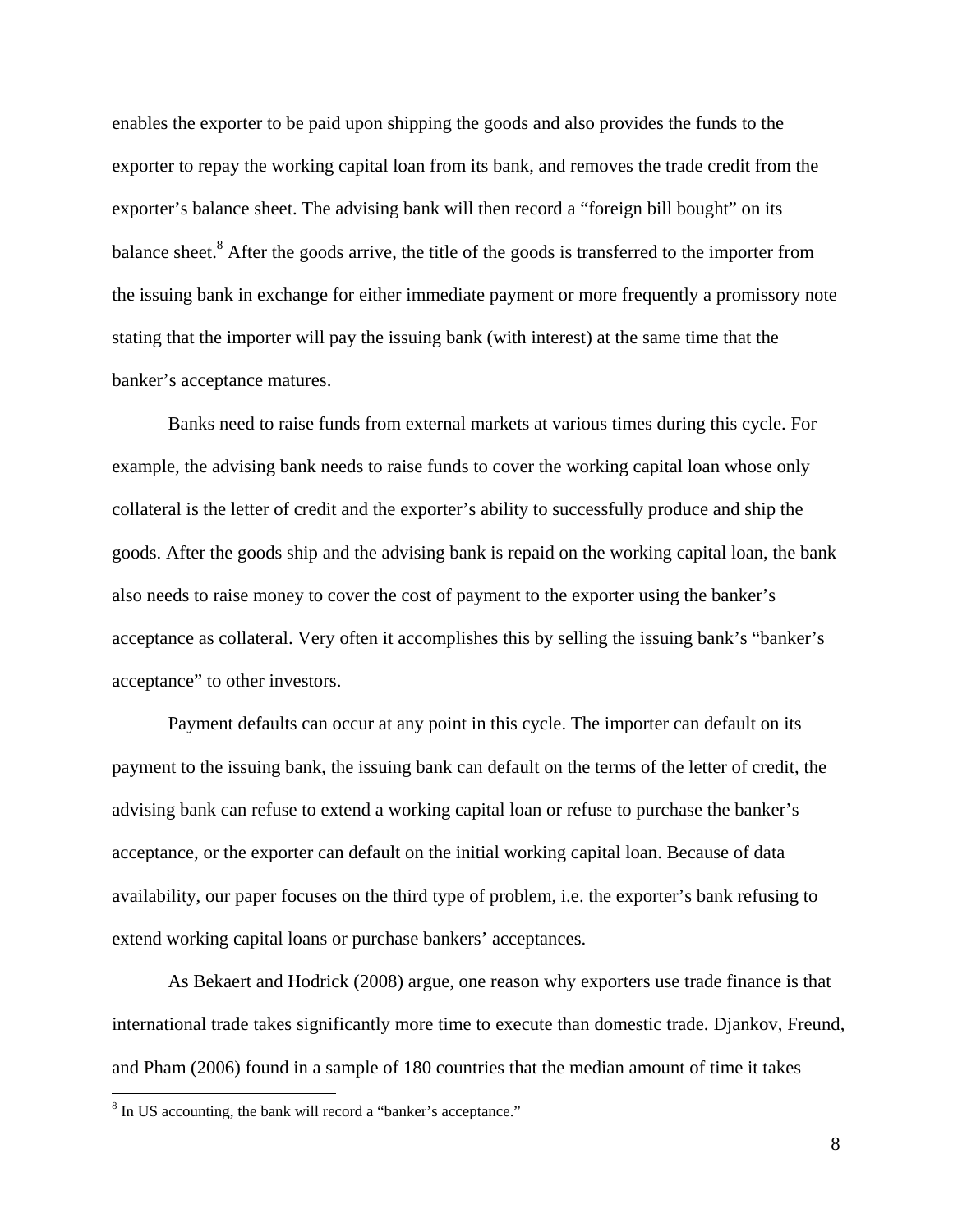enables the exporter to be paid upon shipping the goods and also provides the funds to the exporter to repay the working capital loan from its bank, and removes the trade credit from the exporter's balance sheet. The advising bank will then record a "foreign bill bought" on its balance sheet.[8] After the goods arrive, the title of the goods is transferred to the importer from the issuing bank in exchange for either immediate payment or more frequently a promissory note stating that the importer will pay the issuing bank (with interest) at the same time that the banker's acceptance matures.

Banks need to raise funds from external markets at various times during this cycle. For example, the advising bank needs to raise funds to cover the working capital loan whose only collateral is the letter of credit and the exporter's ability to successfully produce and ship the goods. After the goods ship and the advising bank is repaid on the working capital loan, the bank also needs to raise money to cover the cost of payment to the exporter using the banker's acceptance as collateral. Very often it accomplishes this by selling the issuing bank's "banker's acceptance" to other investors.

Payment defaults can occur at any point in this cycle. The importer can default on its payment to the issuing bank, the issuing bank can default on the terms of the letter of credit, the advising bank can refuse to extend a working capital loan or refuse to purchase the banker's acceptance, or the exporter can default on the initial working capital loan. Because of data availability, our paper focuses on the third type of problem, i.e. the exporter's bank refusing to extend working capital loans or purchase bankers' acceptances.

As Bekaert and Hodrick (2008) argue, one reason why exporters use trade finance is that international trade takes significantly more time to execute than domestic trade. Djankov, Freund, and Pham (2006) found in a sample of 180 countries that the median amount of time it takes

[8] In US accounting, the bank will record a "banker's acceptance."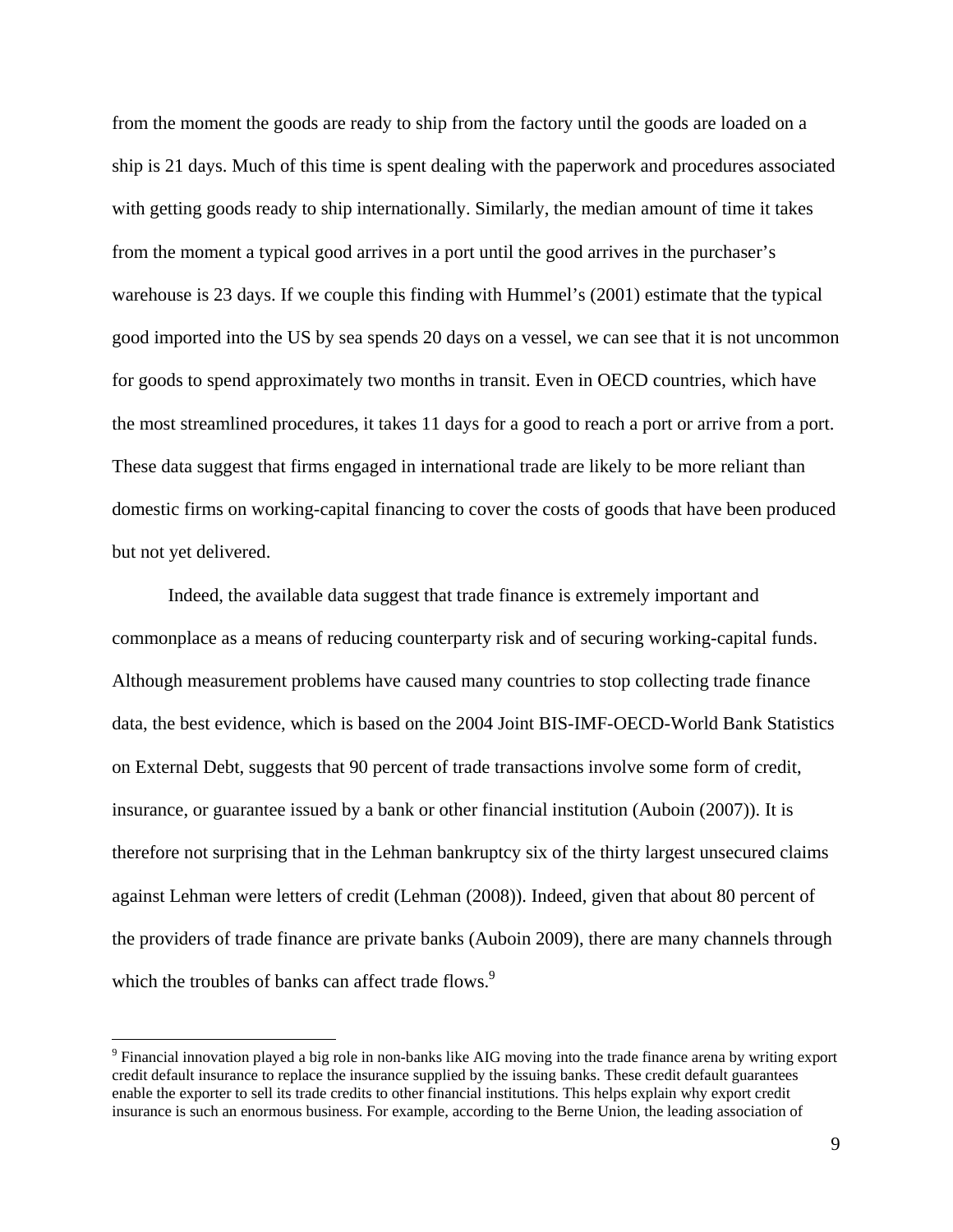from the moment the goods are ready to ship from the factory until the goods are loaded on a ship is 21 days. Much of this time is spent dealing with the paperwork and procedures associated with getting goods ready to ship internationally. Similarly, the median amount of time it takes from the moment a typical good arrives in a port until the good arrives in the purchaser's warehouse is 23 days. If we couple this finding with Hummel's (2001) estimate that the typical good imported into the US by sea spends 20 days on a vessel, we can see that it is not uncommon for goods to spend approximately two months in transit. Even in OECD countries, which have the most streamlined procedures, it takes 11 days for a good to reach a port or arrive from a port. These data suggest that firms engaged in international trade are likely to be more reliant than domestic firms on working-capital financing to cover the costs of goods that have been produced but not yet delivered.

Indeed, the available data suggest that trade finance is extremely important and commonplace as a means of reducing counterparty risk and of securing working-capital funds. Although measurement problems have caused many countries to stop collecting trade finance data, the best evidence, which is based on the 2004 Joint BIS-IMF-OECD-World Bank Statistics on External Debt, suggests that 90 percent of trade transactions involve some form of credit, insurance, or guarantee issued by a bank or other financial institution (Auboin (2007)). It is therefore not surprising that in the Lehman bankruptcy six of the thirty largest unsecured claims against Lehman were letters of credit (Lehman (2008)). Indeed, given that about 80 percent of the providers of trade finance are private banks (Auboin 2009), there are many channels through which the troubles of banks can affect trade flows.[9]

[9] Financial innovation played a big role in non-banks like AIG moving into the trade finance arena by writing export credit default insurance to replace the insurance supplied by the issuing banks. These credit default guarantees enable the exporter to sell its trade credits to other financial institutions. This helps explain why export credit insurance is such an enormous business. For example, according to the Berne Union, the leading association of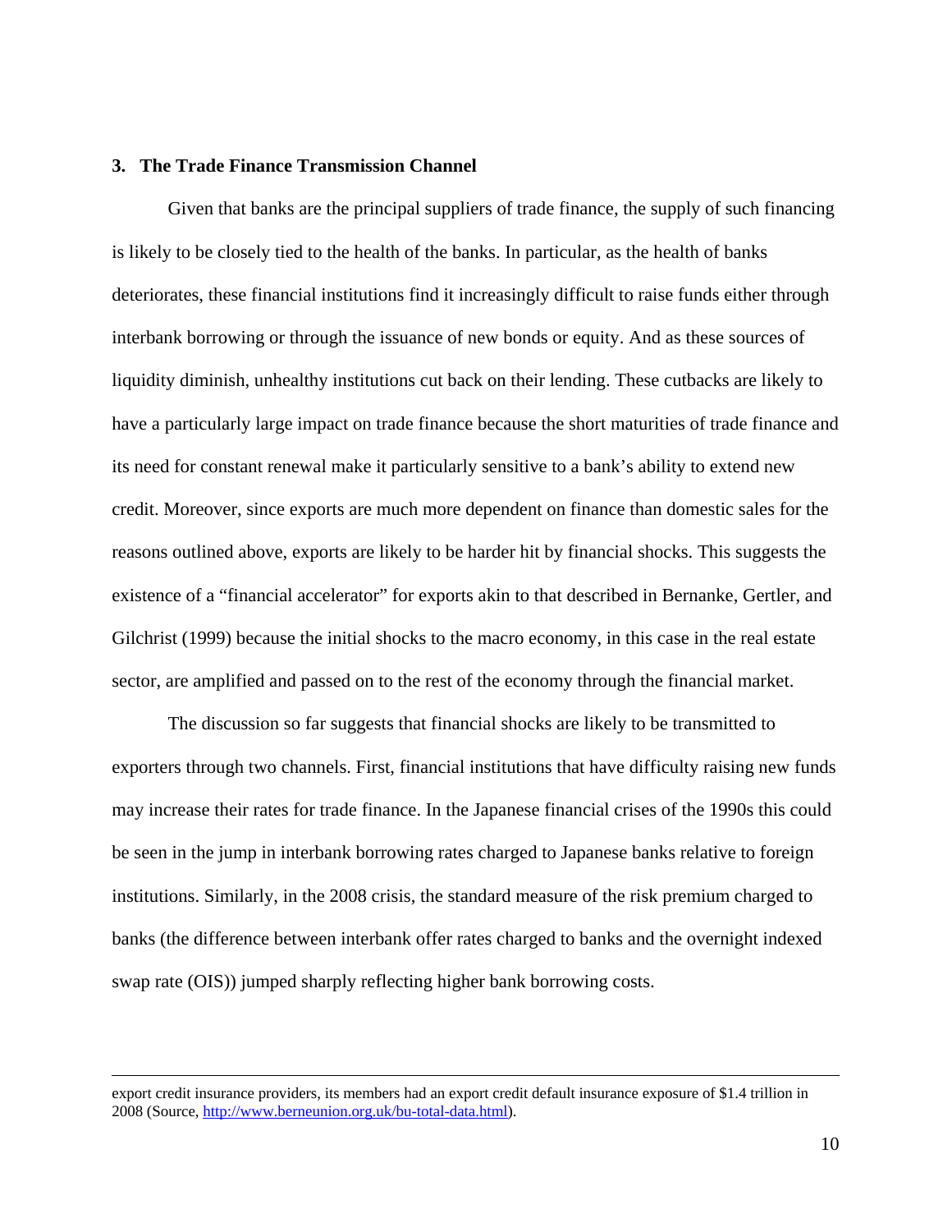## 3. The Trade Finance Transmission Channel

Given that banks are the principal suppliers of trade finance, the supply of such financing is likely to be closely tied to the health of the banks. In particular, as the health of banks deteriorates, these financial institutions find it increasingly difficult to raise funds either through interbank borrowing or through the issuance of new bonds or equity. And as these sources of liquidity diminish, unhealthy institutions cut back on their lending. These cutbacks are likely to have a particularly large impact on trade finance because the short maturities of trade finance and its need for constant renewal make it particularly sensitive to a bank's ability to extend new credit. Moreover, since exports are much more dependent on finance than domestic sales for the reasons outlined above, exports are likely to be harder hit by financial shocks. This suggests the existence of a "financial accelerator" for exports akin to that described in Bernanke, Gertler, and Gilchrist (1999) because the initial shocks to the macro economy, in this case in the real estate sector, are amplified and passed on to the rest of the economy through the financial market.

The discussion so far suggests that financial shocks are likely to be transmitted to exporters through two channels. First, financial institutions that have difficulty raising new funds may increase their rates for trade finance. In the Japanese financial crises of the 1990s this could be seen in the jump in interbank borrowing rates charged to Japanese banks relative to foreign institutions. Similarly, in the 2008 crisis, the standard measure of the risk premium charged to banks (the difference between interbank offer rates charged to banks and the overnight indexed swap rate (OIS)) jumped sharply reflecting higher bank borrowing costs.

---

export credit insurance providers, its members had an export credit default insurance exposure of $1.4 trillion in 2008 (Source, http://www.berneunion.org.uk/bu-total-data.html).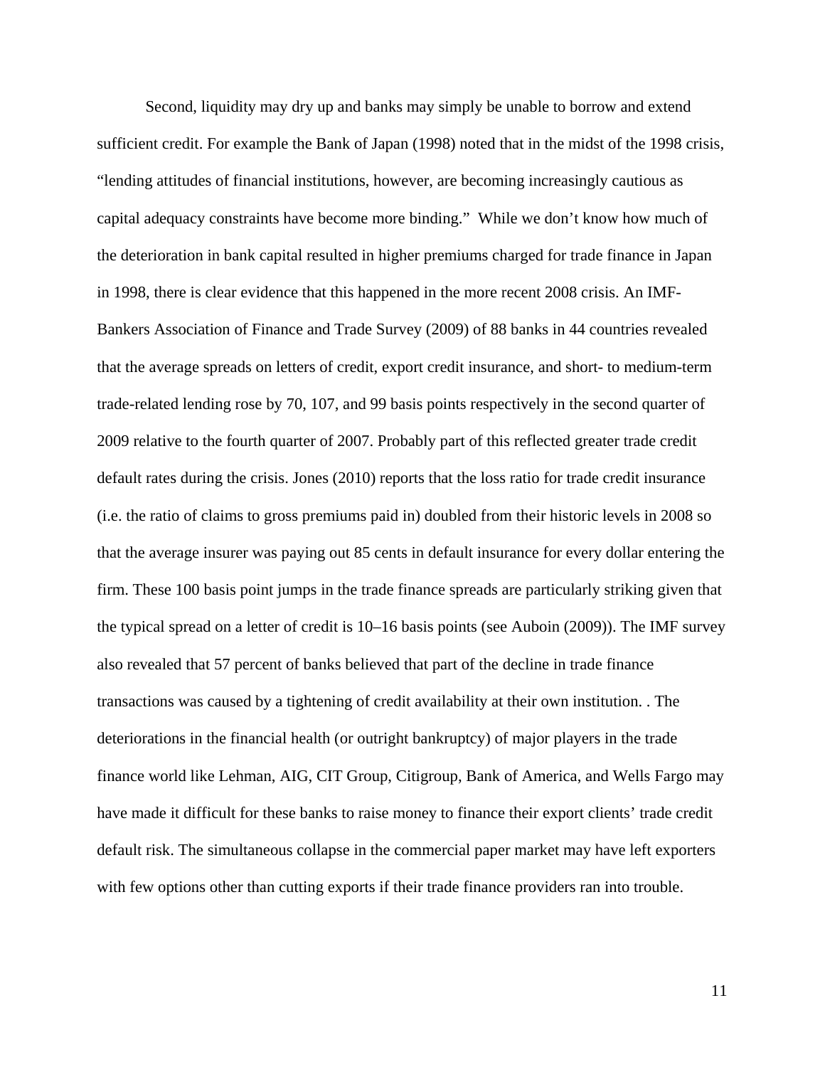Second, liquidity may dry up and banks may simply be unable to borrow and extend sufficient credit. For example the Bank of Japan (1998) noted that in the midst of the 1998 crisis, "lending attitudes of financial institutions, however, are becoming increasingly cautious as capital adequacy constraints have become more binding." While we don't know how much of the deterioration in bank capital resulted in higher premiums charged for trade finance in Japan in 1998, there is clear evidence that this happened in the more recent 2008 crisis. An IMF-Bankers Association of Finance and Trade Survey (2009) of 88 banks in 44 countries revealed that the average spreads on letters of credit, export credit insurance, and short- to medium-term trade-related lending rose by 70, 107, and 99 basis points respectively in the second quarter of 2009 relative to the fourth quarter of 2007. Probably part of this reflected greater trade credit default rates during the crisis. Jones (2010) reports that the loss ratio for trade credit insurance (i.e. the ratio of claims to gross premiums paid in) doubled from their historic levels in 2008 so that the average insurer was paying out 85 cents in default insurance for every dollar entering the firm. These 100 basis point jumps in the trade finance spreads are particularly striking given that the typical spread on a letter of credit is 10–16 basis points (see Auboin (2009)). The IMF survey also revealed that 57 percent of banks believed that part of the decline in trade finance transactions was caused by a tightening of credit availability at their own institution. . The deteriorations in the financial health (or outright bankruptcy) of major players in the trade finance world like Lehman, AIG, CIT Group, Citigroup, Bank of America, and Wells Fargo may have made it difficult for these banks to raise money to finance their export clients' trade credit default risk. The simultaneous collapse in the commercial paper market may have left exporters with few options other than cutting exports if their trade finance providers ran into trouble.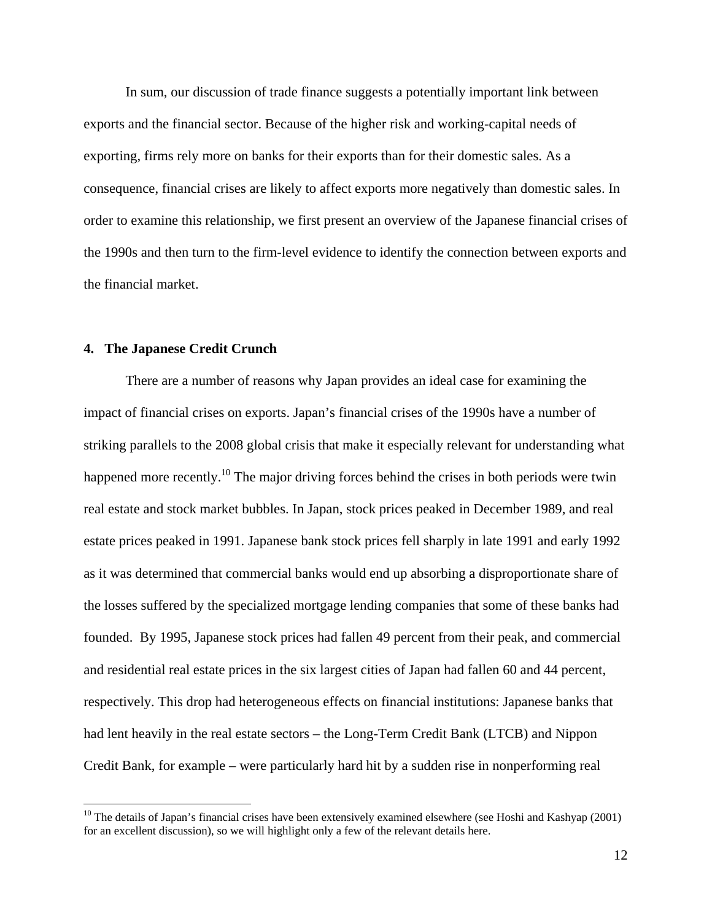In sum, our discussion of trade finance suggests a potentially important link between exports and the financial sector. Because of the higher risk and working-capital needs of exporting, firms rely more on banks for their exports than for their domestic sales. As a consequence, financial crises are likely to affect exports more negatively than domestic sales. In order to examine this relationship, we first present an overview of the Japanese financial crises of the 1990s and then turn to the firm-level evidence to identify the connection between exports and the financial market.

## 4. The Japanese Credit Crunch

There are a number of reasons why Japan provides an ideal case for examining the impact of financial crises on exports. Japan's financial crises of the 1990s have a number of striking parallels to the 2008 global crisis that make it especially relevant for understanding what happened more recently.[10] The major driving forces behind the crises in both periods were twin real estate and stock market bubbles. In Japan, stock prices peaked in December 1989, and real estate prices peaked in 1991. Japanese bank stock prices fell sharply in late 1991 and early 1992 as it was determined that commercial banks would end up absorbing a disproportionate share of the losses suffered by the specialized mortgage lending companies that some of these banks had founded. By 1995, Japanese stock prices had fallen 49 percent from their peak, and commercial and residential real estate prices in the six largest cities of Japan had fallen 60 and 44 percent, respectively. This drop had heterogeneous effects on financial institutions: Japanese banks that had lent heavily in the real estate sectors – the Long-Term Credit Bank (LTCB) and Nippon Credit Bank, for example – were particularly hard hit by a sudden rise in nonperforming real

[10] The details of Japan's financial crises have been extensively examined elsewhere (see Hoshi and Kashyap (2001) for an excellent discussion), so we will highlight only a few of the relevant details here.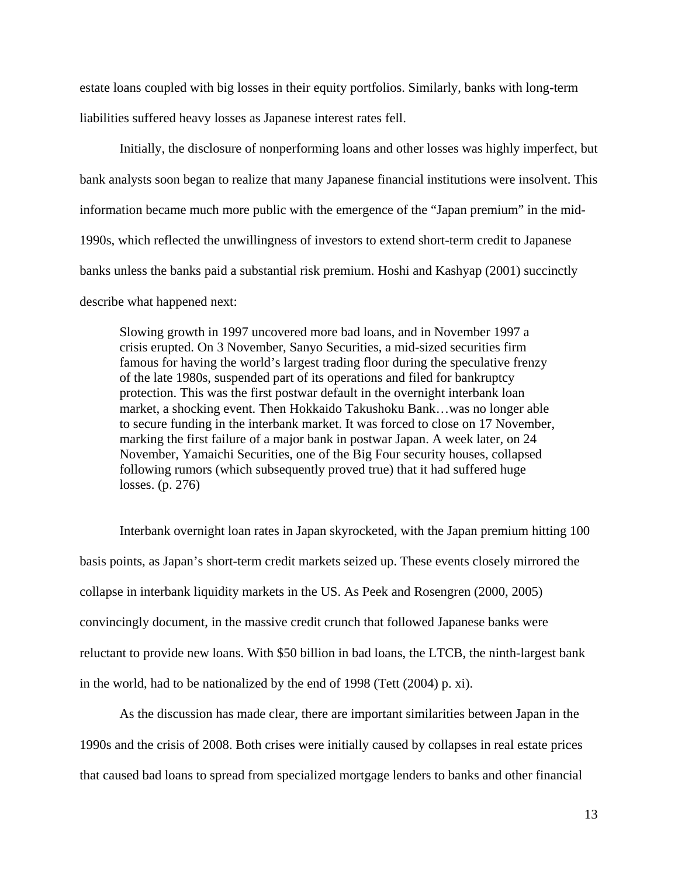estate loans coupled with big losses in their equity portfolios. Similarly, banks with long-term liabilities suffered heavy losses as Japanese interest rates fell.

Initially, the disclosure of nonperforming loans and other losses was highly imperfect, but bank analysts soon began to realize that many Japanese financial institutions were insolvent. This information became much more public with the emergence of the "Japan premium" in the mid-1990s, which reflected the unwillingness of investors to extend short-term credit to Japanese banks unless the banks paid a substantial risk premium. Hoshi and Kashyap (2001) succinctly describe what happened next:

> Slowing growth in 1997 uncovered more bad loans, and in November 1997 a crisis erupted. On 3 November, Sanyo Securities, a mid-sized securities firm famous for having the world's largest trading floor during the speculative frenzy of the late 1980s, suspended part of its operations and filed for bankruptcy protection. This was the first postwar default in the overnight interbank loan market, a shocking event. Then Hokkaido Takushoku Bank…was no longer able to secure funding in the interbank market. It was forced to close on 17 November, marking the first failure of a major bank in postwar Japan. A week later, on 24 November, Yamaichi Securities, one of the Big Four security houses, collapsed following rumors (which subsequently proved true) that it had suffered huge losses. (p. 276)

Interbank overnight loan rates in Japan skyrocketed, with the Japan premium hitting 100 basis points, as Japan's short-term credit markets seized up. These events closely mirrored the collapse in interbank liquidity markets in the US. As Peek and Rosengren (2000, 2005) convincingly document, in the massive credit crunch that followed Japanese banks were reluctant to provide new loans. With $50 billion in bad loans, the LTCB, the ninth-largest bank in the world, had to be nationalized by the end of 1998 (Tett (2004) p. xi).

As the discussion has made clear, there are important similarities between Japan in the 1990s and the crisis of 2008. Both crises were initially caused by collapses in real estate prices that caused bad loans to spread from specialized mortgage lenders to banks and other financial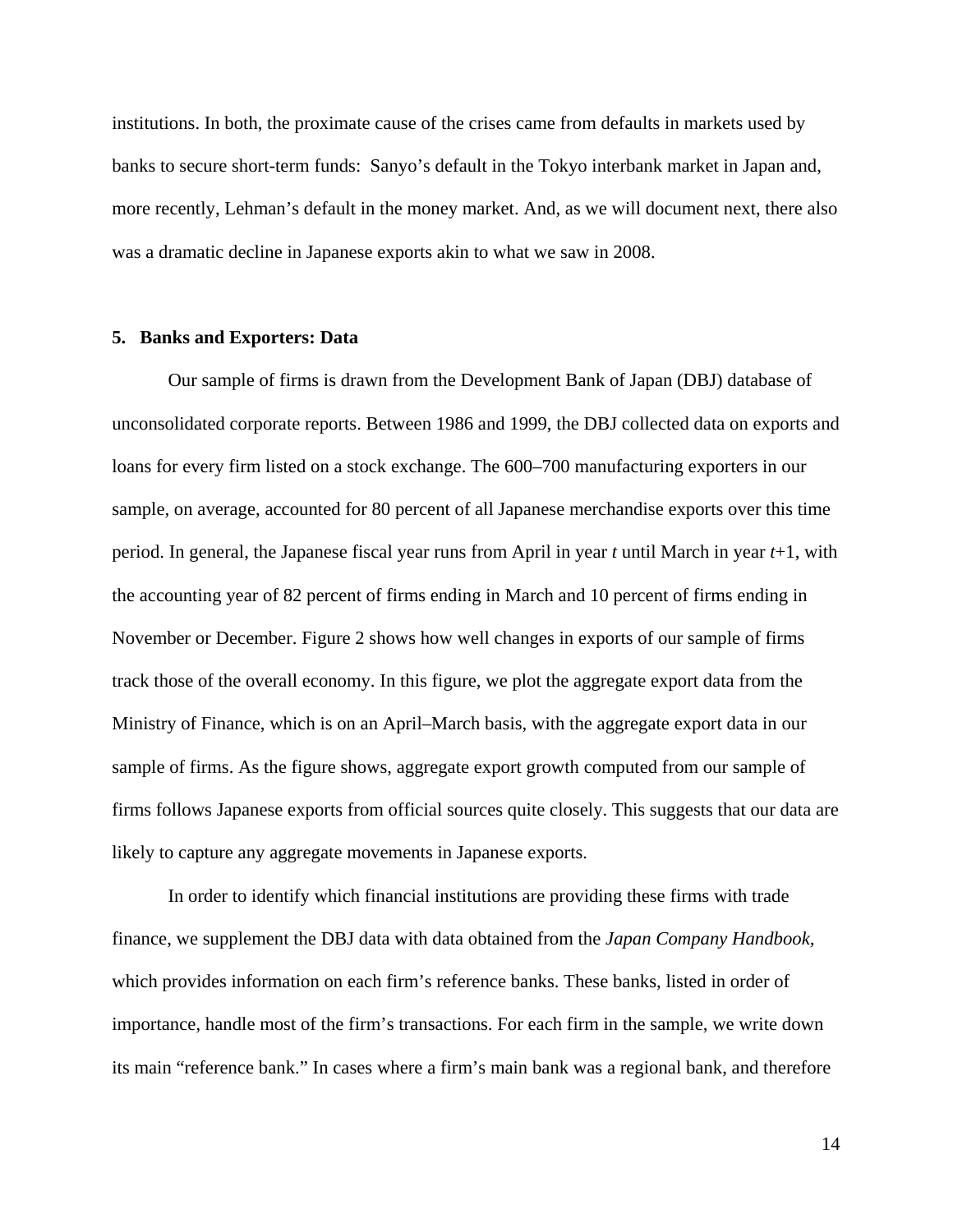institutions. In both, the proximate cause of the crises came from defaults in markets used by banks to secure short-term funds:  Sanyo's default in the Tokyo interbank market in Japan and, more recently, Lehman's default in the money market. And, as we will document next, there also was a dramatic decline in Japanese exports akin to what we saw in 2008.

## 5. Banks and Exporters: Data

Our sample of firms is drawn from the Development Bank of Japan (DBJ) database of unconsolidated corporate reports. Between 1986 and 1999, the DBJ collected data on exports and loans for every firm listed on a stock exchange. The 600–700 manufacturing exporters in our sample, on average, accounted for 80 percent of all Japanese merchandise exports over this time period. In general, the Japanese fiscal year runs from April in year *t* until March in year *t*+1, with the accounting year of 82 percent of firms ending in March and 10 percent of firms ending in November or December. Figure 2 shows how well changes in exports of our sample of firms track those of the overall economy. In this figure, we plot the aggregate export data from the Ministry of Finance, which is on an April–March basis, with the aggregate export data in our sample of firms. As the figure shows, aggregate export growth computed from our sample of firms follows Japanese exports from official sources quite closely. This suggests that our data are likely to capture any aggregate movements in Japanese exports.

In order to identify which financial institutions are providing these firms with trade finance, we supplement the DBJ data with data obtained from the *Japan Company Handbook,* which provides information on each firm's reference banks. These banks, listed in order of importance, handle most of the firm's transactions. For each firm in the sample, we write down its main "reference bank." In cases where a firm's main bank was a regional bank, and therefore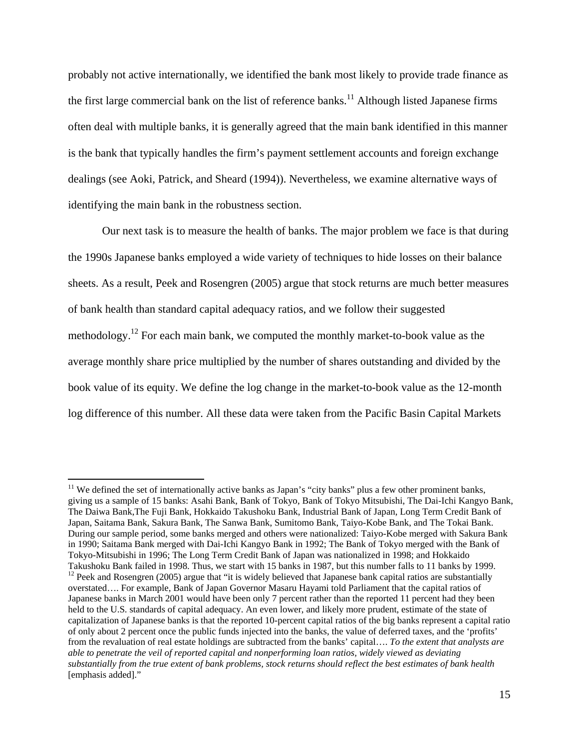probably not active internationally, we identified the bank most likely to provide trade finance as the first large commercial bank on the list of reference banks.[11] Although listed Japanese firms often deal with multiple banks, it is generally agreed that the main bank identified in this manner is the bank that typically handles the firm's payment settlement accounts and foreign exchange dealings (see Aoki, Patrick, and Sheard (1994)). Nevertheless, we examine alternative ways of identifying the main bank in the robustness section.

Our next task is to measure the health of banks. The major problem we face is that during the 1990s Japanese banks employed a wide variety of techniques to hide losses on their balance sheets. As a result, Peek and Rosengren (2005) argue that stock returns are much better measures of bank health than standard capital adequacy ratios, and we follow their suggested methodology.[12] For each main bank, we computed the monthly market-to-book value as the average monthly share price multiplied by the number of shares outstanding and divided by the book value of its equity. We define the log change in the market-to-book value as the 12-month log difference of this number. All these data were taken from the Pacific Basin Capital Markets

---

[11] We defined the set of internationally active banks as Japan's "city banks" plus a few other prominent banks, giving us a sample of 15 banks: Asahi Bank, Bank of Tokyo, Bank of Tokyo Mitsubishi, The Dai-Ichi Kangyo Bank, The Daiwa Bank,The Fuji Bank, Hokkaido Takushoku Bank, Industrial Bank of Japan, Long Term Credit Bank of Japan, Saitama Bank, Sakura Bank, The Sanwa Bank, Sumitomo Bank, Taiyo-Kobe Bank, and The Tokai Bank. During our sample period, some banks merged and others were nationalized: Taiyo-Kobe merged with Sakura Bank in 1990; Saitama Bank merged with Dai-Ichi Kangyo Bank in 1992; The Bank of Tokyo merged with the Bank of Tokyo-Mitsubishi in 1996; The Long Term Credit Bank of Japan was nationalized in 1998; and Hokkaido Takushoku Bank failed in 1998. Thus, we start with 15 banks in 1987, but this number falls to 11 banks by 1999.

[12] Peek and Rosengren (2005) argue that "it is widely believed that Japanese bank capital ratios are substantially overstated…. For example, Bank of Japan Governor Masaru Hayami told Parliament that the capital ratios of Japanese banks in March 2001 would have been only 7 percent rather than the reported 11 percent had they been held to the U.S. standards of capital adequacy. An even lower, and likely more prudent, estimate of the state of capitalization of Japanese banks is that the reported 10-percent capital ratios of the big banks represent a capital ratio of only about 2 percent once the public funds injected into the banks, the value of deferred taxes, and the 'profits' from the revaluation of real estate holdings are subtracted from the banks' capital…. *To the extent that analysts are able to penetrate the veil of reported capital and nonperforming loan ratios, widely viewed as deviating substantially from the true extent of bank problems, stock returns should reflect the best estimates of bank health* [emphasis added]."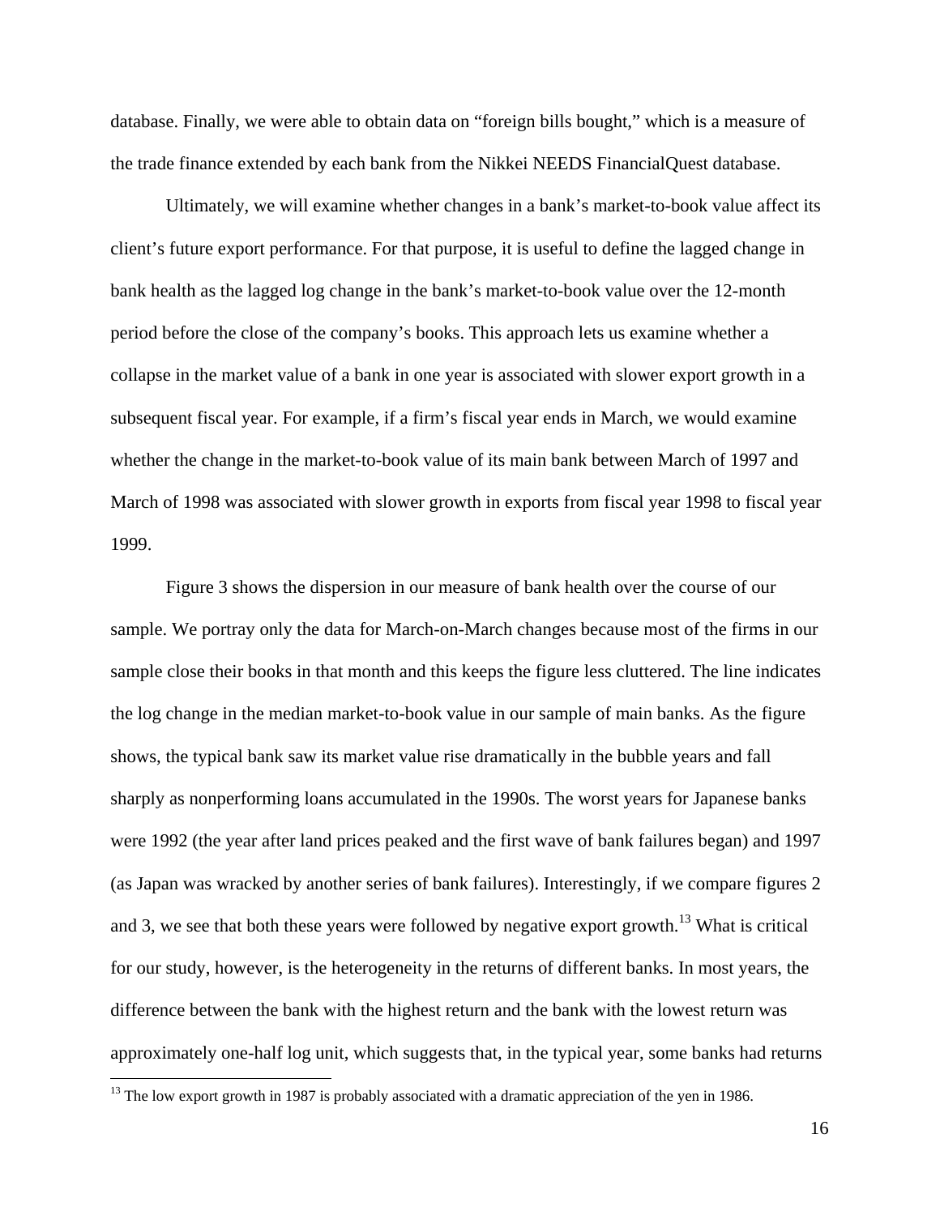database. Finally, we were able to obtain data on "foreign bills bought," which is a measure of the trade finance extended by each bank from the Nikkei NEEDS FinancialQuest database.

Ultimately, we will examine whether changes in a bank's market-to-book value affect its client's future export performance. For that purpose, it is useful to define the lagged change in bank health as the lagged log change in the bank's market-to-book value over the 12-month period before the close of the company's books. This approach lets us examine whether a collapse in the market value of a bank in one year is associated with slower export growth in a subsequent fiscal year. For example, if a firm's fiscal year ends in March, we would examine whether the change in the market-to-book value of its main bank between March of 1997 and March of 1998 was associated with slower growth in exports from fiscal year 1998 to fiscal year 1999.

Figure 3 shows the dispersion in our measure of bank health over the course of our sample. We portray only the data for March-on-March changes because most of the firms in our sample close their books in that month and this keeps the figure less cluttered. The line indicates the log change in the median market-to-book value in our sample of main banks. As the figure shows, the typical bank saw its market value rise dramatically in the bubble years and fall sharply as nonperforming loans accumulated in the 1990s. The worst years for Japanese banks were 1992 (the year after land prices peaked and the first wave of bank failures began) and 1997 (as Japan was wracked by another series of bank failures). Interestingly, if we compare figures 2 and 3, we see that both these years were followed by negative export growth.[13] What is critical for our study, however, is the heterogeneity in the returns of different banks. In most years, the difference between the bank with the highest return and the bank with the lowest return was approximately one-half log unit, which suggests that, in the typical year, some banks had returns

[13] The low export growth in 1987 is probably associated with a dramatic appreciation of the yen in 1986.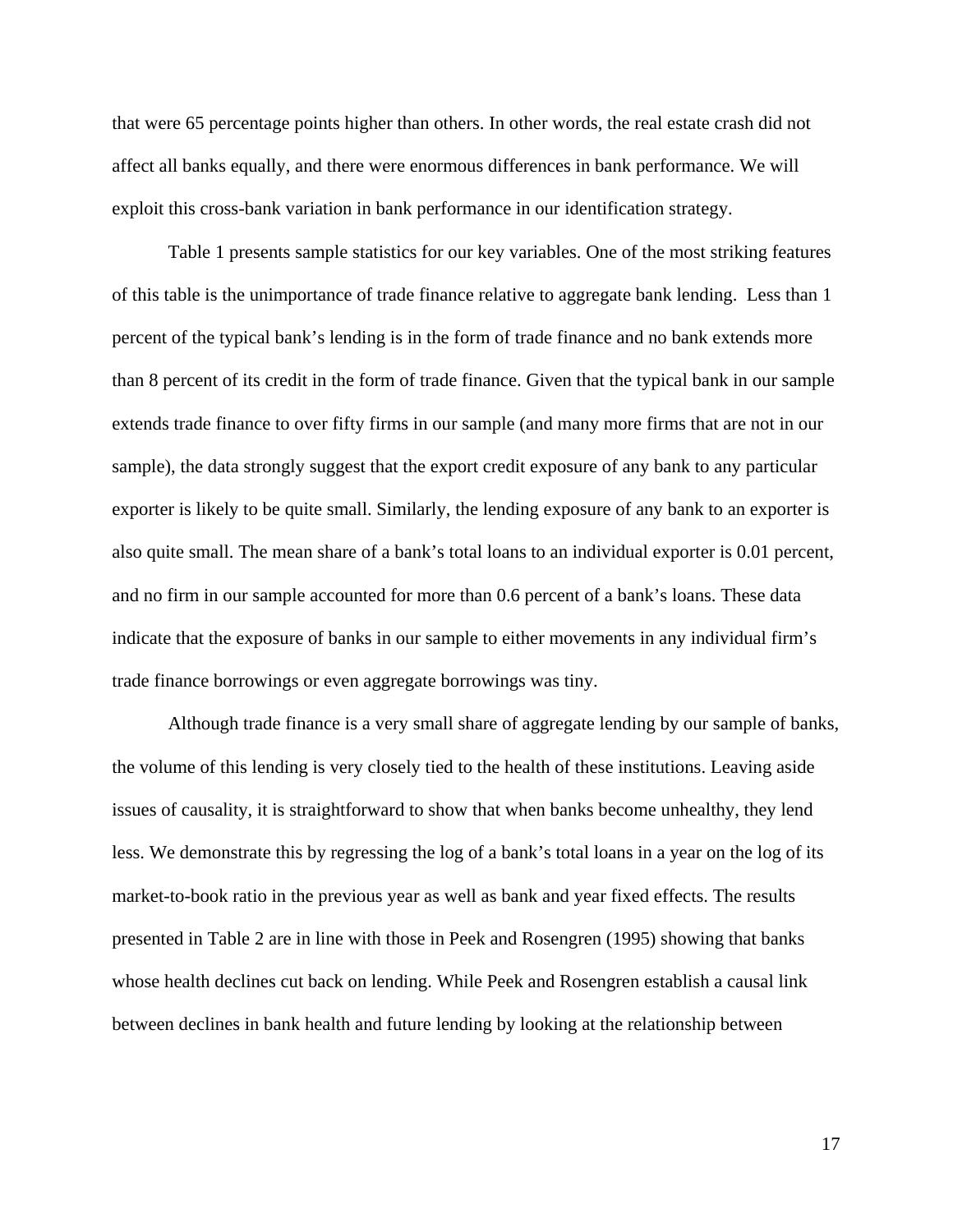that were 65 percentage points higher than others. In other words, the real estate crash did not affect all banks equally, and there were enormous differences in bank performance. We will exploit this cross-bank variation in bank performance in our identification strategy.

Table 1 presents sample statistics for our key variables. One of the most striking features of this table is the unimportance of trade finance relative to aggregate bank lending. Less than 1 percent of the typical bank's lending is in the form of trade finance and no bank extends more than 8 percent of its credit in the form of trade finance. Given that the typical bank in our sample extends trade finance to over fifty firms in our sample (and many more firms that are not in our sample), the data strongly suggest that the export credit exposure of any bank to any particular exporter is likely to be quite small. Similarly, the lending exposure of any bank to an exporter is also quite small. The mean share of a bank's total loans to an individual exporter is 0.01 percent, and no firm in our sample accounted for more than 0.6 percent of a bank's loans. These data indicate that the exposure of banks in our sample to either movements in any individual firm's trade finance borrowings or even aggregate borrowings was tiny.

Although trade finance is a very small share of aggregate lending by our sample of banks, the volume of this lending is very closely tied to the health of these institutions. Leaving aside issues of causality, it is straightforward to show that when banks become unhealthy, they lend less. We demonstrate this by regressing the log of a bank's total loans in a year on the log of its market-to-book ratio in the previous year as well as bank and year fixed effects. The results presented in Table 2 are in line with those in Peek and Rosengren (1995) showing that banks whose health declines cut back on lending. While Peek and Rosengren establish a causal link between declines in bank health and future lending by looking at the relationship between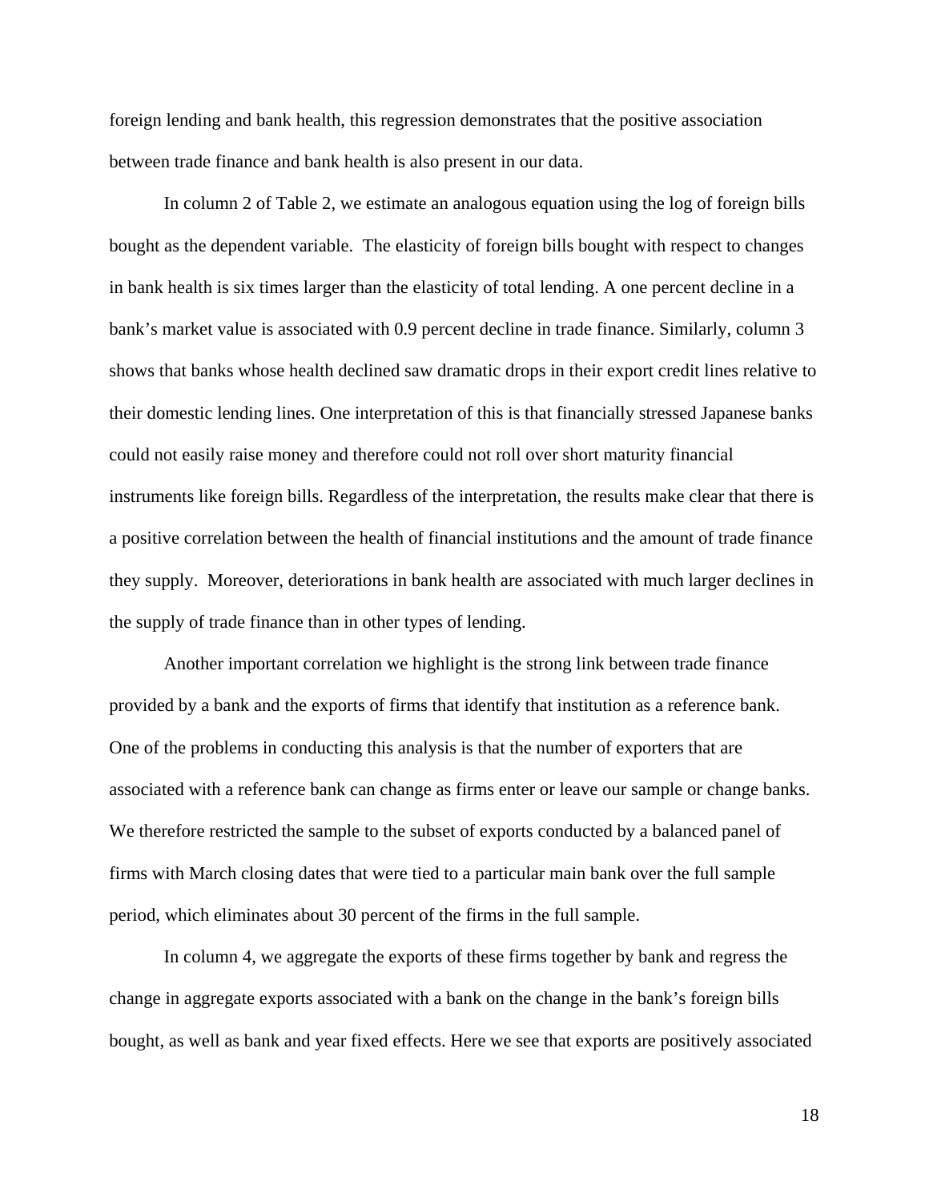foreign lending and bank health, this regression demonstrates that the positive association between trade finance and bank health is also present in our data.

In column 2 of Table 2, we estimate an analogous equation using the log of foreign bills bought as the dependent variable. The elasticity of foreign bills bought with respect to changes in bank health is six times larger than the elasticity of total lending. A one percent decline in a bank's market value is associated with 0.9 percent decline in trade finance. Similarly, column 3 shows that banks whose health declined saw dramatic drops in their export credit lines relative to their domestic lending lines. One interpretation of this is that financially stressed Japanese banks could not easily raise money and therefore could not roll over short maturity financial instruments like foreign bills. Regardless of the interpretation, the results make clear that there is a positive correlation between the health of financial institutions and the amount of trade finance they supply. Moreover, deteriorations in bank health are associated with much larger declines in the supply of trade finance than in other types of lending.

Another important correlation we highlight is the strong link between trade finance provided by a bank and the exports of firms that identify that institution as a reference bank. One of the problems in conducting this analysis is that the number of exporters that are associated with a reference bank can change as firms enter or leave our sample or change banks. We therefore restricted the sample to the subset of exports conducted by a balanced panel of firms with March closing dates that were tied to a particular main bank over the full sample period, which eliminates about 30 percent of the firms in the full sample.

In column 4, we aggregate the exports of these firms together by bank and regress the change in aggregate exports associated with a bank on the change in the bank's foreign bills bought, as well as bank and year fixed effects. Here we see that exports are positively associated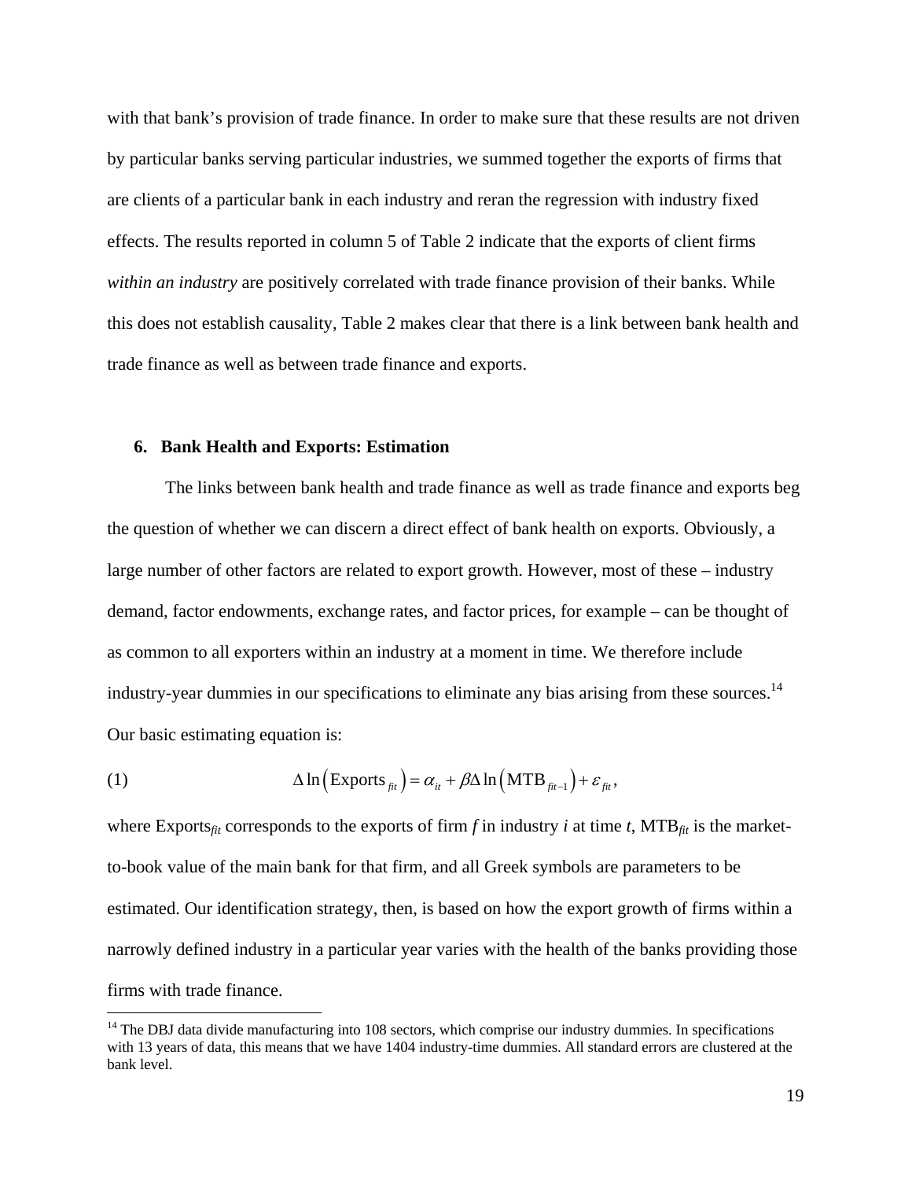with that bank's provision of trade finance. In order to make sure that these results are not driven by particular banks serving particular industries, we summed together the exports of firms that are clients of a particular bank in each industry and reran the regression with industry fixed effects. The results reported in column 5 of Table 2 indicate that the exports of client firms *within an industry* are positively correlated with trade finance provision of their banks. While this does not establish causality, Table 2 makes clear that there is a link between bank health and trade finance as well as between trade finance and exports.

## 6. Bank Health and Exports: Estimation

The links between bank health and trade finance as well as trade finance and exports beg the question of whether we can discern a direct effect of bank health on exports. Obviously, a large number of other factors are related to export growth. However, most of these – industry demand, factor endowments, exchange rates, and factor prices, for example – can be thought of as common to all exporters within an industry at a moment in time. We therefore include industry-year dummies in our specifications to eliminate any bias arising from these sources.[14] Our basic estimating equation is:

$$\Delta \ln\left(\text{Exports}_{fit}\right) = \alpha_{it} + \beta \Delta \ln\left(\text{MTB}_{fit-1}\right) + \varepsilon_{fit}, \tag{1}$$

where $\text{Exports}_{fit}$ corresponds to the exports of firm *f* in industry *i* at time *t*, $\text{MTB}_{fit}$ is the market-to-book value of the main bank for that firm, and all Greek symbols are parameters to be estimated. Our identification strategy, then, is based on how the export growth of firms within a narrowly defined industry in a particular year varies with the health of the banks providing those firms with trade finance.

[14] The DBJ data divide manufacturing into 108 sectors, which comprise our industry dummies. In specifications with 13 years of data, this means that we have 1404 industry-time dummies. All standard errors are clustered at the bank level.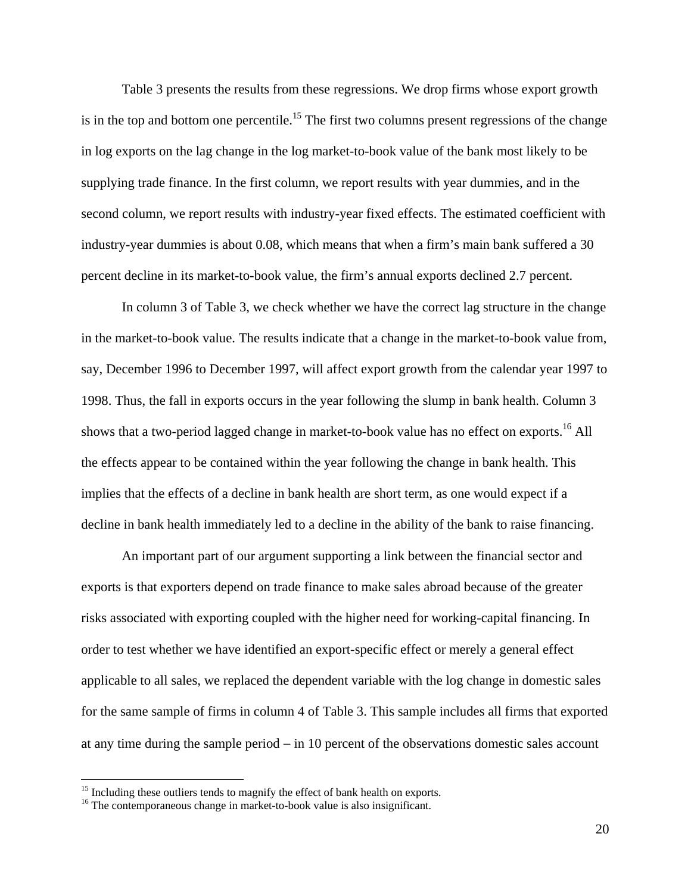Table 3 presents the results from these regressions. We drop firms whose export growth is in the top and bottom one percentile.[15] The first two columns present regressions of the change in log exports on the lag change in the log market-to-book value of the bank most likely to be supplying trade finance. In the first column, we report results with year dummies, and in the second column, we report results with industry-year fixed effects. The estimated coefficient with industry-year dummies is about 0.08, which means that when a firm's main bank suffered a 30 percent decline in its market-to-book value, the firm's annual exports declined 2.7 percent.

In column 3 of Table 3, we check whether we have the correct lag structure in the change in the market-to-book value. The results indicate that a change in the market-to-book value from, say, December 1996 to December 1997, will affect export growth from the calendar year 1997 to 1998. Thus, the fall in exports occurs in the year following the slump in bank health. Column 3 shows that a two-period lagged change in market-to-book value has no effect on exports.[16] All the effects appear to be contained within the year following the change in bank health. This implies that the effects of a decline in bank health are short term, as one would expect if a decline in bank health immediately led to a decline in the ability of the bank to raise financing.

An important part of our argument supporting a link between the financial sector and exports is that exporters depend on trade finance to make sales abroad because of the greater risks associated with exporting coupled with the higher need for working-capital financing. In order to test whether we have identified an export-specific effect or merely a general effect applicable to all sales, we replaced the dependent variable with the log change in domestic sales for the same sample of firms in column 4 of Table 3. This sample includes all firms that exported at any time during the sample period – in 10 percent of the observations domestic sales account

[15] Including these outliers tends to magnify the effect of bank health on exports.

[16] The contemporaneous change in market-to-book value is also insignificant.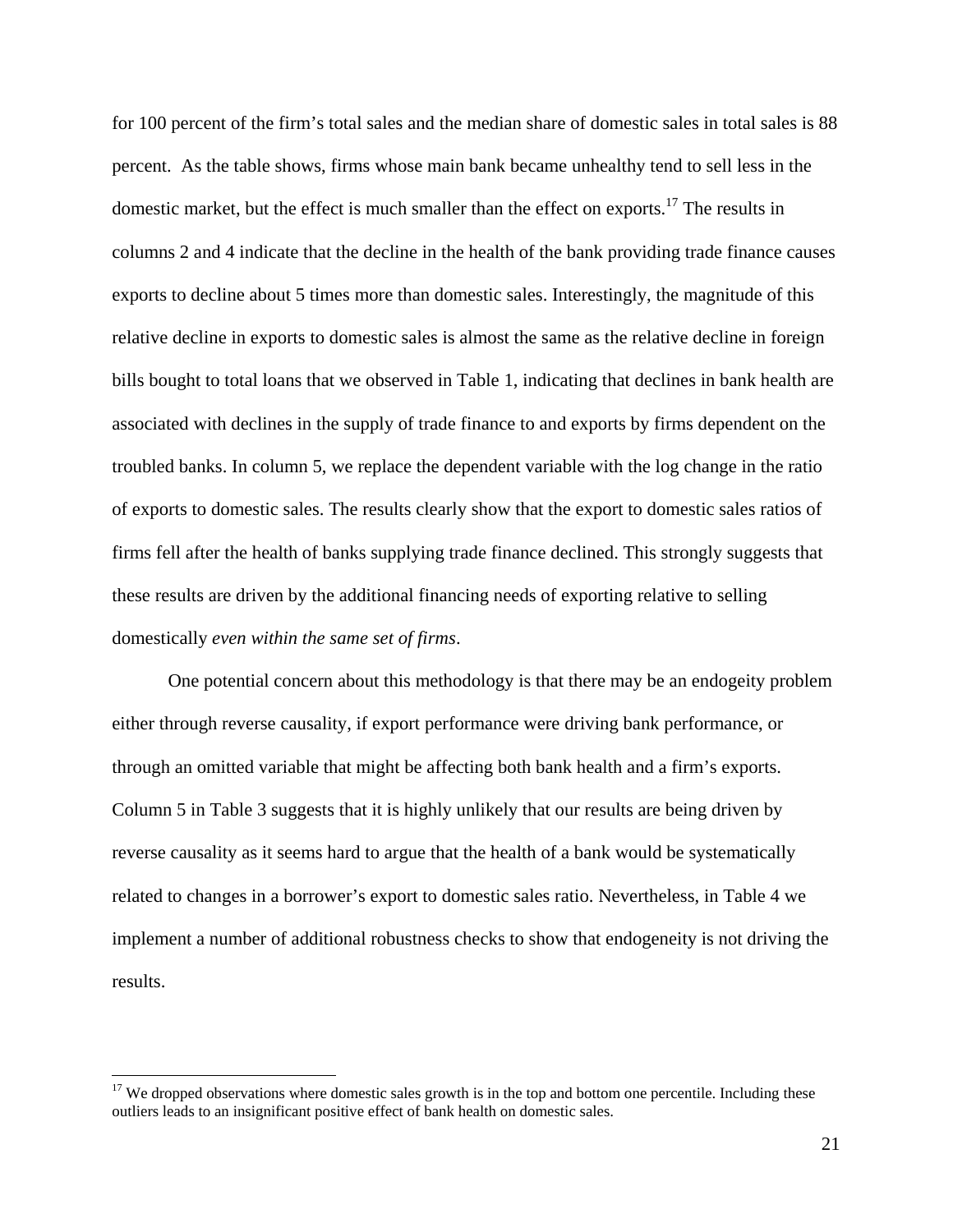for 100 percent of the firm's total sales and the median share of domestic sales in total sales is 88 percent. As the table shows, firms whose main bank became unhealthy tend to sell less in the domestic market, but the effect is much smaller than the effect on exports.[17] The results in columns 2 and 4 indicate that the decline in the health of the bank providing trade finance causes exports to decline about 5 times more than domestic sales. Interestingly, the magnitude of this relative decline in exports to domestic sales is almost the same as the relative decline in foreign bills bought to total loans that we observed in Table 1, indicating that declines in bank health are associated with declines in the supply of trade finance to and exports by firms dependent on the troubled banks. In column 5, we replace the dependent variable with the log change in the ratio of exports to domestic sales. The results clearly show that the export to domestic sales ratios of firms fell after the health of banks supplying trade finance declined. This strongly suggests that these results are driven by the additional financing needs of exporting relative to selling domestically *even within the same set of firms*.

One potential concern about this methodology is that there may be an endogeity problem either through reverse causality, if export performance were driving bank performance, or through an omitted variable that might be affecting both bank health and a firm's exports. Column 5 in Table 3 suggests that it is highly unlikely that our results are being driven by reverse causality as it seems hard to argue that the health of a bank would be systematically related to changes in a borrower's export to domestic sales ratio. Nevertheless, in Table 4 we implement a number of additional robustness checks to show that endogeneity is not driving the results.

[17] We dropped observations where domestic sales growth is in the top and bottom one percentile. Including these outliers leads to an insignificant positive effect of bank health on domestic sales.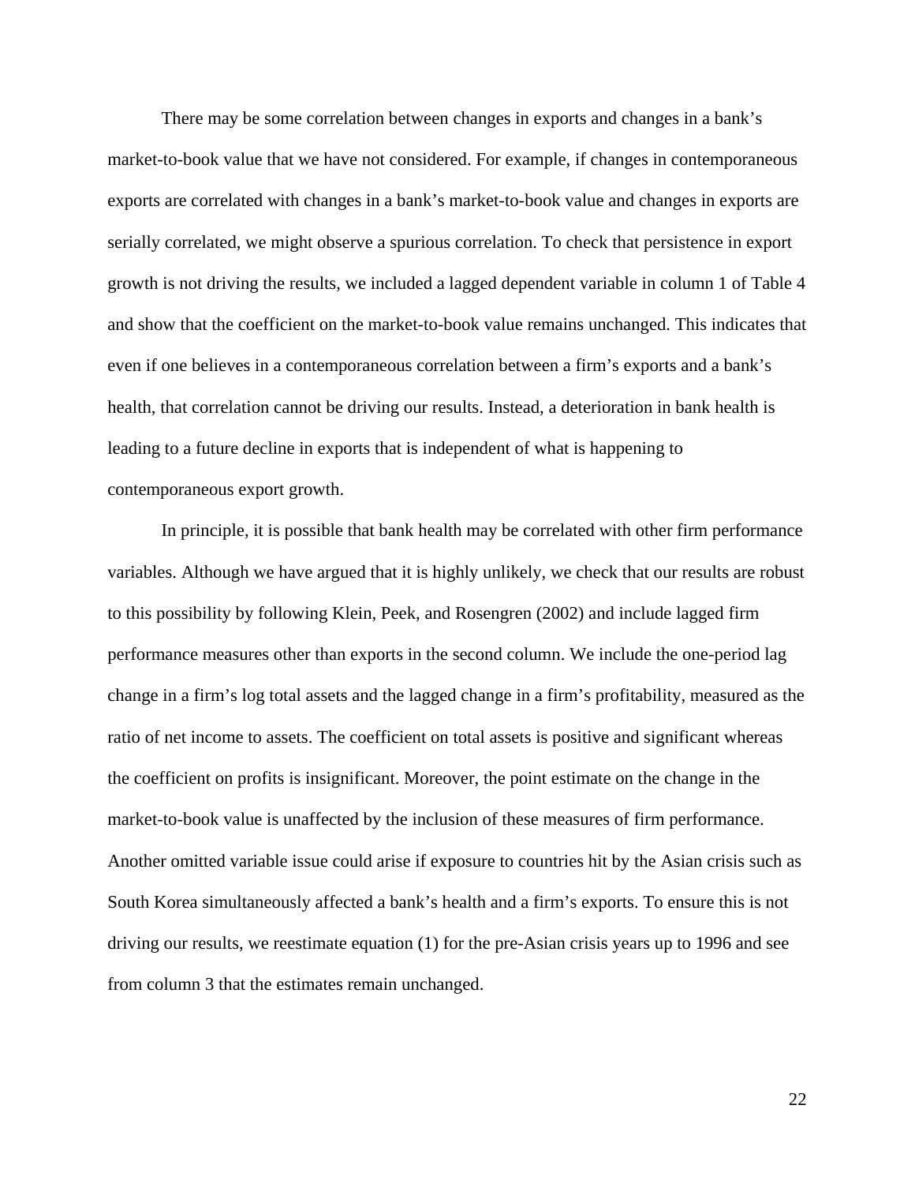There may be some correlation between changes in exports and changes in a bank's market-to-book value that we have not considered. For example, if changes in contemporaneous exports are correlated with changes in a bank's market-to-book value and changes in exports are serially correlated, we might observe a spurious correlation. To check that persistence in export growth is not driving the results, we included a lagged dependent variable in column 1 of Table 4 and show that the coefficient on the market-to-book value remains unchanged. This indicates that even if one believes in a contemporaneous correlation between a firm's exports and a bank's health, that correlation cannot be driving our results. Instead, a deterioration in bank health is leading to a future decline in exports that is independent of what is happening to contemporaneous export growth.

In principle, it is possible that bank health may be correlated with other firm performance variables. Although we have argued that it is highly unlikely, we check that our results are robust to this possibility by following Klein, Peek, and Rosengren (2002) and include lagged firm performance measures other than exports in the second column. We include the one-period lag change in a firm's log total assets and the lagged change in a firm's profitability, measured as the ratio of net income to assets. The coefficient on total assets is positive and significant whereas the coefficient on profits is insignificant. Moreover, the point estimate on the change in the market-to-book value is unaffected by the inclusion of these measures of firm performance. Another omitted variable issue could arise if exposure to countries hit by the Asian crisis such as South Korea simultaneously affected a bank's health and a firm's exports. To ensure this is not driving our results, we reestimate equation (1) for the pre-Asian crisis years up to 1996 and see from column 3 that the estimates remain unchanged.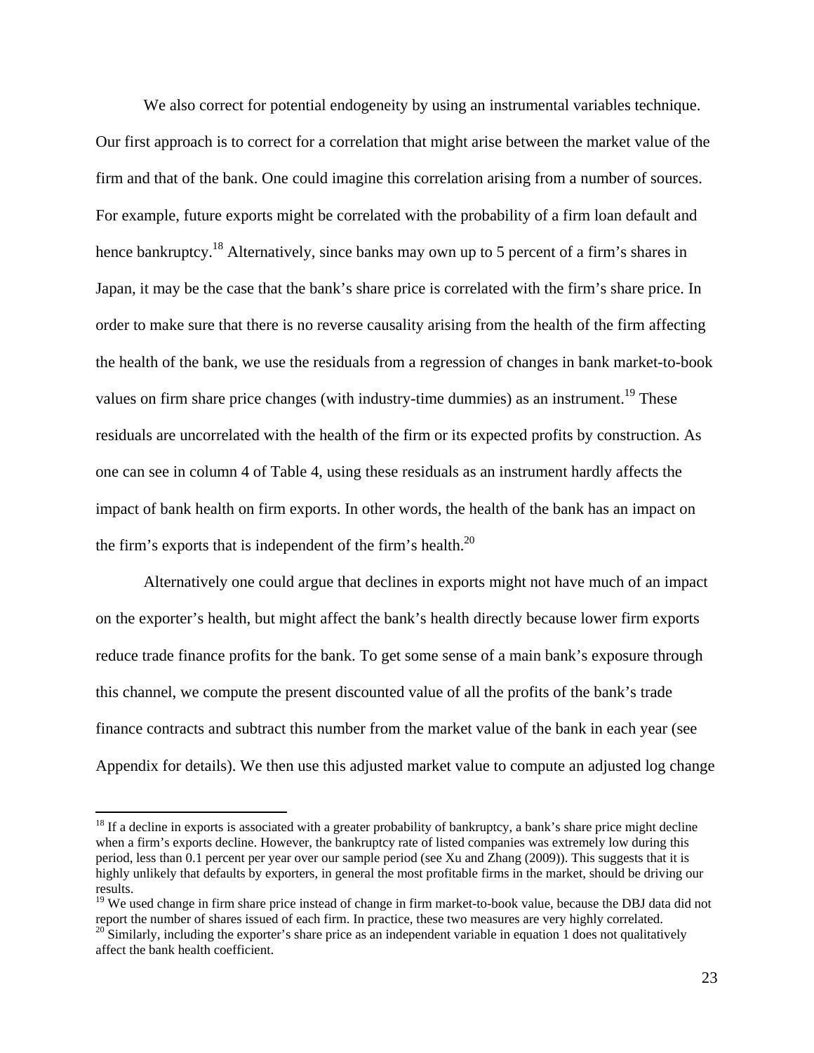We also correct for potential endogeneity by using an instrumental variables technique. Our first approach is to correct for a correlation that might arise between the market value of the firm and that of the bank. One could imagine this correlation arising from a number of sources. For example, future exports might be correlated with the probability of a firm loan default and hence bankruptcy.[18] Alternatively, since banks may own up to 5 percent of a firm's shares in Japan, it may be the case that the bank's share price is correlated with the firm's share price. In order to make sure that there is no reverse causality arising from the health of the firm affecting the health of the bank, we use the residuals from a regression of changes in bank market-to-book values on firm share price changes (with industry-time dummies) as an instrument.[19] These residuals are uncorrelated with the health of the firm or its expected profits by construction. As one can see in column 4 of Table 4, using these residuals as an instrument hardly affects the impact of bank health on firm exports. In other words, the health of the bank has an impact on the firm's exports that is independent of the firm's health.[20]

Alternatively one could argue that declines in exports might not have much of an impact on the exporter's health, but might affect the bank's health directly because lower firm exports reduce trade finance profits for the bank. To get some sense of a main bank's exposure through this channel, we compute the present discounted value of all the profits of the bank's trade finance contracts and subtract this number from the market value of the bank in each year (see Appendix for details). We then use this adjusted market value to compute an adjusted log change

---

[18] If a decline in exports is associated with a greater probability of bankruptcy, a bank's share price might decline when a firm's exports decline. However, the bankruptcy rate of listed companies was extremely low during this period, less than 0.1 percent per year over our sample period (see Xu and Zhang (2009)). This suggests that it is highly unlikely that defaults by exporters, in general the most profitable firms in the market, should be driving our results.

[19] We used change in firm share price instead of change in firm market-to-book value, because the DBJ data did not report the number of shares issued of each firm. In practice, these two measures are very highly correlated.

[20] Similarly, including the exporter's share price as an independent variable in equation 1 does not qualitatively affect the bank health coefficient.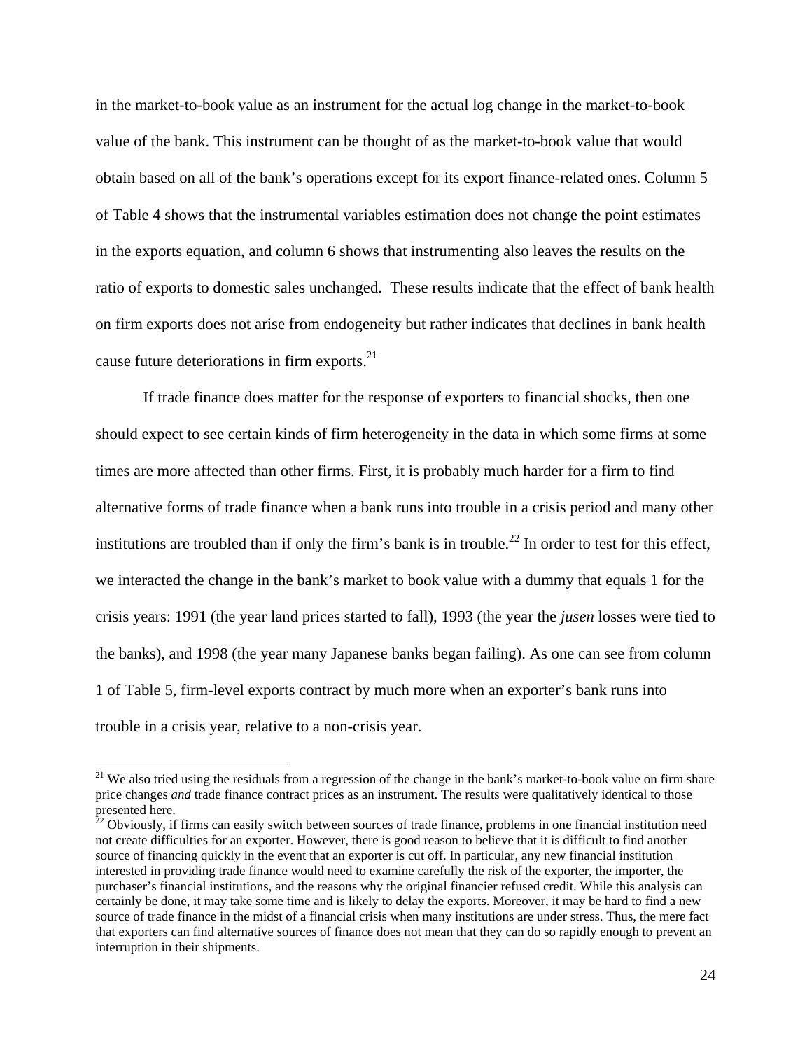in the market-to-book value as an instrument for the actual log change in the market-to-book value of the bank. This instrument can be thought of as the market-to-book value that would obtain based on all of the bank's operations except for its export finance-related ones. Column 5 of Table 4 shows that the instrumental variables estimation does not change the point estimates in the exports equation, and column 6 shows that instrumenting also leaves the results on the ratio of exports to domestic sales unchanged. These results indicate that the effect of bank health on firm exports does not arise from endogeneity but rather indicates that declines in bank health cause future deteriorations in firm exports.[21]

If trade finance does matter for the response of exporters to financial shocks, then one should expect to see certain kinds of firm heterogeneity in the data in which some firms at some times are more affected than other firms. First, it is probably much harder for a firm to find alternative forms of trade finance when a bank runs into trouble in a crisis period and many other institutions are troubled than if only the firm's bank is in trouble.[22] In order to test for this effect, we interacted the change in the bank's market to book value with a dummy that equals 1 for the crisis years: 1991 (the year land prices started to fall), 1993 (the year the *jusen* losses were tied to the banks), and 1998 (the year many Japanese banks began failing). As one can see from column 1 of Table 5, firm-level exports contract by much more when an exporter's bank runs into trouble in a crisis year, relative to a non-crisis year.

---

[21] We also tried using the residuals from a regression of the change in the bank's market-to-book value on firm share price changes *and* trade finance contract prices as an instrument. The results were qualitatively identical to those presented here.

[22] Obviously, if firms can easily switch between sources of trade finance, problems in one financial institution need not create difficulties for an exporter. However, there is good reason to believe that it is difficult to find another source of financing quickly in the event that an exporter is cut off. In particular, any new financial institution interested in providing trade finance would need to examine carefully the risk of the exporter, the importer, the purchaser's financial institutions, and the reasons why the original financier refused credit. While this analysis can certainly be done, it may take some time and is likely to delay the exports. Moreover, it may be hard to find a new source of trade finance in the midst of a financial crisis when many institutions are under stress. Thus, the mere fact that exporters can find alternative sources of finance does not mean that they can do so rapidly enough to prevent an interruption in their shipments.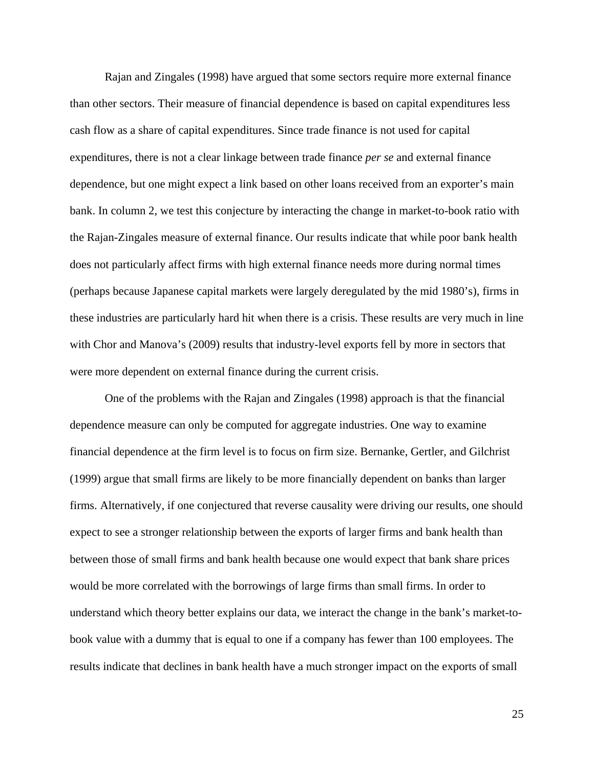Rajan and Zingales (1998) have argued that some sectors require more external finance than other sectors. Their measure of financial dependence is based on capital expenditures less cash flow as a share of capital expenditures. Since trade finance is not used for capital expenditures, there is not a clear linkage between trade finance *per se* and external finance dependence, but one might expect a link based on other loans received from an exporter's main bank. In column 2, we test this conjecture by interacting the change in market-to-book ratio with the Rajan-Zingales measure of external finance. Our results indicate that while poor bank health does not particularly affect firms with high external finance needs more during normal times (perhaps because Japanese capital markets were largely deregulated by the mid 1980's), firms in these industries are particularly hard hit when there is a crisis. These results are very much in line with Chor and Manova's (2009) results that industry-level exports fell by more in sectors that were more dependent on external finance during the current crisis.

One of the problems with the Rajan and Zingales (1998) approach is that the financial dependence measure can only be computed for aggregate industries. One way to examine financial dependence at the firm level is to focus on firm size. Bernanke, Gertler, and Gilchrist (1999) argue that small firms are likely to be more financially dependent on banks than larger firms. Alternatively, if one conjectured that reverse causality were driving our results, one should expect to see a stronger relationship between the exports of larger firms and bank health than between those of small firms and bank health because one would expect that bank share prices would be more correlated with the borrowings of large firms than small firms. In order to understand which theory better explains our data, we interact the change in the bank's market-to-book value with a dummy that is equal to one if a company has fewer than 100 employees. The results indicate that declines in bank health have a much stronger impact on the exports of small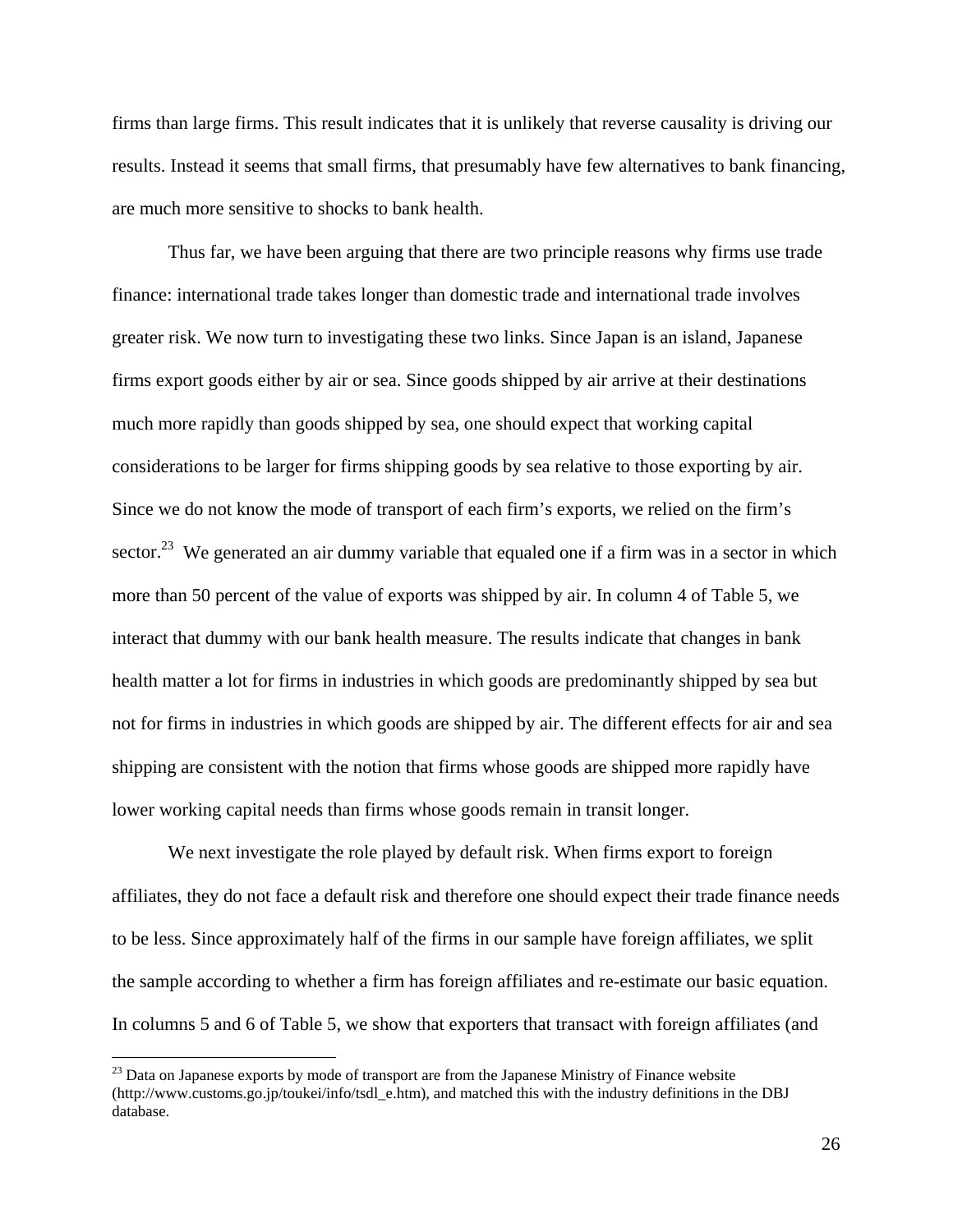firms than large firms. This result indicates that it is unlikely that reverse causality is driving our results. Instead it seems that small firms, that presumably have few alternatives to bank financing, are much more sensitive to shocks to bank health.

Thus far, we have been arguing that there are two principle reasons why firms use trade finance: international trade takes longer than domestic trade and international trade involves greater risk. We now turn to investigating these two links. Since Japan is an island, Japanese firms export goods either by air or sea. Since goods shipped by air arrive at their destinations much more rapidly than goods shipped by sea, one should expect that working capital considerations to be larger for firms shipping goods by sea relative to those exporting by air. Since we do not know the mode of transport of each firm's exports, we relied on the firm's sector.[23] We generated an air dummy variable that equaled one if a firm was in a sector in which more than 50 percent of the value of exports was shipped by air. In column 4 of Table 5, we interact that dummy with our bank health measure. The results indicate that changes in bank health matter a lot for firms in industries in which goods are predominantly shipped by sea but not for firms in industries in which goods are shipped by air. The different effects for air and sea shipping are consistent with the notion that firms whose goods are shipped more rapidly have lower working capital needs than firms whose goods remain in transit longer.

We next investigate the role played by default risk. When firms export to foreign affiliates, they do not face a default risk and therefore one should expect their trade finance needs to be less. Since approximately half of the firms in our sample have foreign affiliates, we split the sample according to whether a firm has foreign affiliates and re-estimate our basic equation. In columns 5 and 6 of Table 5, we show that exporters that transact with foreign affiliates (and

[23] Data on Japanese exports by mode of transport are from the Japanese Ministry of Finance website (http://www.customs.go.jp/toukei/info/tsdl_e.htm), and matched this with the industry definitions in the DBJ database.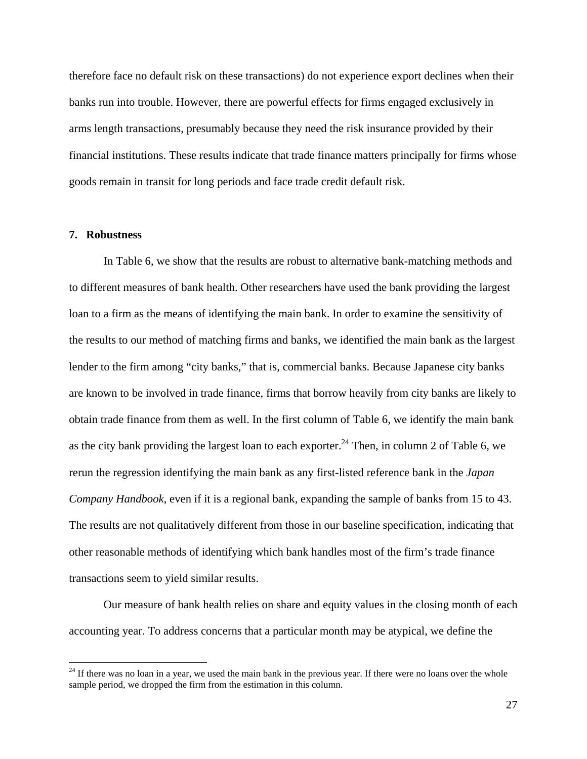therefore face no default risk on these transactions) do not experience export declines when their banks run into trouble. However, there are powerful effects for firms engaged exclusively in arms length transactions, presumably because they need the risk insurance provided by their financial institutions. These results indicate that trade finance matters principally for firms whose goods remain in transit for long periods and face trade credit default risk.

## 7. Robustness

In Table 6, we show that the results are robust to alternative bank-matching methods and to different measures of bank health. Other researchers have used the bank providing the largest loan to a firm as the means of identifying the main bank. In order to examine the sensitivity of the results to our method of matching firms and banks, we identified the main bank as the largest lender to the firm among "city banks," that is, commercial banks. Because Japanese city banks are known to be involved in trade finance, firms that borrow heavily from city banks are likely to obtain trade finance from them as well. In the first column of Table 6, we identify the main bank as the city bank providing the largest loan to each exporter.[24] Then, in column 2 of Table 6, we rerun the regression identifying the main bank as any first-listed reference bank in the *Japan Company Handbook*, even if it is a regional bank, expanding the sample of banks from 15 to 43. The results are not qualitatively different from those in our baseline specification, indicating that other reasonable methods of identifying which bank handles most of the firm's trade finance transactions seem to yield similar results.

Our measure of bank health relies on share and equity values in the closing month of each accounting year. To address concerns that a particular month may be atypical, we define the

[24] If there was no loan in a year, we used the main bank in the previous year. If there were no loans over the whole sample period, we dropped the firm from the estimation in this column.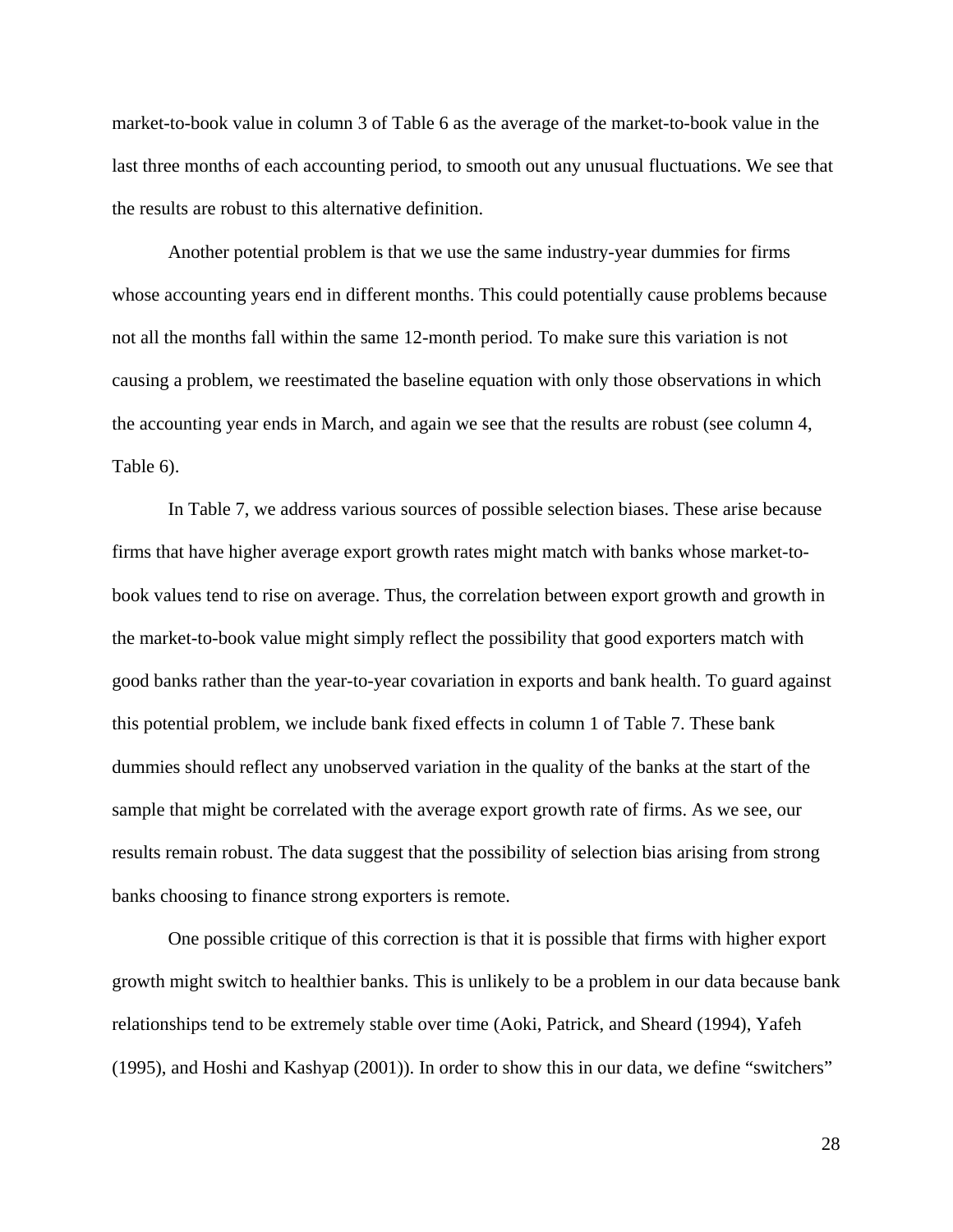market-to-book value in column 3 of Table 6 as the average of the market-to-book value in the last three months of each accounting period, to smooth out any unusual fluctuations. We see that the results are robust to this alternative definition.

Another potential problem is that we use the same industry-year dummies for firms whose accounting years end in different months. This could potentially cause problems because not all the months fall within the same 12-month period. To make sure this variation is not causing a problem, we reestimated the baseline equation with only those observations in which the accounting year ends in March, and again we see that the results are robust (see column 4, Table 6).

In Table 7, we address various sources of possible selection biases. These arise because firms that have higher average export growth rates might match with banks whose market-to-book values tend to rise on average. Thus, the correlation between export growth and growth in the market-to-book value might simply reflect the possibility that good exporters match with good banks rather than the year-to-year covariation in exports and bank health. To guard against this potential problem, we include bank fixed effects in column 1 of Table 7. These bank dummies should reflect any unobserved variation in the quality of the banks at the start of the sample that might be correlated with the average export growth rate of firms. As we see, our results remain robust. The data suggest that the possibility of selection bias arising from strong banks choosing to finance strong exporters is remote.

One possible critique of this correction is that it is possible that firms with higher export growth might switch to healthier banks. This is unlikely to be a problem in our data because bank relationships tend to be extremely stable over time (Aoki, Patrick, and Sheard (1994), Yafeh (1995), and Hoshi and Kashyap (2001)). In order to show this in our data, we define "switchers"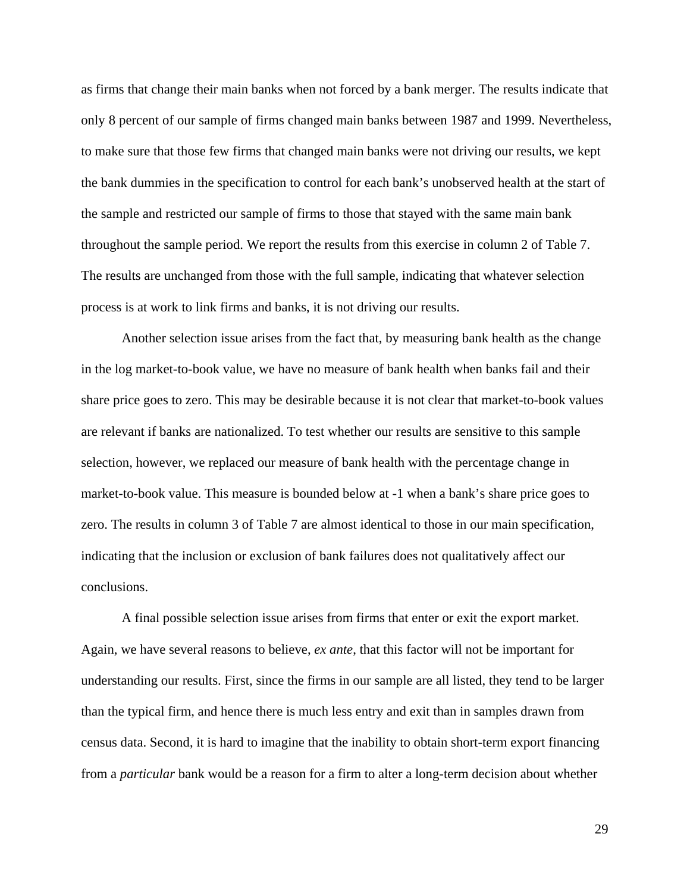as firms that change their main banks when not forced by a bank merger. The results indicate that only 8 percent of our sample of firms changed main banks between 1987 and 1999. Nevertheless, to make sure that those few firms that changed main banks were not driving our results, we kept the bank dummies in the specification to control for each bank's unobserved health at the start of the sample and restricted our sample of firms to those that stayed with the same main bank throughout the sample period. We report the results from this exercise in column 2 of Table 7. The results are unchanged from those with the full sample, indicating that whatever selection process is at work to link firms and banks, it is not driving our results.

Another selection issue arises from the fact that, by measuring bank health as the change in the log market-to-book value, we have no measure of bank health when banks fail and their share price goes to zero. This may be desirable because it is not clear that market-to-book values are relevant if banks are nationalized. To test whether our results are sensitive to this sample selection, however, we replaced our measure of bank health with the percentage change in market-to-book value. This measure is bounded below at -1 when a bank's share price goes to zero. The results in column 3 of Table 7 are almost identical to those in our main specification, indicating that the inclusion or exclusion of bank failures does not qualitatively affect our conclusions.

A final possible selection issue arises from firms that enter or exit the export market. Again, we have several reasons to believe, *ex ante*, that this factor will not be important for understanding our results. First, since the firms in our sample are all listed, they tend to be larger than the typical firm, and hence there is much less entry and exit than in samples drawn from census data. Second, it is hard to imagine that the inability to obtain short-term export financing from a *particular* bank would be a reason for a firm to alter a long-term decision about whether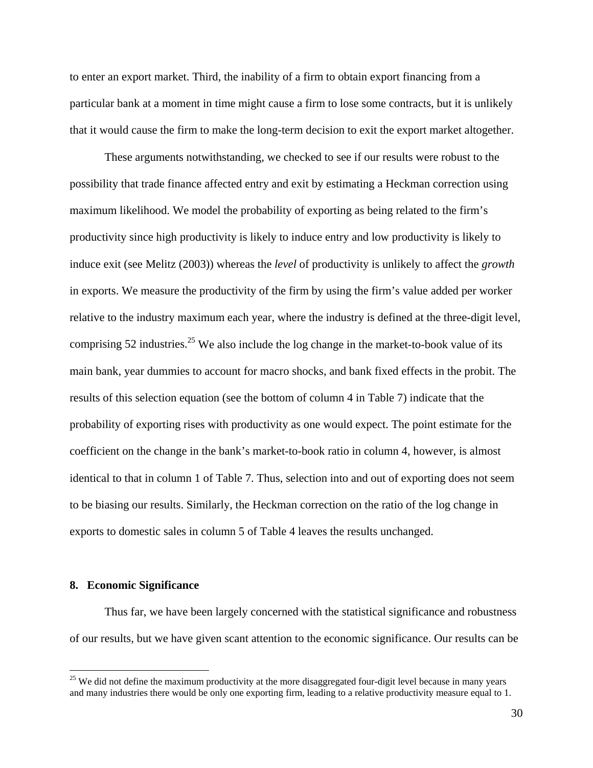to enter an export market. Third, the inability of a firm to obtain export financing from a particular bank at a moment in time might cause a firm to lose some contracts, but it is unlikely that it would cause the firm to make the long-term decision to exit the export market altogether.

These arguments notwithstanding, we checked to see if our results were robust to the possibility that trade finance affected entry and exit by estimating a Heckman correction using maximum likelihood. We model the probability of exporting as being related to the firm's productivity since high productivity is likely to induce entry and low productivity is likely to induce exit (see Melitz (2003)) whereas the *level* of productivity is unlikely to affect the *growth* in exports. We measure the productivity of the firm by using the firm's value added per worker relative to the industry maximum each year, where the industry is defined at the three-digit level, comprising 52 industries.[25] We also include the log change in the market-to-book value of its main bank, year dummies to account for macro shocks, and bank fixed effects in the probit. The results of this selection equation (see the bottom of column 4 in Table 7) indicate that the probability of exporting rises with productivity as one would expect. The point estimate for the coefficient on the change in the bank's market-to-book ratio in column 4, however, is almost identical to that in column 1 of Table 7. Thus, selection into and out of exporting does not seem to be biasing our results. Similarly, the Heckman correction on the ratio of the log change in exports to domestic sales in column 5 of Table 4 leaves the results unchanged.

## 8. Economic Significance

Thus far, we have been largely concerned with the statistical significance and robustness of our results, but we have given scant attention to the economic significance. Our results can be

[25] We did not define the maximum productivity at the more disaggregated four-digit level because in many years and many industries there would be only one exporting firm, leading to a relative productivity measure equal to 1.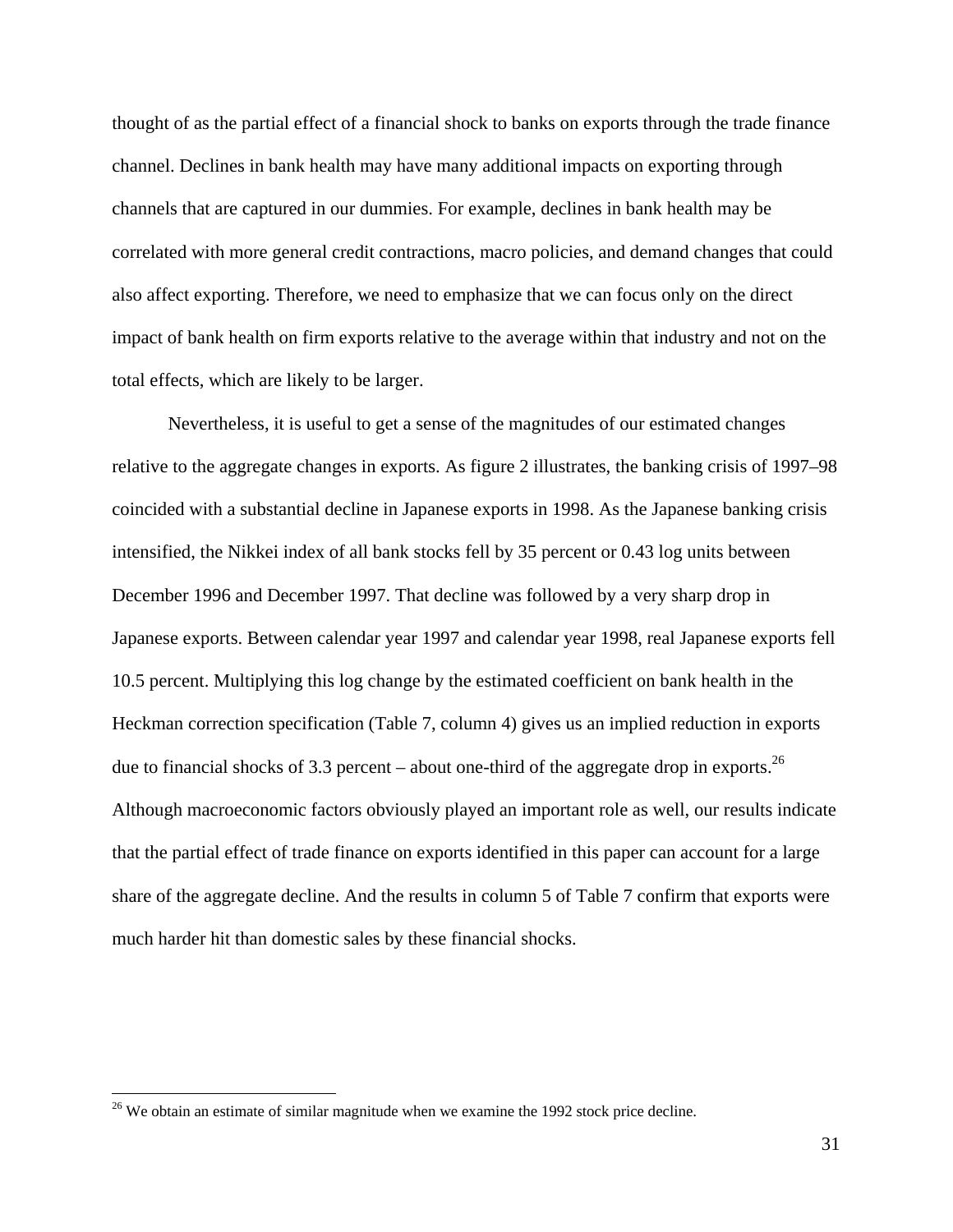thought of as the partial effect of a financial shock to banks on exports through the trade finance channel. Declines in bank health may have many additional impacts on exporting through channels that are captured in our dummies. For example, declines in bank health may be correlated with more general credit contractions, macro policies, and demand changes that could also affect exporting. Therefore, we need to emphasize that we can focus only on the direct impact of bank health on firm exports relative to the average within that industry and not on the total effects, which are likely to be larger.

Nevertheless, it is useful to get a sense of the magnitudes of our estimated changes relative to the aggregate changes in exports. As figure 2 illustrates, the banking crisis of 1997–98 coincided with a substantial decline in Japanese exports in 1998. As the Japanese banking crisis intensified, the Nikkei index of all bank stocks fell by 35 percent or 0.43 log units between December 1996 and December 1997. That decline was followed by a very sharp drop in Japanese exports. Between calendar year 1997 and calendar year 1998, real Japanese exports fell 10.5 percent. Multiplying this log change by the estimated coefficient on bank health in the Heckman correction specification (Table 7, column 4) gives us an implied reduction in exports due to financial shocks of 3.3 percent – about one-third of the aggregate drop in exports.[26] Although macroeconomic factors obviously played an important role as well, our results indicate that the partial effect of trade finance on exports identified in this paper can account for a large share of the aggregate decline. And the results in column 5 of Table 7 confirm that exports were much harder hit than domestic sales by these financial shocks.

---

[26] We obtain an estimate of similar magnitude when we examine the 1992 stock price decline.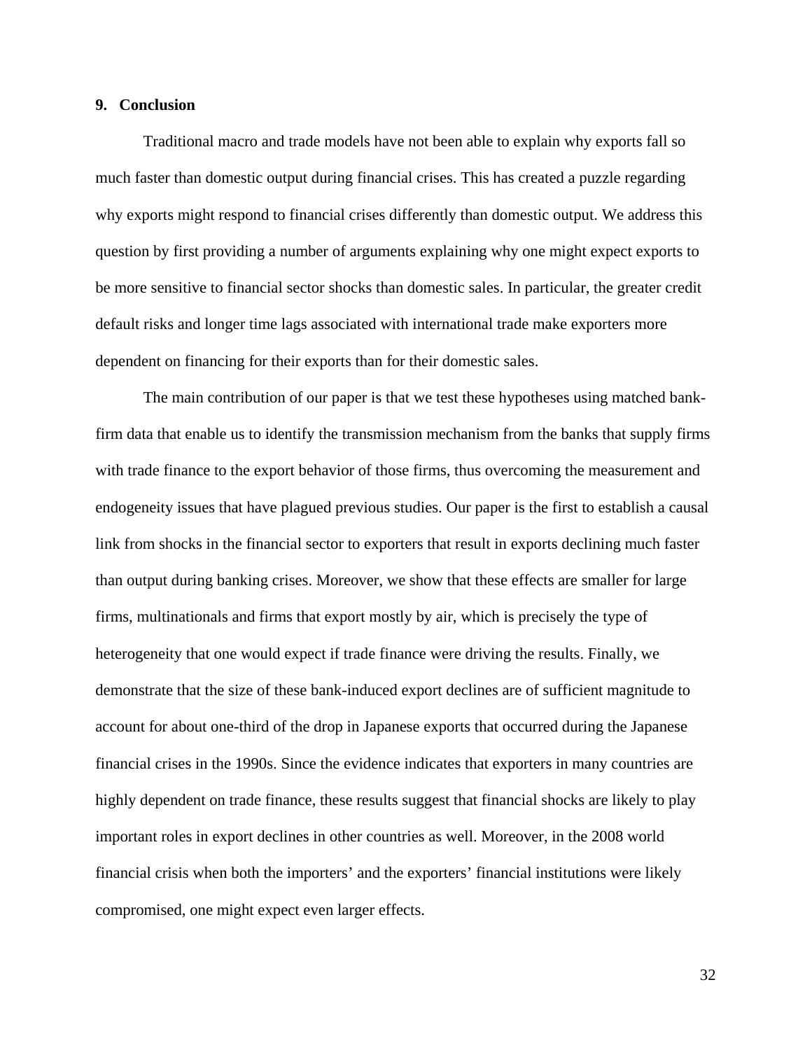## 9. Conclusion

Traditional macro and trade models have not been able to explain why exports fall so much faster than domestic output during financial crises. This has created a puzzle regarding why exports might respond to financial crises differently than domestic output. We address this question by first providing a number of arguments explaining why one might expect exports to be more sensitive to financial sector shocks than domestic sales. In particular, the greater credit default risks and longer time lags associated with international trade make exporters more dependent on financing for their exports than for their domestic sales.

The main contribution of our paper is that we test these hypotheses using matched bank-firm data that enable us to identify the transmission mechanism from the banks that supply firms with trade finance to the export behavior of those firms, thus overcoming the measurement and endogeneity issues that have plagued previous studies. Our paper is the first to establish a causal link from shocks in the financial sector to exporters that result in exports declining much faster than output during banking crises. Moreover, we show that these effects are smaller for large firms, multinationals and firms that export mostly by air, which is precisely the type of heterogeneity that one would expect if trade finance were driving the results. Finally, we demonstrate that the size of these bank-induced export declines are of sufficient magnitude to account for about one-third of the drop in Japanese exports that occurred during the Japanese financial crises in the 1990s. Since the evidence indicates that exporters in many countries are highly dependent on trade finance, these results suggest that financial shocks are likely to play important roles in export declines in other countries as well. Moreover, in the 2008 world financial crisis when both the importers' and the exporters' financial institutions were likely compromised, one might expect even larger effects.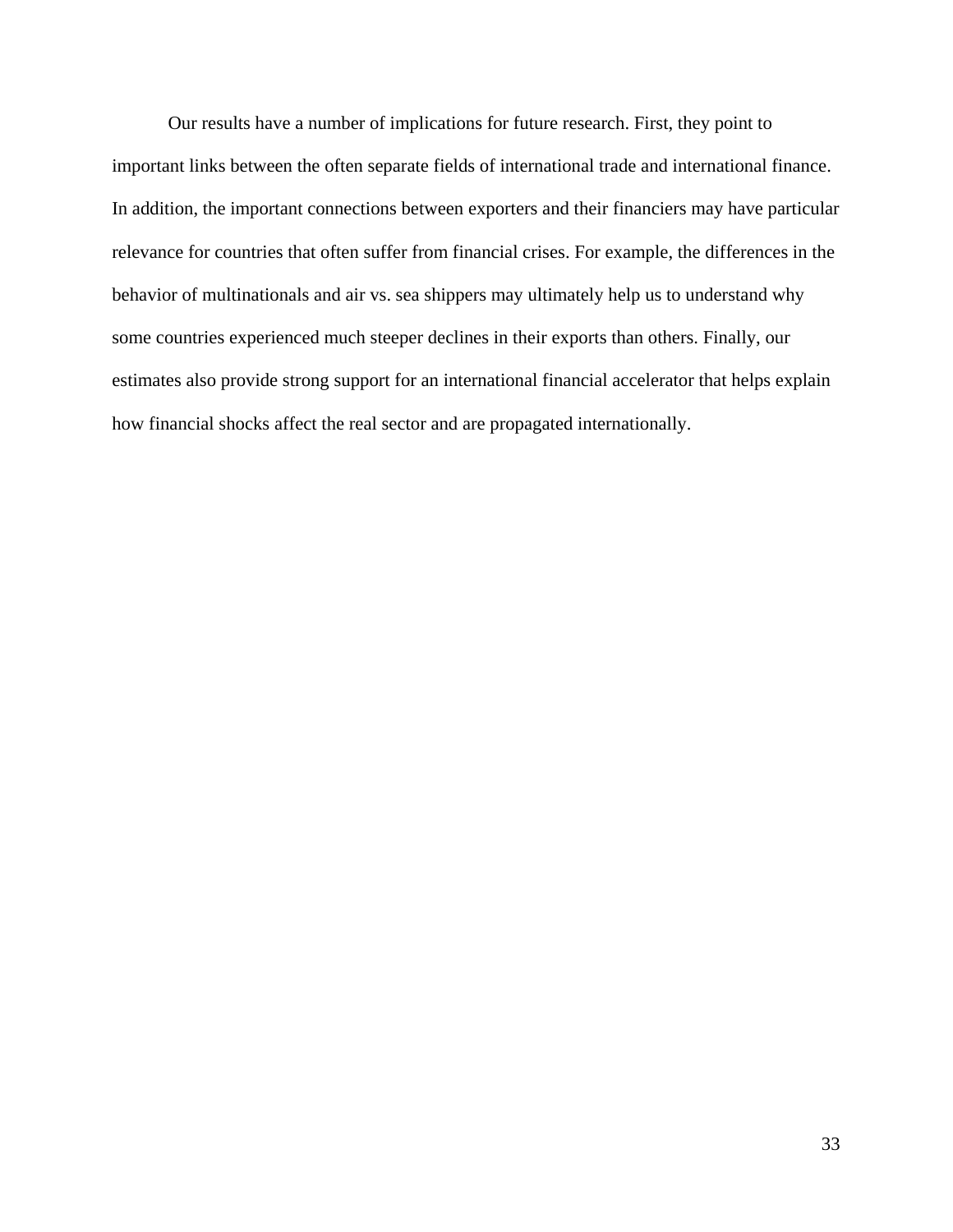Our results have a number of implications for future research. First, they point to important links between the often separate fields of international trade and international finance. In addition, the important connections between exporters and their financiers may have particular relevance for countries that often suffer from financial crises. For example, the differences in the behavior of multinationals and air vs. sea shippers may ultimately help us to understand why some countries experienced much steeper declines in their exports than others. Finally, our estimates also provide strong support for an international financial accelerator that helps explain how financial shocks affect the real sector and are propagated internationally.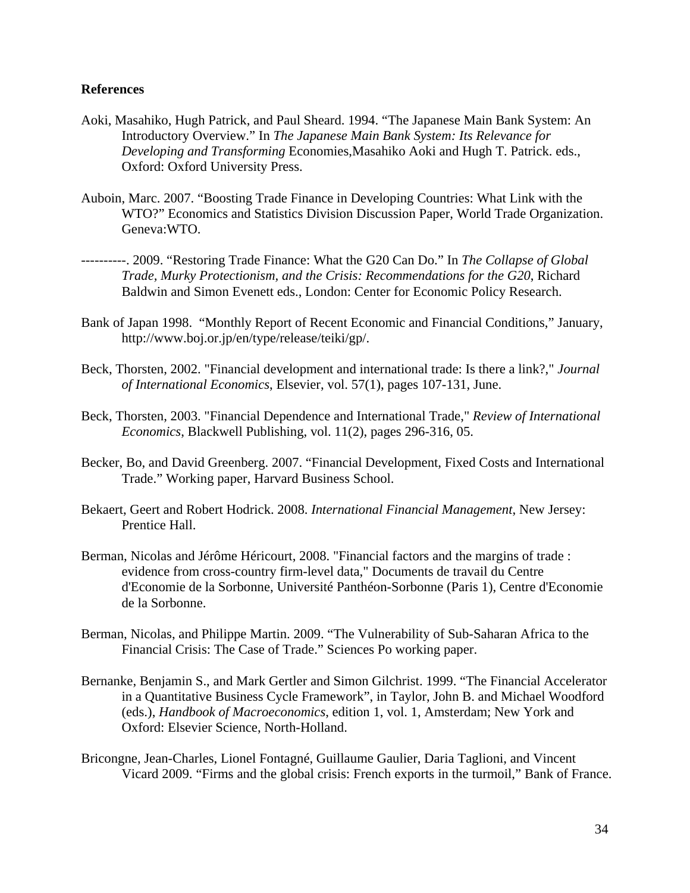**References**

Aoki, Masahiko, Hugh Patrick, and Paul Sheard. 1994. "The Japanese Main Bank System: An Introductory Overview." In *The Japanese Main Bank System: Its Relevance for Developing and Transforming* Economies,Masahiko Aoki and Hugh T. Patrick. eds., Oxford: Oxford University Press.

Auboin, Marc. 2007. "Boosting Trade Finance in Developing Countries: What Link with the WTO?" Economics and Statistics Division Discussion Paper, World Trade Organization. Geneva:WTO.

----------. 2009. "Restoring Trade Finance: What the G20 Can Do." In *The Collapse of Global Trade, Murky Protectionism, and the Crisis: Recommendations for the G20*, Richard Baldwin and Simon Evenett eds., London: Center for Economic Policy Research.

Bank of Japan 1998. "Monthly Report of Recent Economic and Financial Conditions," January, http://www.boj.or.jp/en/type/release/teiki/gp/.

Beck, Thorsten, 2002. "Financial development and international trade: Is there a link?," *Journal of International Economics*, Elsevier, vol. 57(1), pages 107-131, June.

Beck, Thorsten, 2003. "Financial Dependence and International Trade," *Review of International Economics*, Blackwell Publishing, vol. 11(2), pages 296-316, 05.

Becker, Bo, and David Greenberg. 2007. "Financial Development, Fixed Costs and International Trade." Working paper, Harvard Business School.

Bekaert, Geert and Robert Hodrick. 2008. *International Financial Management*, New Jersey: Prentice Hall.

Berman, Nicolas and Jérôme Héricourt, 2008. "Financial factors and the margins of trade : evidence from cross-country firm-level data," Documents de travail du Centre d'Economie de la Sorbonne, Université Panthéon-Sorbonne (Paris 1), Centre d'Economie de la Sorbonne.

Berman, Nicolas, and Philippe Martin. 2009. "The Vulnerability of Sub-Saharan Africa to the Financial Crisis: The Case of Trade." Sciences Po working paper.

Bernanke, Benjamin S., and Mark Gertler and Simon Gilchrist. 1999. "The Financial Accelerator in a Quantitative Business Cycle Framework", in Taylor, John B. and Michael Woodford (eds.), *Handbook of Macroeconomics*, edition 1, vol. 1, Amsterdam; New York and Oxford: Elsevier Science, North-Holland.

Bricongne, Jean-Charles, Lionel Fontagné, Guillaume Gaulier, Daria Taglioni, and Vincent Vicard 2009. "Firms and the global crisis: French exports in the turmoil," Bank of France.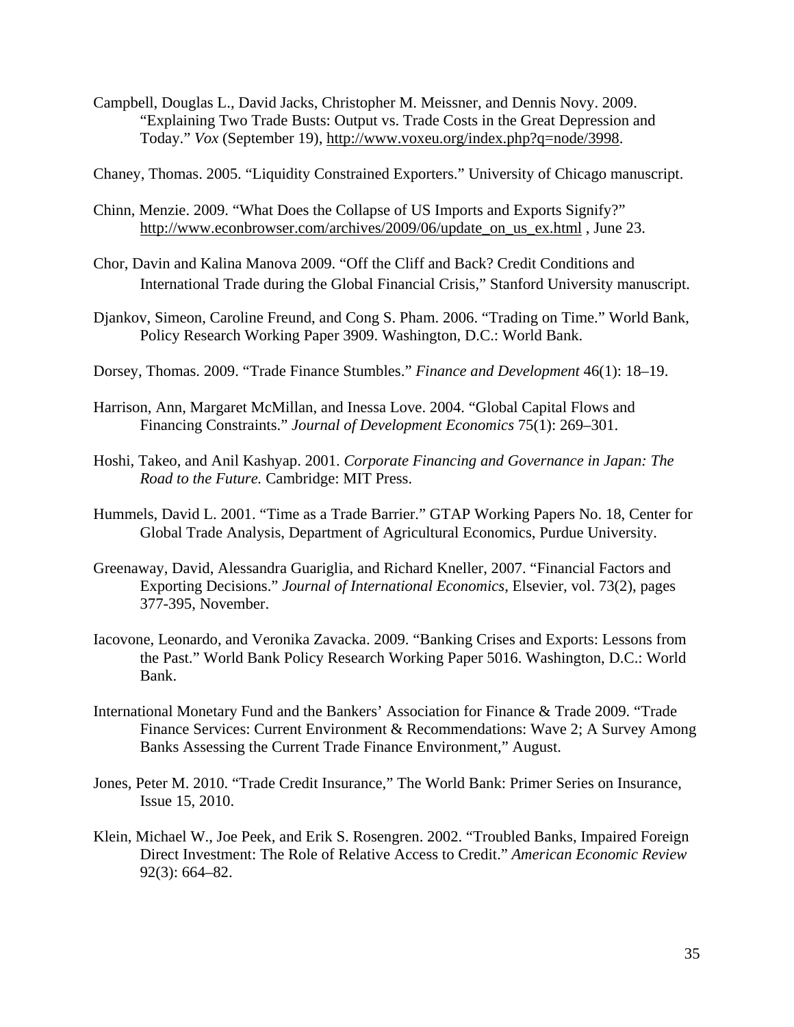Campbell, Douglas L., David Jacks, Christopher M. Meissner, and Dennis Novy. 2009. "Explaining Two Trade Busts: Output vs. Trade Costs in the Great Depression and Today." *Vox* (September 19), http://www.voxeu.org/index.php?q=node/3998.

Chaney, Thomas. 2005. "Liquidity Constrained Exporters." University of Chicago manuscript.

Chinn, Menzie. 2009. "What Does the Collapse of US Imports and Exports Signify?" http://www.econbrowser.com/archives/2009/06/update_on_us_ex.html , June 23.

Chor, Davin and Kalina Manova 2009. "Off the Cliff and Back? Credit Conditions and International Trade during the Global Financial Crisis," Stanford University manuscript.

Djankov, Simeon, Caroline Freund, and Cong S. Pham. 2006. "Trading on Time." World Bank, Policy Research Working Paper 3909. Washington, D.C.: World Bank.

Dorsey, Thomas. 2009. "Trade Finance Stumbles." *Finance and Development* 46(1): 18–19.

Harrison, Ann, Margaret McMillan, and Inessa Love. 2004. "Global Capital Flows and Financing Constraints." *Journal of Development Economics* 75(1): 269–301.

Hoshi, Takeo, and Anil Kashyap. 2001. *Corporate Financing and Governance in Japan: The Road to the Future.* Cambridge: MIT Press.

Hummels, David L. 2001. "Time as a Trade Barrier." GTAP Working Papers No. 18, Center for Global Trade Analysis, Department of Agricultural Economics, Purdue University.

Greenaway, David, Alessandra Guariglia, and Richard Kneller, 2007. "Financial Factors and Exporting Decisions." *Journal of International Economics*, Elsevier, vol. 73(2), pages 377-395, November.

Iacovone, Leonardo, and Veronika Zavacka. 2009. "Banking Crises and Exports: Lessons from the Past." World Bank Policy Research Working Paper 5016. Washington, D.C.: World Bank.

International Monetary Fund and the Bankers' Association for Finance & Trade 2009. "Trade Finance Services: Current Environment & Recommendations: Wave 2; A Survey Among Banks Assessing the Current Trade Finance Environment," August.

Jones, Peter M. 2010. "Trade Credit Insurance," The World Bank: Primer Series on Insurance, Issue 15, 2010.

Klein, Michael W., Joe Peek, and Erik S. Rosengren. 2002. "Troubled Banks, Impaired Foreign Direct Investment: The Role of Relative Access to Credit." *American Economic Review* 92(3): 664–82.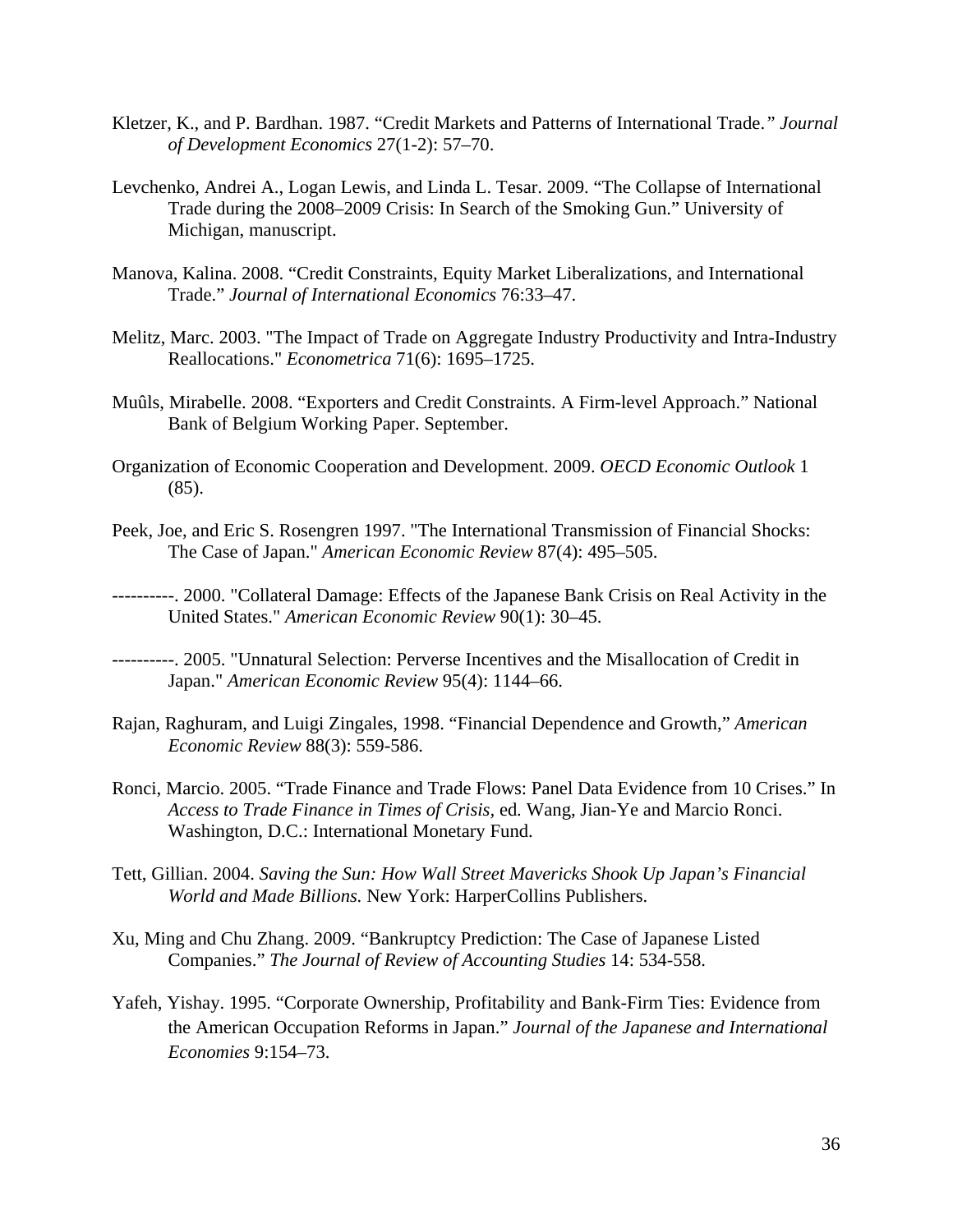Kletzer, K., and P. Bardhan. 1987. "Credit Markets and Patterns of International Trade." *Journal of Development Economics* 27(1-2): 57–70.

Levchenko, Andrei A., Logan Lewis, and Linda L. Tesar. 2009. "The Collapse of International Trade during the 2008–2009 Crisis: In Search of the Smoking Gun." University of Michigan, manuscript.

Manova, Kalina. 2008. "Credit Constraints, Equity Market Liberalizations, and International Trade." *Journal of International Economics* 76:33–47.

Melitz, Marc. 2003. "The Impact of Trade on Aggregate Industry Productivity and Intra-Industry Reallocations." *Econometrica* 71(6): 1695–1725.

Muûls, Mirabelle. 2008. "Exporters and Credit Constraints. A Firm-level Approach." National Bank of Belgium Working Paper. September.

Organization of Economic Cooperation and Development. 2009. *OECD Economic Outlook* 1 (85).

Peek, Joe, and Eric S. Rosengren 1997. "The International Transmission of Financial Shocks: The Case of Japan." *American Economic Review* 87(4): 495–505.

----------. 2000. "Collateral Damage: Effects of the Japanese Bank Crisis on Real Activity in the United States." *American Economic Review* 90(1): 30–45.

----------. 2005. "Unnatural Selection: Perverse Incentives and the Misallocation of Credit in Japan." *American Economic Review* 95(4): 1144–66.

Rajan, Raghuram, and Luigi Zingales, 1998. "Financial Dependence and Growth," *American Economic Review* 88(3): 559-586.

Ronci, Marcio. 2005. "Trade Finance and Trade Flows: Panel Data Evidence from 10 Crises." In *Access to Trade Finance in Times of Crisis*, ed. Wang, Jian-Ye and Marcio Ronci. Washington, D.C.: International Monetary Fund.

Tett, Gillian. 2004. *Saving the Sun: How Wall Street Mavericks Shook Up Japan's Financial World and Made Billions.* New York: HarperCollins Publishers.

Xu, Ming and Chu Zhang. 2009. "Bankruptcy Prediction: The Case of Japanese Listed Companies." *The Journal of Review of Accounting Studies* 14: 534-558.

Yafeh, Yishay. 1995. "Corporate Ownership, Profitability and Bank-Firm Ties: Evidence from the American Occupation Reforms in Japan." *Journal of the Japanese and International Economies* 9:154–73.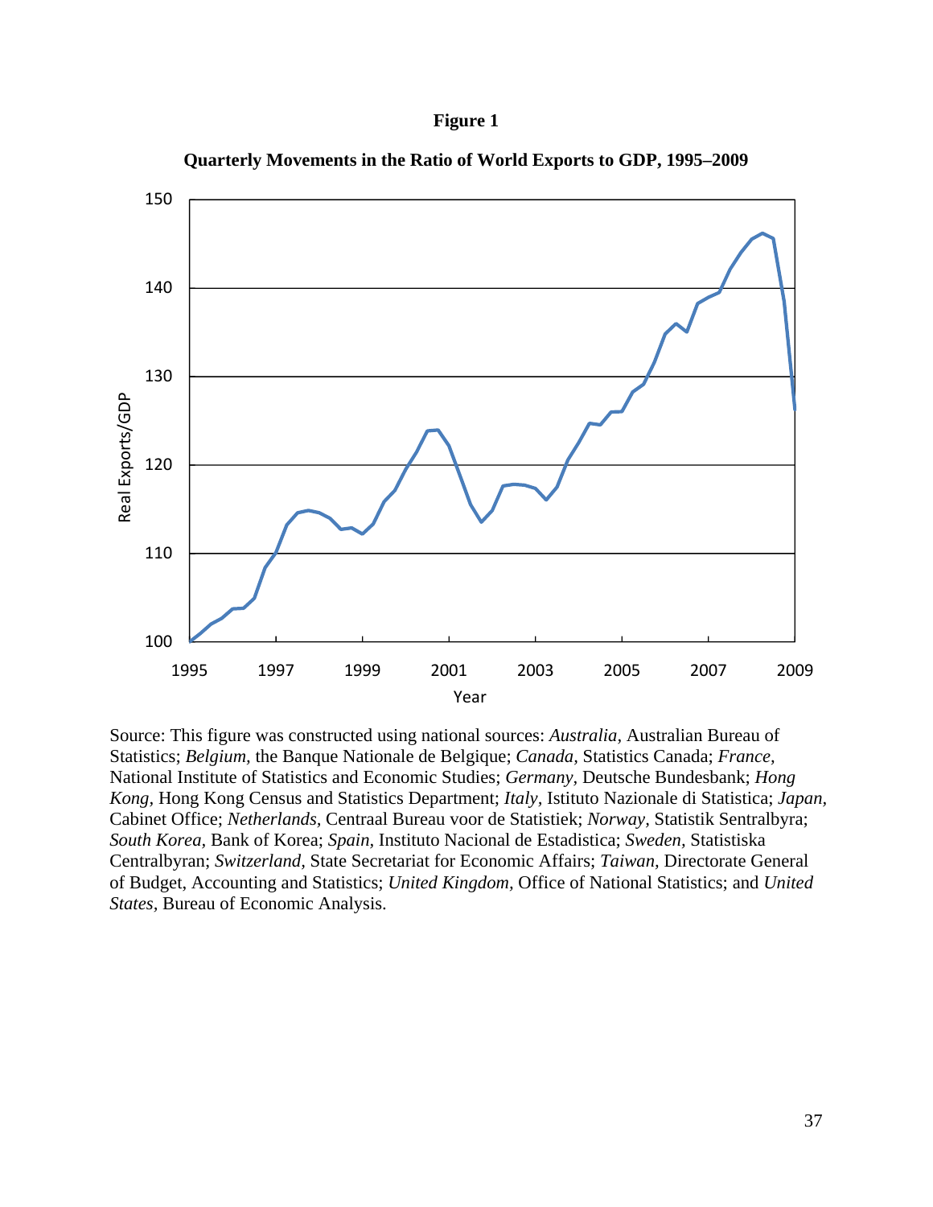**Figure 1**

**Quarterly Movements in the Ratio of World Exports to GDP, 1995–2009**

Source: This figure was constructed using national sources: *Australia*, Australian Bureau of Statistics; *Belgium*, the Banque Nationale de Belgique; *Canada*, Statistics Canada; *France*, National Institute of Statistics and Economic Studies; *Germany*, Deutsche Bundesbank; *Hong Kong*, Hong Kong Census and Statistics Department; *Italy*, Istituto Nazionale di Statistica; *Japan*, Cabinet Office; *Netherlands*, Centraal Bureau voor de Statistiek; *Norway*, Statistik Sentralbyra; *South Korea*, Bank of Korea; *Spain*, Instituto Nacional de Estadistica; *Sweden*, Statistiska Centralbyran; *Switzerland*, State Secretariat for Economic Affairs; *Taiwan*, Directorate General of Budget, Accounting and Statistics; *United Kingdom*, Office of National Statistics; and *United States*, Bureau of Economic Analysis.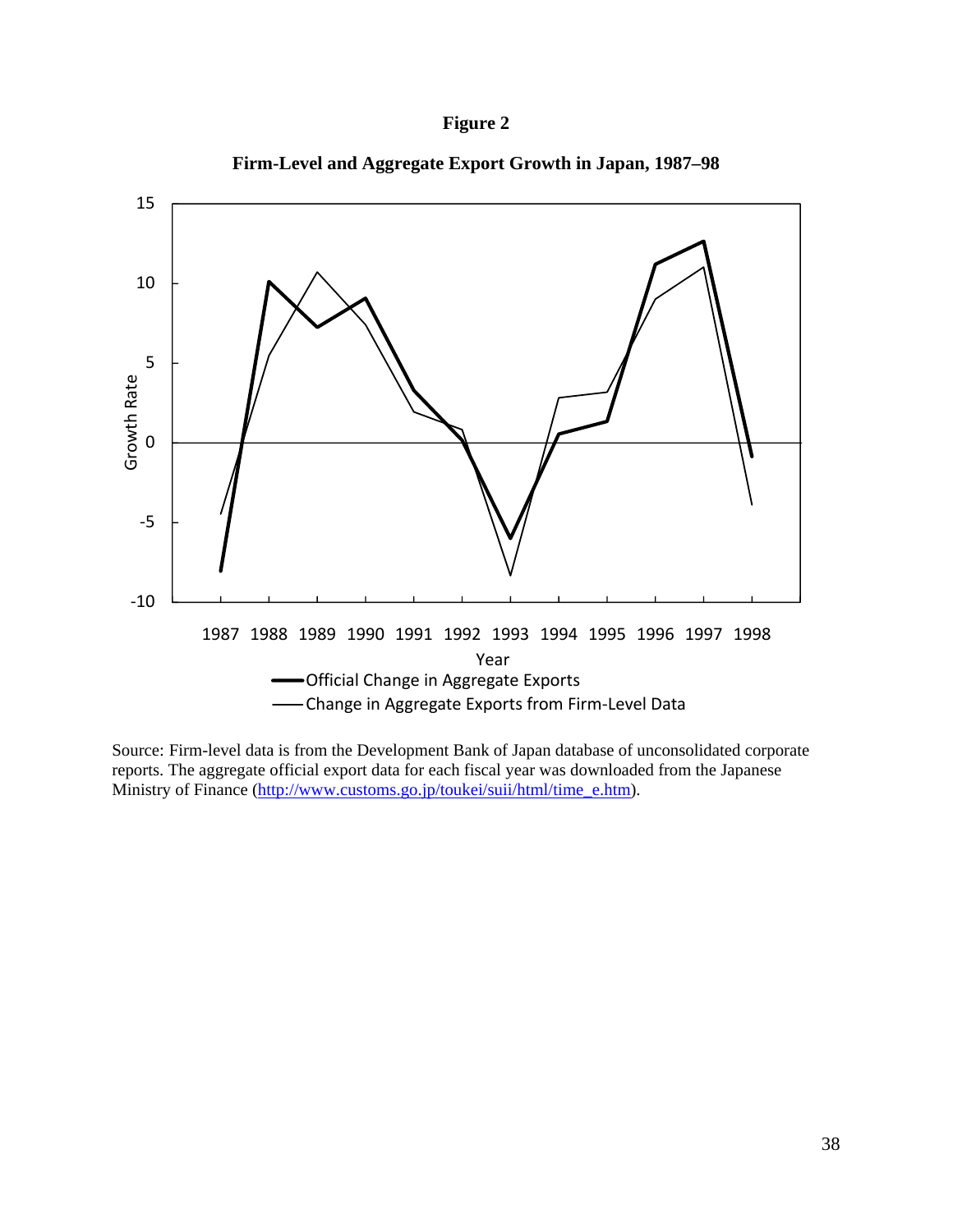**Figure 2**

**Firm-Level and Aggregate Export Growth in Japan, 1987–98**

Source: Firm-level data is from the Development Bank of Japan database of unconsolidated corporate reports. The aggregate official export data for each fiscal year was downloaded from the Japanese Ministry of Finance (http://www.customs.go.jp/toukei/suii/html/time_e.htm).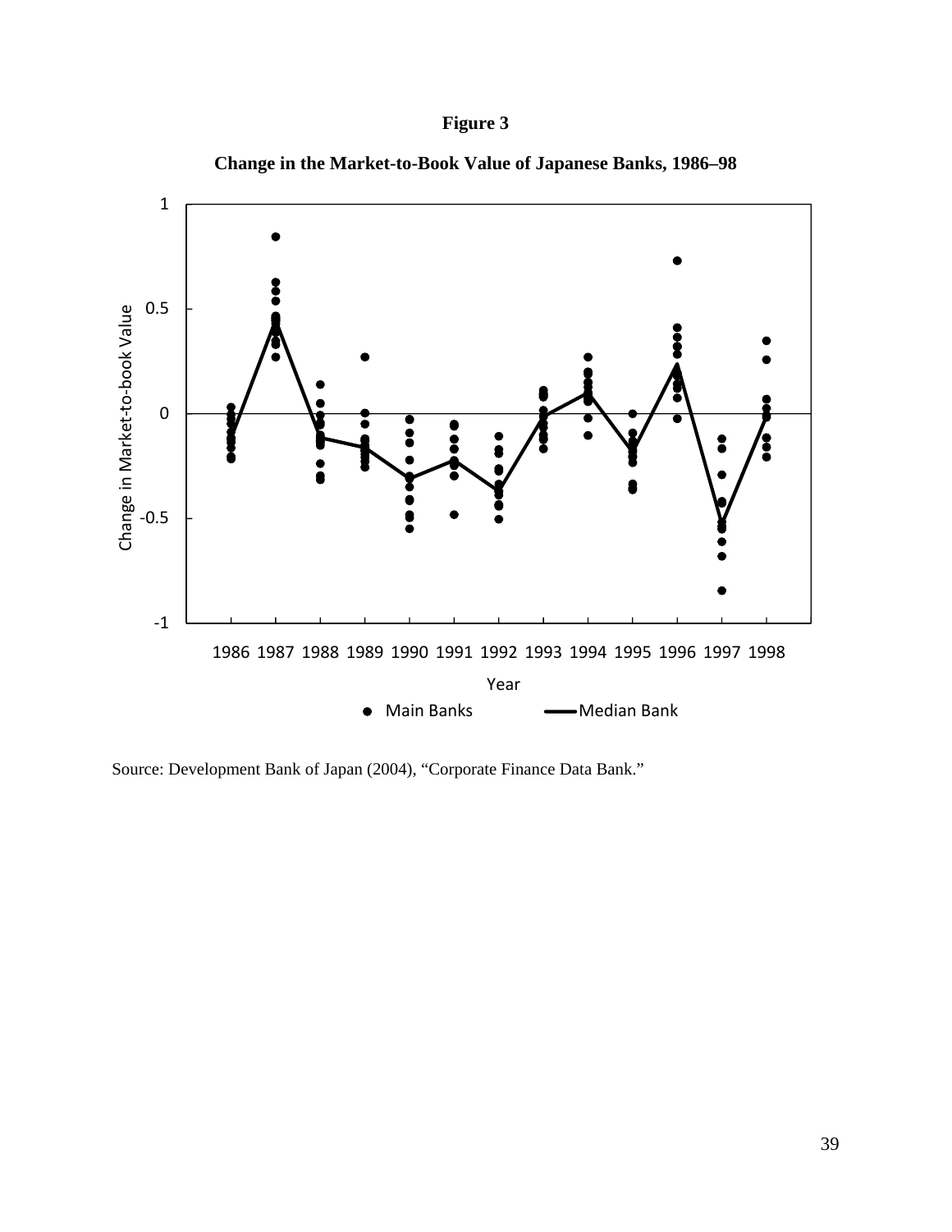**Figure 3**

**Change in the Market-to-Book Value of Japanese Banks, 1986–98**

Source: Development Bank of Japan (2004), "Corporate Finance Data Bank."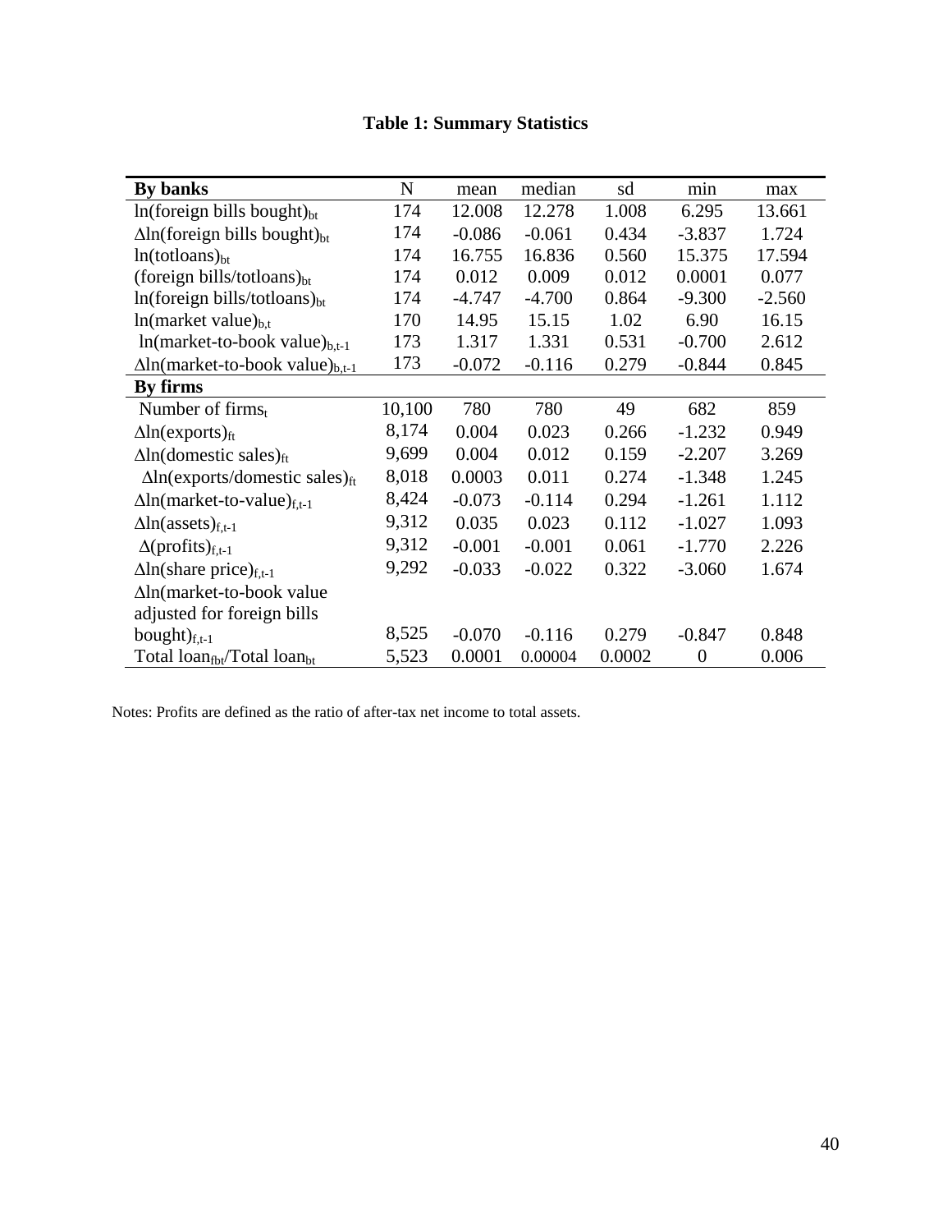# Table 1: Summary Statistics

| By banks | N | mean | median | sd | min | max |
|---|---|---|---|---|---|---|
| $\ln(\text{foreign bills bought})_{bt}$ | 174 | 12.008 | 12.278 | 1.008 | 6.295 | 13.661 |
| $\Delta\ln(\text{foreign bills bought})_{bt}$ | 174 | -0.086 | -0.061 | 0.434 | -3.837 | 1.724 |
| $\ln(\text{totloans})_{bt}$ | 174 | 16.755 | 16.836 | 0.560 | 15.375 | 17.594 |
| $(\text{foreign bills/totloans})_{bt}$ | 174 | 0.012 | 0.009 | 0.012 | 0.0001 | 0.077 |
| $\ln(\text{foreign bills/totloans})_{bt}$ | 174 | -4.747 | -4.700 | 0.864 | -9.300 | -2.560 |
| $\ln(\text{market value})_{b,t}$ | 170 | 14.95 | 15.15 | 1.02 | 6.90 | 16.15 |
| $\ln(\text{market-to-book value})_{b,t-1}$ | 173 | 1.317 | 1.331 | 0.531 | -0.700 | 2.612 |
| $\Delta\ln(\text{market-to-book value})_{b,t-1}$ | 173 | -0.072 | -0.116 | 0.279 | -0.844 | 0.845 |
| **By firms** | | | | | | |
| Number of $\text{firms}_t$ | 10,100 | 780 | 780 | 49 | 682 | 859 |
| $\Delta\ln(\text{exports})_{ft}$ | 8,174 | 0.004 | 0.023 | 0.266 | -1.232 | 0.949 |
| $\Delta\ln(\text{domestic sales})_{ft}$ | 9,699 | 0.004 | 0.012 | 0.159 | -2.207 | 3.269 |
| $\Delta\ln(\text{exports/domestic sales})_{ft}$ | 8,018 | 0.0003 | 0.011 | 0.274 | -1.348 | 1.245 |
| $\Delta\ln(\text{market-to-value})_{f,t-1}$ | 8,424 | -0.073 | -0.114 | 0.294 | -1.261 | 1.112 |
| $\Delta\ln(\text{assets})_{f,t-1}$ | 9,312 | 0.035 | 0.023 | 0.112 | -1.027 | 1.093 |
| $\Delta(\text{profits})_{f,t-1}$ | 9,312 | -0.001 | -0.001 | 0.061 | -1.770 | 2.226 |
| $\Delta\ln(\text{share price})_{f,t-1}$ | 9,292 | -0.033 | -0.022 | 0.322 | -3.060 | 1.674 |
| $\Delta\ln(\text{market-to-book value adjusted for foreign bills bought})_{f,t-1}$ | 8,525 | -0.070 | -0.116 | 0.279 | -0.847 | 0.848 |
| $\text{Total loan}_{fbt}/\text{Total loan}_{bt}$ | 5,523 | 0.0001 | 0.00004 | 0.0002 | 0 | 0.006 |

Notes: Profits are defined as the ratio of after-tax net income to total assets.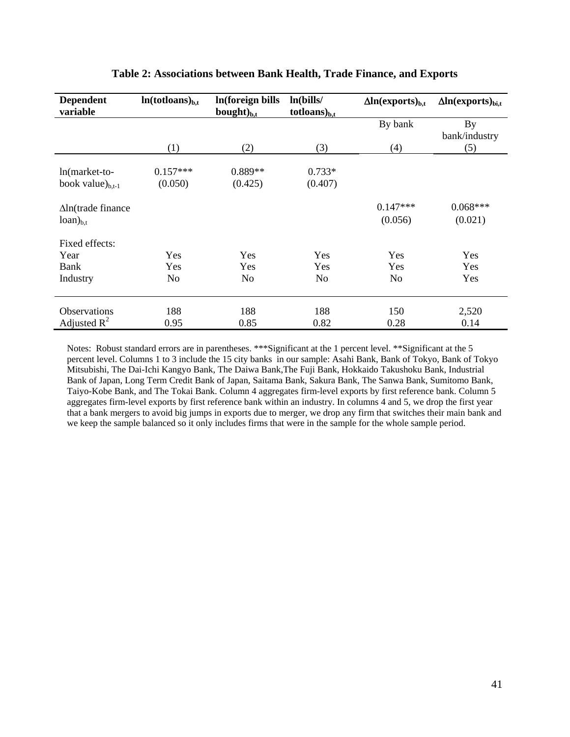**Table 2: Associations between Bank Health, Trade Finance, and Exports**

| Dependent variable | $\ln(\text{totloans})_{b,t}$ | $\ln(\text{foreign bills bought})_{b,t}$ | $\ln(\text{bills/totloans})_{b,t}$ | $\Delta\ln(\text{exports})_{b,t}$ | $\Delta\ln(\text{exports})_{bi,t}$ |
|---|---|---|---|---|---|
| | | | | By bank | By bank/industry |
| | (1) | (2) | (3) | (4) | (5) |
| $\ln(\text{market-to-book value})_{b,t-1}$ | 0.157*** | 0.889** | 0.733* | | |
| | (0.050) | (0.425) | (0.407) | | |
| $\Delta\ln(\text{trade finance loan})_{b,t}$ | | | | 0.147*** | 0.068*** |
| | | | | (0.056) | (0.021) |
| Fixed effects: | | | | | |
| Year | Yes | Yes | Yes | Yes | Yes |
| Bank | Yes | Yes | Yes | Yes | Yes |
| Industry | No | No | No | No | Yes |
| Observations | 188 | 188 | 188 | 150 | 2,520 |
| Adjusted $R^2$ | 0.95 | 0.85 | 0.82 | 0.28 | 0.14 |

Notes: Robust standard errors are in parentheses. ***Significant at the 1 percent level. **Significant at the 5 percent level. Columns 1 to 3 include the 15 city banks in our sample: Asahi Bank, Bank of Tokyo, Bank of Tokyo Mitsubishi, The Dai-Ichi Kangyo Bank, The Daiwa Bank,The Fuji Bank, Hokkaido Takushoku Bank, Industrial Bank of Japan, Long Term Credit Bank of Japan, Saitama Bank, Sakura Bank, The Sanwa Bank, Sumitomo Bank, Taiyo-Kobe Bank, and The Tokai Bank. Column 4 aggregates firm-level exports by first reference bank. Column 5 aggregates firm-level exports by first reference bank within an industry. In columns 4 and 5, we drop the first year that a bank mergers to avoid big jumps in exports due to merger, we drop any firm that switches their main bank and we keep the sample balanced so it only includes firms that were in the sample for the whole sample period.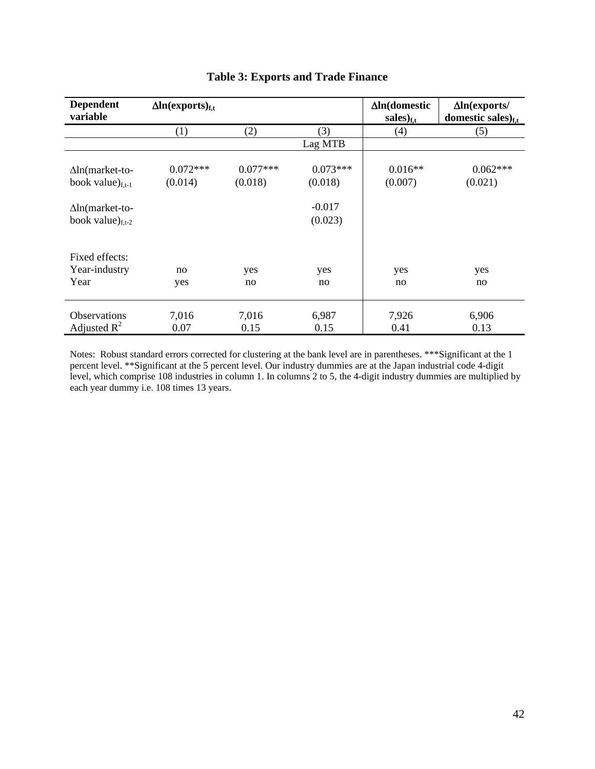**Table 3: Exports and Trade Finance**

| Dependent variable | $\Delta\ln(\text{exports})_{f,t}$ | | | $\Delta\ln(\text{domestic sales})_{f,t}$ | $\Delta\ln(\text{exports/domestic sales})_{f,t}$ |
|---|---|---|---|---|---|
| | (1) | (2) | (3) | (4) | (5) |
| | | | Lag MTB | | |
| $\Delta\ln(\text{market-to-book value})_{f,t-1}$ | 0.072*** | 0.077*** | 0.073*** | 0.016** | 0.062*** |
| | (0.014) | (0.018) | (0.018) | (0.007) | (0.021) |
| $\Delta\ln(\text{market-to-book value})_{f,t-2}$ | | | -0.017 | | |
| | | | (0.023) | | |
| Fixed effects: | | | | | |
| Year-industry | no | yes | yes | yes | yes |
| Year | yes | no | no | no | no |
| Observations | 7,016 | 7,016 | 6,987 | 7,926 | 6,906 |
| Adjusted $R^2$ | 0.07 | 0.15 | 0.15 | 0.41 | 0.13 |

Notes: Robust standard errors corrected for clustering at the bank level are in parentheses. ***Significant at the 1 percent level. **Significant at the 5 percent level. Our industry dummies are at the Japan industrial code 4-digit level, which comprise 108 industries in column 1. In columns 2 to 5, the 4-digit industry dummies are multiplied by each year dummy i.e. 108 times 13 years.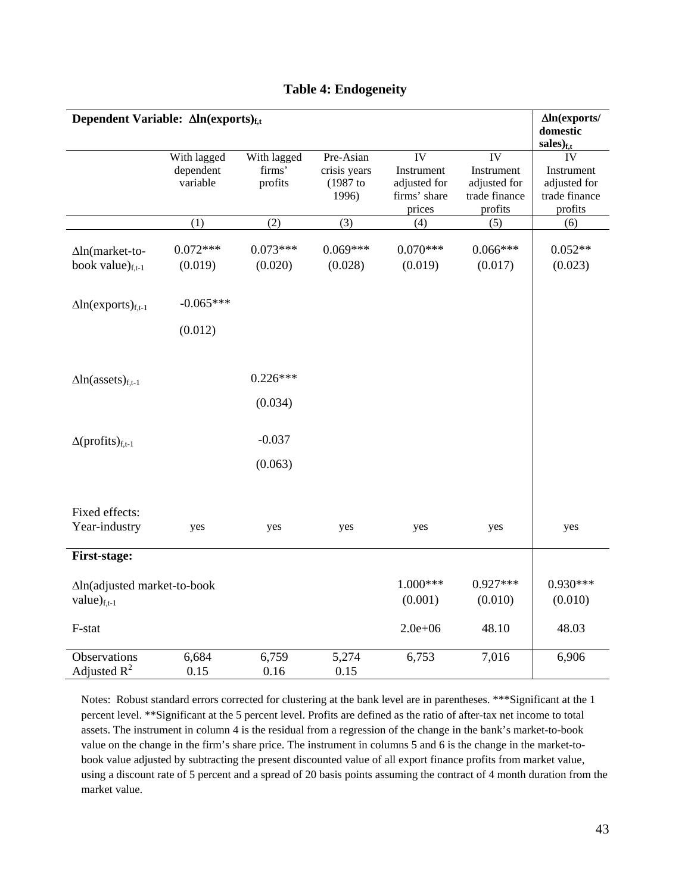**Table 4: Endogeneity**

| **Dependent Variable: $\Delta$ln(exports)$_{f,t}$** | | | | | | **$\Delta$ln(exports/ domestic sales)$_{f,t}$** |
|---|---|---|---|---|---|---|
| | With lagged dependent variable | With lagged firms' profits | Pre-Asian crisis years (1987 to 1996) | IV Instrument adjusted for firms' share prices | IV Instrument adjusted for trade finance profits | IV Instrument adjusted for trade finance profits |
| | (1) | (2) | (3) | (4) | (5) | (6) |
| $\Delta$ln(market-to-book value)$_{f,t-1}$ | 0.072*** | 0.073*** | 0.069*** | 0.070*** | 0.066*** | 0.052** |
| | (0.019) | (0.020) | (0.028) | (0.019) | (0.017) | (0.023) |
| $\Delta$ln(exports)$_{f,t-1}$ | -0.065*** | | | | | |
| | (0.012) | | | | | |
| $\Delta$ln(assets)$_{f,t-1}$ | | 0.226*** | | | | |
| | | (0.034) | | | | |
| $\Delta$(profits)$_{f,t-1}$ | | -0.037 | | | | |
| | | (0.063) | | | | |
| Fixed effects: Year-industry | yes | yes | yes | yes | yes | yes |
| **First-stage:** | | | | | | |
| $\Delta$ln(adjusted market-to-book value)$_{f,t-1}$ | | | | 1.000*** | 0.927*** | 0.930*** |
| | | | | (0.001) | (0.010) | (0.010) |
| F-stat | | | | 2.0e+06 | 48.10 | 48.03 |
| Observations | 6,684 | 6,759 | 5,274 | 6,753 | 7,016 | 6,906 |
| Adjusted $R^2$ | 0.15 | 0.16 | 0.15 | | | |

Notes: Robust standard errors corrected for clustering at the bank level are in parentheses. ***Significant at the 1 percent level. **Significant at the 5 percent level. Profits are defined as the ratio of after-tax net income to total assets. The instrument in column 4 is the residual from a regression of the change in the bank's market-to-book value on the change in the firm's share price. The instrument in columns 5 and 6 is the change in the market-to-book value adjusted by subtracting the present discounted value of all export finance profits from market value, using a discount rate of 5 percent and a spread of 20 basis points assuming the contract of 4 month duration from the market value.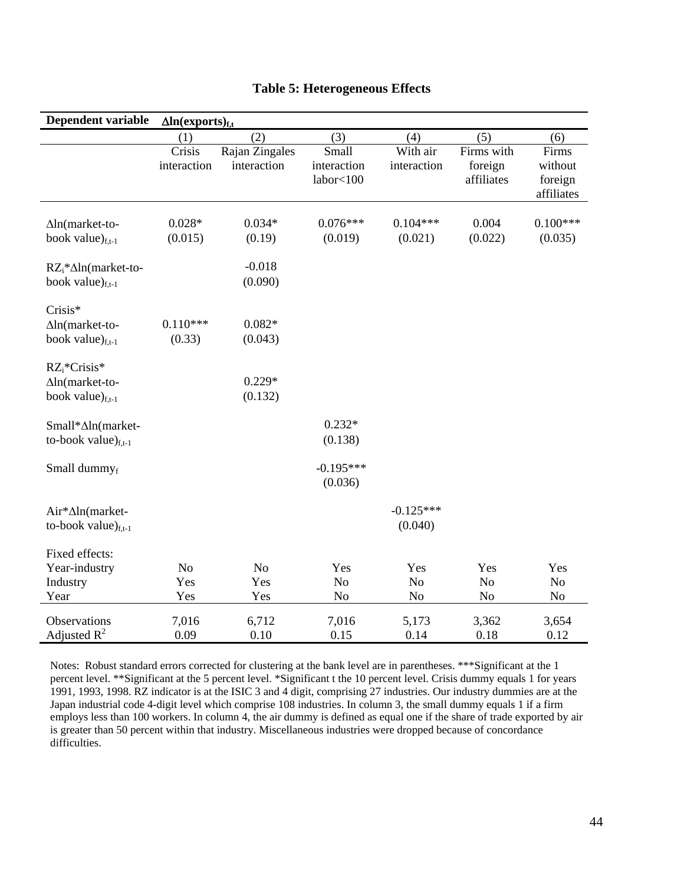**Table 5: Heterogeneous Effects**

| Dependent variable | $\Delta$ln(exports)$_{f,t}$ | | | | | |
|---|---|---|---|---|---|---|
| | (1) | (2) | (3) | (4) | (5) | (6) |
| | Crisis interaction | Rajan Zingales interaction | Small interaction labor<100 | With air interaction | Firms with foreign affiliates | Firms without foreign affiliates |
| $\Delta$ln(market-to-book value)$_{f,t-1}$ | 0.028* | 0.034* | 0.076*** | 0.104*** | 0.004 | 0.100*** |
| | (0.015) | (0.19) | (0.019) | (0.021) | (0.022) | (0.035) |
| RZ$_i$*$\Delta$ln(market-to-book value)$_{f,t-1}$ | | -0.018 | | | | |
| | | (0.090) | | | | |
| Crisis* $\Delta$ln(market-to-book value)$_{f,t-1}$ | 0.110*** | 0.082* | | | | |
| | (0.33) | (0.043) | | | | |
| RZ$_i$*Crisis* $\Delta$ln(market-to-book value)$_{f,t-1}$ | | 0.229* | | | | |
| | | (0.132) | | | | |
| Small*$\Delta$ln(market-to-book value)$_{f,t-1}$ | | | 0.232* | | | |
| | | | (0.138) | | | |
| Small dummy$_f$ | | | -0.195*** | | | |
| | | | (0.036) | | | |
| Air*$\Delta$ln(market-to-book value)$_{f,t-1}$ | | | | -0.125*** | | |
| | | | | (0.040) | | |
| Fixed effects: | | | | | | |
| Year-industry | No | No | Yes | Yes | Yes | Yes |
| Industry | Yes | Yes | No | No | No | No |
| Year | Yes | Yes | No | No | No | No |
| Observations | 7,016 | 6,712 | 7,016 | 5,173 | 3,362 | 3,654 |
| Adjusted $R^2$ | 0.09 | 0.10 | 0.15 | 0.14 | 0.18 | 0.12 |

Notes: Robust standard errors corrected for clustering at the bank level are in parentheses. ***Significant at the 1 percent level. **Significant at the 5 percent level. *Significant t the 10 percent level. Crisis dummy equals 1 for years 1991, 1993, 1998. RZ indicator is at the ISIC 3 and 4 digit, comprising 27 industries. Our industry dummies are at the Japan industrial code 4-digit level which comprise 108 industries. In column 3, the small dummy equals 1 if a firm employs less than 100 workers. In column 4, the air dummy is defined as equal one if the share of trade exported by air is greater than 50 percent within that industry. Miscellaneous industries were dropped because of concordance difficulties.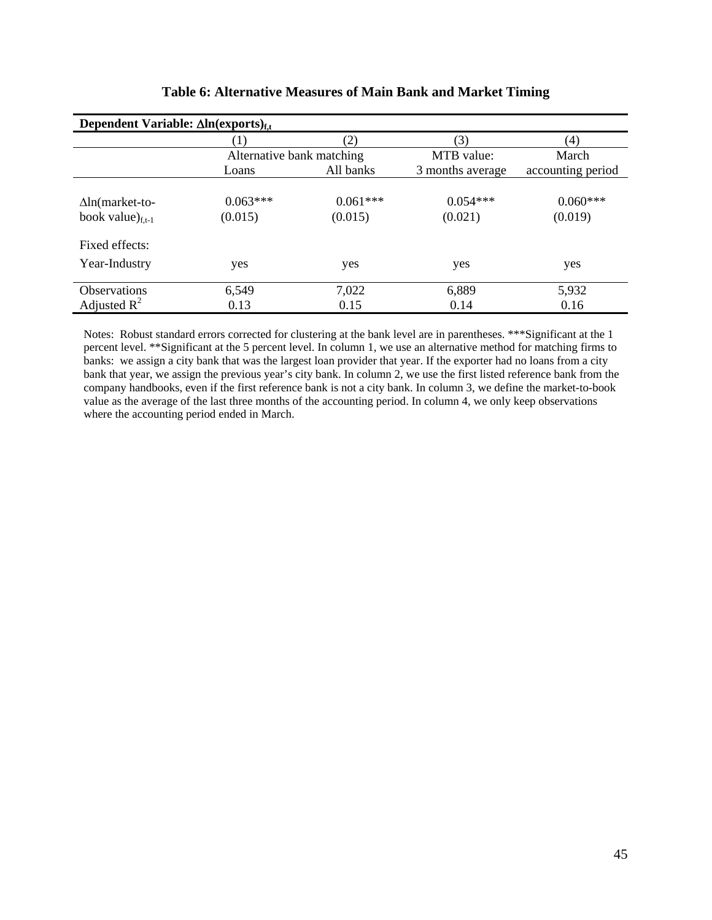**Table 6: Alternative Measures of Main Bank and Market Timing**

| **Dependent Variable: $\Delta$ln(exports)$_{f,t}$** | | | | |
|---|---|---|---|---|
| | (1) | (2) | (3) | (4) |
| | Alternative bank matching | | MTB value: | March |
| | Loans | All banks | 3 months average | accounting period |
| $\Delta$ln(market-to-book value)$_{f,t-1}$ | 0.063*** | 0.061*** | 0.054*** | 0.060*** |
| | (0.015) | (0.015) | (0.021) | (0.019) |
| Fixed effects: | | | | |
| Year-Industry | yes | yes | yes | yes |
| Observations | 6,549 | 7,022 | 6,889 | 5,932 |
| Adjusted $R^2$ | 0.13 | 0.15 | 0.14 | 0.16 |

Notes: Robust standard errors corrected for clustering at the bank level are in parentheses. ***Significant at the 1 percent level. **Significant at the 5 percent level. In column 1, we use an alternative method for matching firms to banks: we assign a city bank that was the largest loan provider that year. If the exporter had no loans from a city bank that year, we assign the previous year's city bank. In column 2, we use the first listed reference bank from the company handbooks, even if the first reference bank is not a city bank. In column 3, we define the market-to-book value as the average of the last three months of the accounting period. In column 4, we only keep observations where the accounting period ended in March.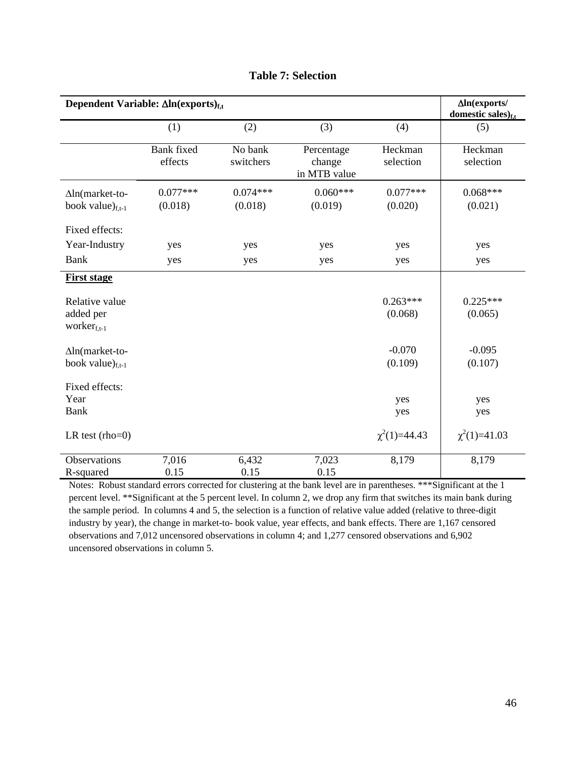**Table 7: Selection**

| Dependent Variable: $\Delta$ln(exports)$_{f,t}$ | | | | | $\Delta$ln(exports/ domestic sales)$_{f,t}$ |
|---|---|---|---|---|---|
| | (1) | (2) | (3) | (4) | (5) |
| | Bank fixed effects | No bank switchers | Percentage change in MTB value | Heckman selection | Heckman selection |
| $\Delta$ln(market-to-book value)$_{f,t-1}$ | 0.077*** | 0.074*** | 0.060*** | 0.077*** | 0.068*** |
| | (0.018) | (0.018) | (0.019) | (0.020) | (0.021) |
| Fixed effects: | | | | | |
| Year-Industry | yes | yes | yes | yes | yes |
| Bank | yes | yes | yes | yes | yes |
| **First stage** | | | | | |
| Relative value added per worker$_{f,t-1}$ | | | | 0.263*** | 0.225*** |
| | | | | (0.068) | (0.065) |
| $\Delta$ln(market-to-book value)$_{f,t-1}$ | | | | -0.070 | -0.095 |
| | | | | (0.109) | (0.107) |
| Fixed effects: | | | | | |
| Year | | | | yes | yes |
| Bank | | | | yes | yes |
| LR test (rho=0) | | | | $\chi^2(1)$=44.43 | $\chi^2(1)$=41.03 |
| Observations | 7,016 | 6,432 | 7,023 | 8,179 | 8,179 |
| R-squared | 0.15 | 0.15 | 0.15 | | |

Notes: Robust standard errors corrected for clustering at the bank level are in parentheses. ***Significant at the 1 percent level. **Significant at the 5 percent level. In column 2, we drop any firm that switches its main bank during the sample period. In columns 4 and 5, the selection is a function of relative value added (relative to three-digit industry by year), the change in market-to- book value, year effects, and bank effects. There are 1,167 censored observations and 7,012 uncensored observations in column 4; and 1,277 censored observations and 6,902 uncensored observations in column 5.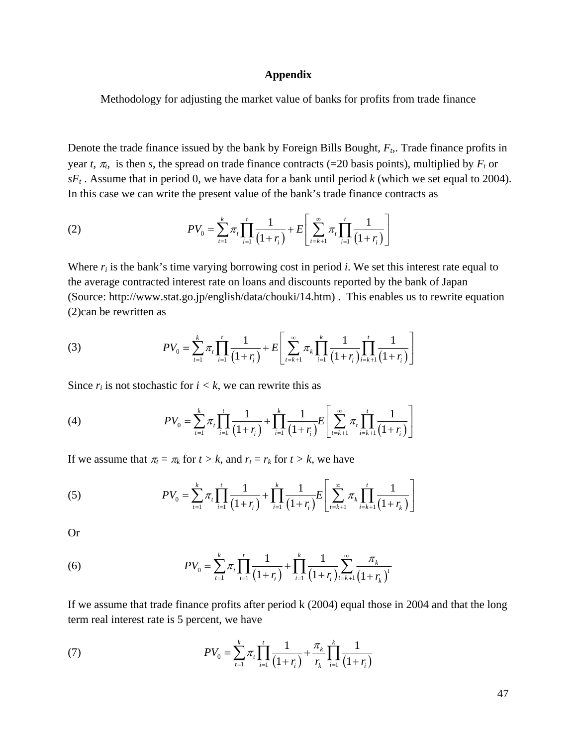## Appendix

Methodology for adjusting the market value of banks for profits from trade finance

Denote the trade finance issued by the bank by Foreign Bills Bought, $F_t$,. Trade finance profits in year $t$, $\pi_t$, is then $s$, the spread on trade finance contracts (=20 basis points), multiplied by $F_t$ or $sF_t$ . Assume that in period 0, we have data for a bank until period $k$ (which we set equal to 2004). In this case we can write the present value of the bank's trade finance contracts as

$$PV_0 = \sum_{t=1}^{k} \pi_t \prod_{i=1}^{t} \frac{1}{(1+r_i)} + E\left[ \sum_{t=k+1}^{\infty} \pi_t \prod_{i=1}^{t} \frac{1}{(1+r_i)} \right] \tag{2}$$

Where $r_i$ is the bank's time varying borrowing cost in period $i$. We set this interest rate equal to the average contracted interest rate on loans and discounts reported by the bank of Japan (Source: http://www.stat.go.jp/english/data/chouki/14.htm) . This enables us to rewrite equation (2)can be rewritten as

$$PV_0 = \sum_{t=1}^{k} \pi_t \prod_{i=1}^{t} \frac{1}{(1+r_i)} + E\left[ \sum_{t=k+1}^{\infty} \pi_k \prod_{i=1}^{k} \frac{1}{(1+r_i)} \prod_{i=k+1}^{t} \frac{1}{(1+r_i)} \right] \tag{3}$$

Since $r_i$ is not stochastic for $i < k$, we can rewrite this as

$$PV_0 = \sum_{t=1}^{k} \pi_t \prod_{i=1}^{t} \frac{1}{(1+r_i)} + \prod_{i=1}^{k} \frac{1}{(1+r_i)} E\left[ \sum_{t=k+1}^{\infty} \pi_t \prod_{i=k+1}^{t} \frac{1}{(1+r_i)} \right] \tag{4}$$

If we assume that $\pi_t = \pi_k$ for $t > k$, and $r_t = r_k$ for $t > k$, we have

$$PV_0 = \sum_{t=1}^{k} \pi_t \prod_{i=1}^{t} \frac{1}{(1+r_i)} + \prod_{i=1}^{k} \frac{1}{(1+r_i)} E\left[ \sum_{t=k+1}^{\infty} \pi_k \prod_{i=k+1}^{t} \frac{1}{(1+r_k)} \right] \tag{5}$$

Or

$$PV_0 = \sum_{t=1}^{k} \pi_t \prod_{i=1}^{t} \frac{1}{(1+r_i)} + \prod_{i=1}^{k} \frac{1}{(1+r_i)} \sum_{t=k+1}^{\infty} \frac{\pi_k}{(1+r_k)^t} \tag{6}$$

If we assume that trade finance profits after period k (2004) equal those in 2004 and that the long term real interest rate is 5 percent, we have

$$PV_0 = \sum_{t=1}^{k} \pi_t \prod_{i=1}^{t} \frac{1}{(1+r_i)} + \frac{\pi_k}{r_k} \prod_{i=1}^{k} \frac{1}{(1+r_i)} \tag{7}$$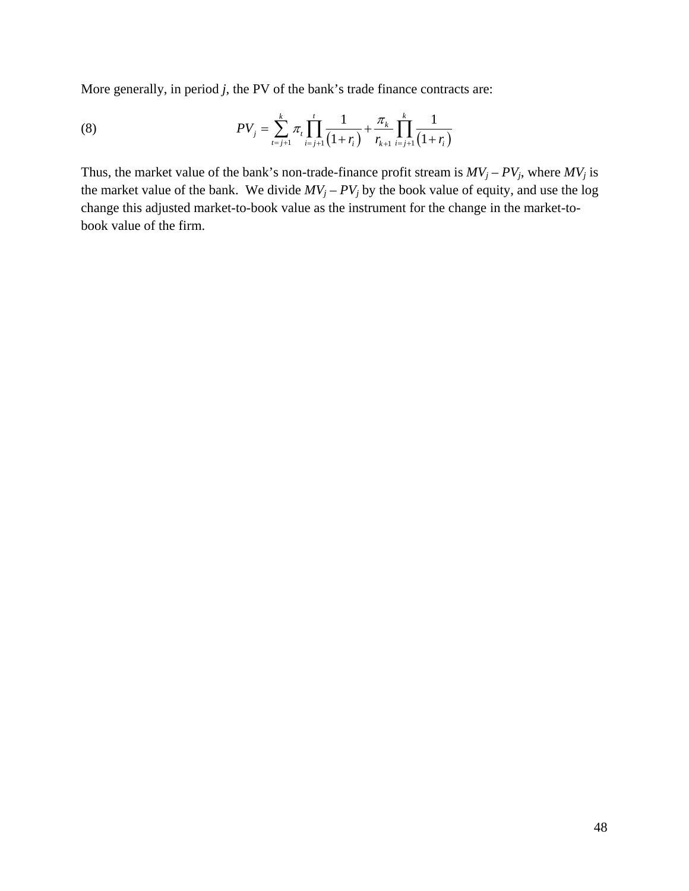More generally, in period *j*, the PV of the bank's trade finance contracts are:

$$PV_j = \sum_{t=j+1}^{k} \pi_t \prod_{i=j+1}^{t} \frac{1}{(1+r_i)} + \frac{\pi_k}{r_{k+1}} \prod_{i=j+1}^{k} \frac{1}{(1+r_i)} \tag{8}$$

Thus, the market value of the bank's non-trade-finance profit stream is $MV_j - PV_j$, where $MV_j$ is the market value of the bank. We divide $MV_j - PV_j$ by the book value of equity, and use the log change this adjusted market-to-book value as the instrument for the change in the market-to-book value of the firm.